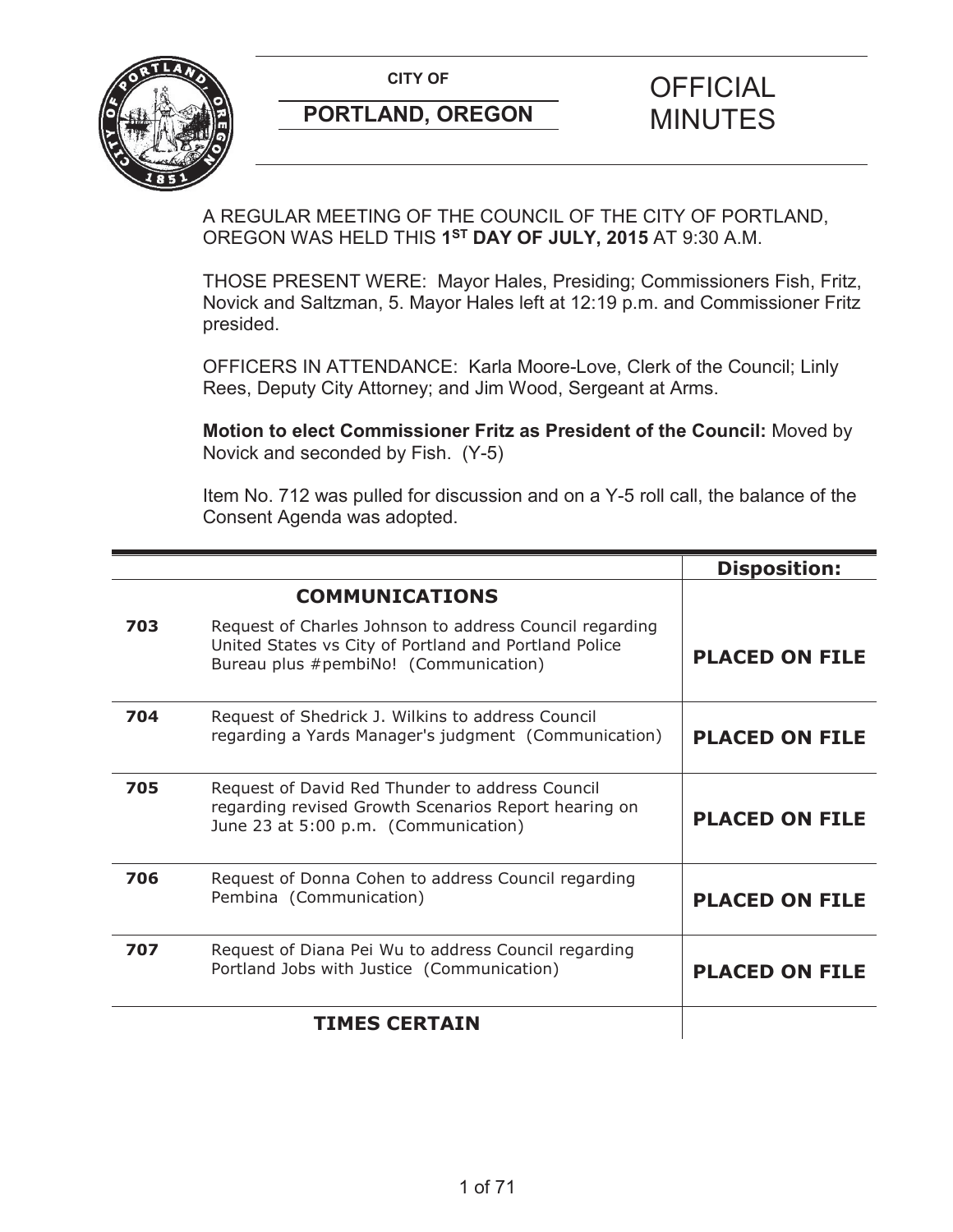**CITY OF**

**PORTLAND, OREGON**

# OFFICIAL MINUTES

A REGULAR MEETING OF THE COUNCIL OF THE CITY OF PORTLAND, OREGON WAS HELD THIS **1ST DAY OF JULY, 2015** AT 9:30 A.M.

THOSE PRESENT WERE: Mayor Hales, Presiding; Commissioners Fish, Fritz, Novick and Saltzman, 5. Mayor Hales left at 12:19 p.m. and Commissioner Fritz presided.

OFFICERS IN ATTENDANCE: Karla Moore-Love, Clerk of the Council; Linly Rees, Deputy City Attorney; and Jim Wood, Sergeant at Arms.

**Motion to elect Commissioner Fritz as President of the Council:** Moved by Novick and seconded by Fish. (Y-5)

Item No. 712 was pulled for discussion and on a Y-5 roll call, the balance of the Consent Agenda was adopted.

| | | **Disposition:** |
|---|---|---|
| | **COMMUNICATIONS** | |
| **703** | Request of Charles Johnson to address Council regarding United States vs City of Portland and Portland Police Bureau plus #pembiNo! (Communication) | **PLACED ON FILE** |
| **704** | Request of Shedrick J. Wilkins to address Council regarding a Yards Manager's judgment (Communication) | **PLACED ON FILE** |
| **705** | Request of David Red Thunder to address Council regarding revised Growth Scenarios Report hearing on June 23 at 5:00 p.m. (Communication) | **PLACED ON FILE** |
| **706** | Request of Donna Cohen to address Council regarding Pembina (Communication) | **PLACED ON FILE** |
| **707** | Request of Diana Pei Wu to address Council regarding Portland Jobs with Justice (Communication) | **PLACED ON FILE** |
| | **TIMES CERTAIN** | |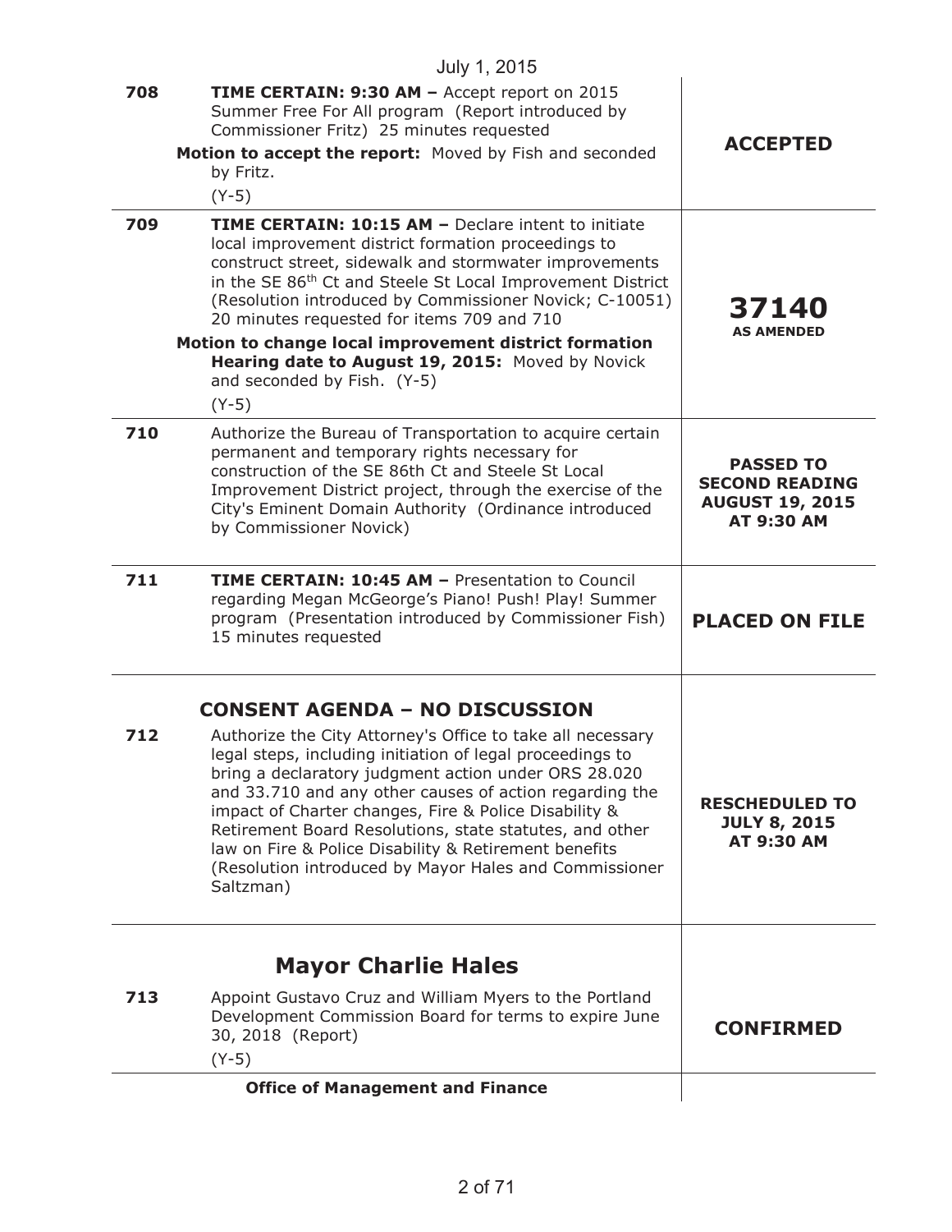July 1, 2015

| | | |
|---|---|---|
| **708** | **TIME CERTAIN: 9:30 AM –** Accept report on 2015 Summer Free For All program (Report introduced by Commissioner Fritz) 25 minutes requested<br>**Motion to accept the report:** Moved by Fish and seconded by Fritz.<br>(Y-5) | **ACCEPTED** |
| **709** | **TIME CERTAIN: 10:15 AM –** Declare intent to initiate local improvement district formation proceedings to construct street, sidewalk and stormwater improvements in the SE 86th Ct and Steele St Local Improvement District (Resolution introduced by Commissioner Novick; C-10051) 20 minutes requested for items 709 and 710<br>**Motion to change local improvement district formation Hearing date to August 19, 2015:** Moved by Novick and seconded by Fish. (Y-5)<br>(Y-5) | **37140**<br>**AS AMENDED** |
| **710** | Authorize the Bureau of Transportation to acquire certain permanent and temporary rights necessary for construction of the SE 86th Ct and Steele St Local Improvement District project, through the exercise of the City's Eminent Domain Authority (Ordinance introduced by Commissioner Novick) | **PASSED TO SECOND READING AUGUST 19, 2015 AT 9:30 AM** |
| **711** | **TIME CERTAIN: 10:45 AM –** Presentation to Council regarding Megan McGeorge's Piano! Push! Play! Summer program (Presentation introduced by Commissioner Fish) 15 minutes requested | **PLACED ON FILE** |

## CONSENT AGENDA – NO DISCUSSION

| | | |
|---|---|---|
| **712** | Authorize the City Attorney's Office to take all necessary legal steps, including initiation of legal proceedings to bring a declaratory judgment action under ORS 28.020 and 33.710 and any other causes of action regarding the impact of Charter changes, Fire & Police Disability & Retirement Board Resolutions, state statutes, and other law on Fire & Police Disability & Retirement benefits (Resolution introduced by Mayor Hales and Commissioner Saltzman) | **RESCHEDULED TO JULY 8, 2015 AT 9:30 AM** |

## Mayor Charlie Hales

| | | |
|---|---|---|
| **713** | Appoint Gustavo Cruz and William Myers to the Portland Development Commission Board for terms to expire June 30, 2018 (Report)<br>(Y-5) | **CONFIRMED** |

**Office of Management and Finance**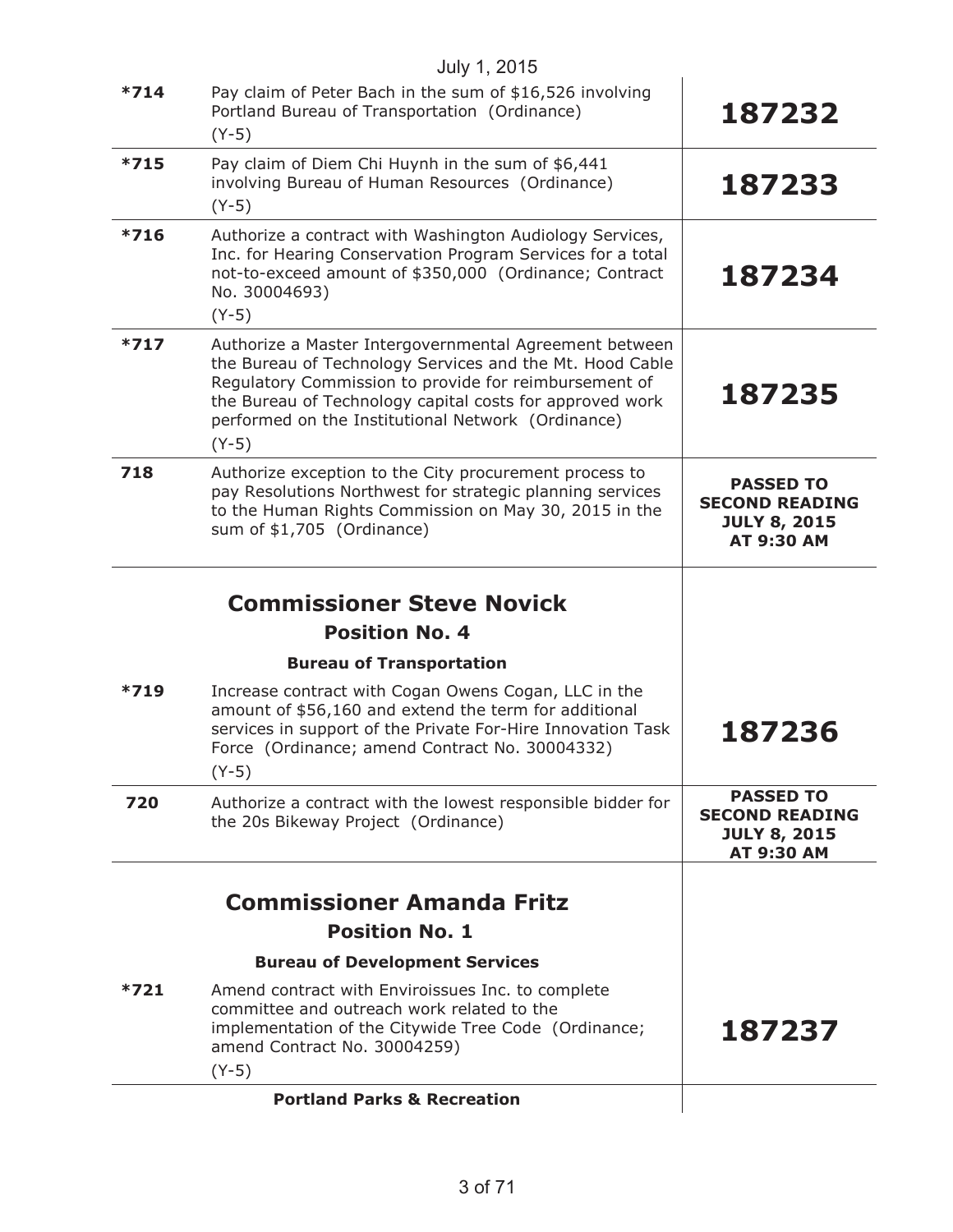| | | |
|---|---|---|
| *714 | Pay claim of Peter Bach in the sum of $16,526 involving Portland Bureau of Transportation (Ordinance)<br>(Y-5) | **187232** |
| *715 | Pay claim of Diem Chi Huynh in the sum of $6,441 involving Bureau of Human Resources (Ordinance)<br>(Y-5) | **187233** |
| *716 | Authorize a contract with Washington Audiology Services, Inc. for Hearing Conservation Program Services for a total not-to-exceed amount of $350,000 (Ordinance; Contract No. 30004693)<br>(Y-5) | **187234** |
| *717 | Authorize a Master Intergovernmental Agreement between the Bureau of Technology Services and the Mt. Hood Cable Regulatory Commission to provide for reimbursement of the Bureau of Technology capital costs for approved work performed on the Institutional Network (Ordinance)<br>(Y-5) | **187235** |
| 718 | Authorize exception to the City procurement process to pay Resolutions Northwest for strategic planning services to the Human Rights Commission on May 30, 2015 in the sum of $1,705 (Ordinance) | **PASSED TO SECOND READING JULY 8, 2015 AT 9:30 AM** |

## Commissioner Steve Novick

### Position No. 4

**Bureau of Transportation**

| | | |
|---|---|---|
| *719 | Increase contract with Cogan Owens Cogan, LLC in the amount of $56,160 and extend the term for additional services in support of the Private For-Hire Innovation Task Force (Ordinance; amend Contract No. 30004332)<br>(Y-5) | **187236** |
| 720 | Authorize a contract with the lowest responsible bidder for the 20s Bikeway Project (Ordinance) | **PASSED TO SECOND READING JULY 8, 2015 AT 9:30 AM** |

## Commissioner Amanda Fritz

### Position No. 1

**Bureau of Development Services**

| | | |
|---|---|---|
| *721 | Amend contract with Enviroissues Inc. to complete committee and outreach work related to the implementation of the Citywide Tree Code (Ordinance; amend Contract No. 30004259)<br>(Y-5) | **187237** |

**Portland Parks & Recreation**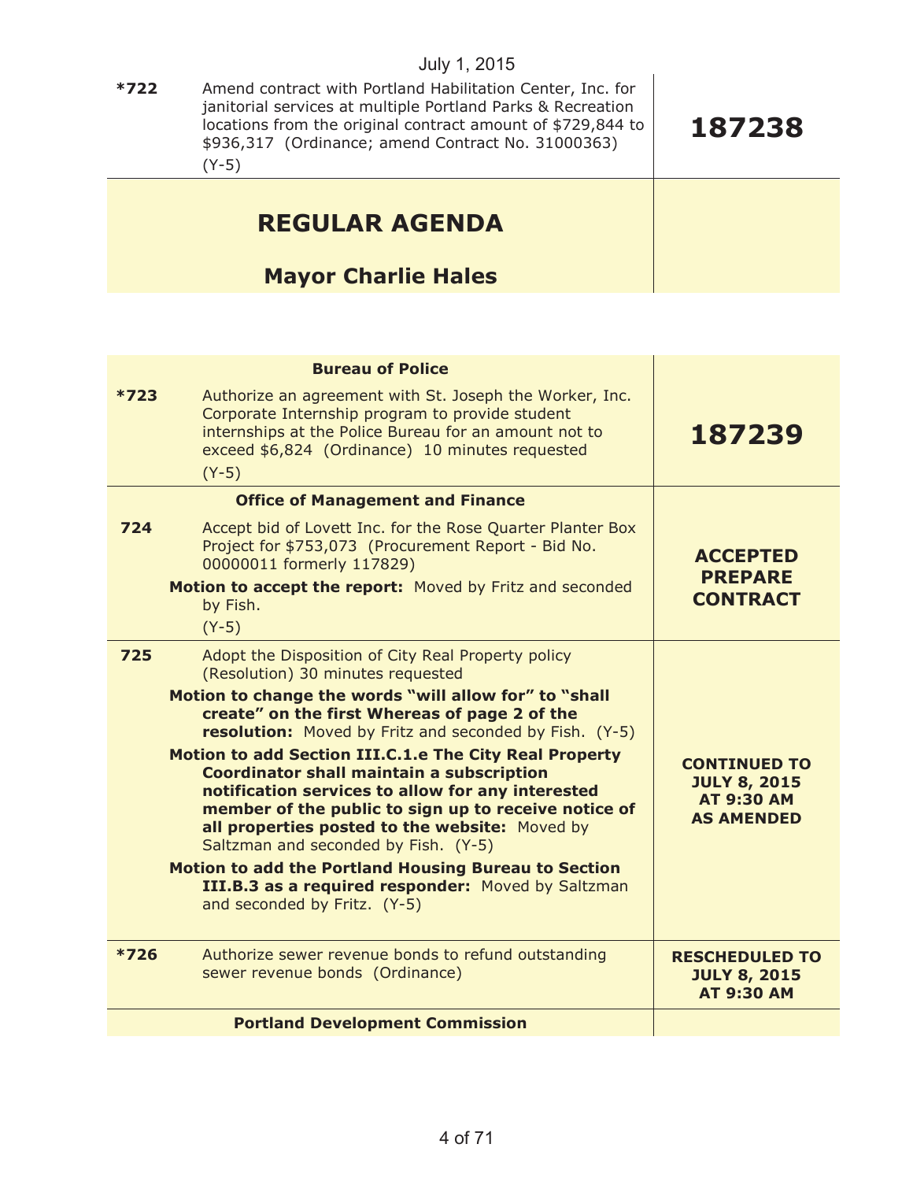July 1, 2015

| | | |
|---|---|---|
| **\*722** | Amend contract with Portland Habilitation Center, Inc. for janitorial services at multiple Portland Parks & Recreation locations from the original contract amount of $729,844 to $936,317 (Ordinance; amend Contract No. 31000363)<br>(Y-5) | **187238** |

## REGULAR AGENDA

### Mayor Charlie Hales

| | | |
|---|---|---|
| | **Bureau of Police** | |
| **\*723** | Authorize an agreement with St. Joseph the Worker, Inc. Corporate Internship program to provide student internships at the Police Bureau for an amount not to exceed $6,824 (Ordinance) 10 minutes requested<br>(Y-5) | **187239** |
| | **Office of Management and Finance** | |
| **724** | Accept bid of Lovett Inc. for the Rose Quarter Planter Box Project for $753,073 (Procurement Report - Bid No. 00000011 formerly 117829)<br>**Motion to accept the report:** Moved by Fritz and seconded by Fish.<br>(Y-5) | **ACCEPTED PREPARE CONTRACT** |
| **725** | Adopt the Disposition of City Real Property policy (Resolution) 30 minutes requested<br>**Motion to change the words "will allow for" to "shall create" on the first Whereas of page 2 of the resolution:** Moved by Fritz and seconded by Fish. (Y-5)<br>**Motion to add Section III.C.1.e The City Real Property Coordinator shall maintain a subscription notification services to allow for any interested member of the public to sign up to receive notice of all properties posted to the website:** Moved by Saltzman and seconded by Fish. (Y-5)<br>**Motion to add the Portland Housing Bureau to Section III.B.3 as a required responder:** Moved by Saltzman and seconded by Fritz. (Y-5) | **CONTINUED TO JULY 8, 2015 AT 9:30 AM AS AMENDED** |
| **\*726** | Authorize sewer revenue bonds to refund outstanding sewer revenue bonds (Ordinance) | **RESCHEDULED TO JULY 8, 2015 AT 9:30 AM** |
| | **Portland Development Commission** | |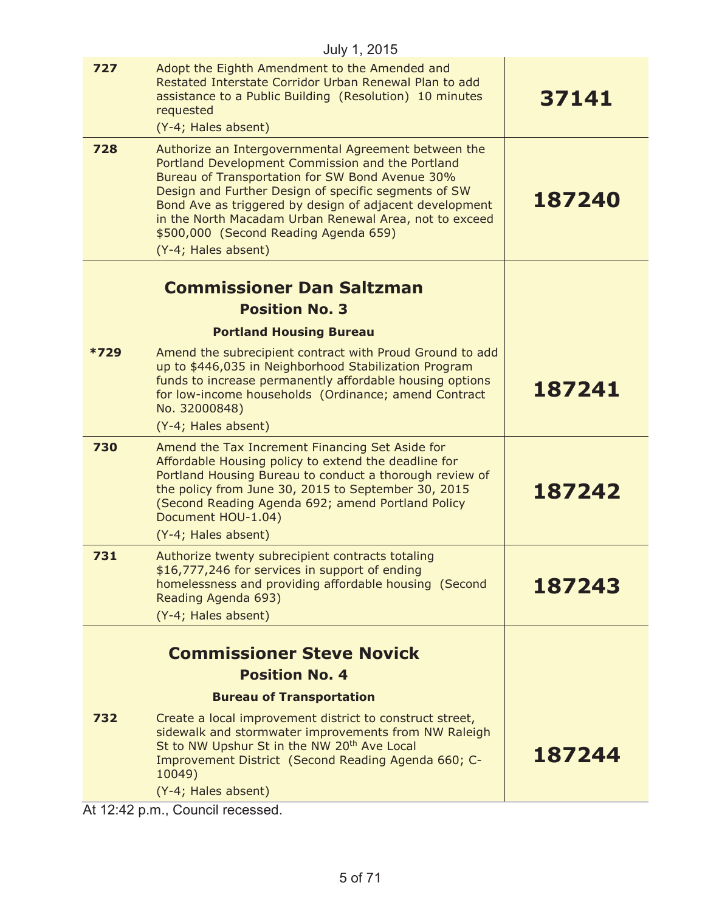July 1, 2015

| | | |
|---|---|---|
| **727** | Adopt the Eighth Amendment to the Amended and Restated Interstate Corridor Urban Renewal Plan to add assistance to a Public Building (Resolution) 10 minutes requested<br>(Y-4; Hales absent) | **37141** |
| **728** | Authorize an Intergovernmental Agreement between the Portland Development Commission and the Portland Bureau of Transportation for SW Bond Avenue 30% Design and Further Design of specific segments of SW Bond Ave as triggered by design of adjacent development in the North Macadam Urban Renewal Area, not to exceed $500,000 (Second Reading Agenda 659)<br>(Y-4; Hales absent) | **187240** |
| | **Commissioner Dan Saltzman**<br>**Position No. 3**<br>**Portland Housing Bureau** | |
| ***729** | Amend the subrecipient contract with Proud Ground to add up to $446,035 in Neighborhood Stabilization Program funds to increase permanently affordable housing options for low-income households (Ordinance; amend Contract No. 32000848)<br>(Y-4; Hales absent) | **187241** |
| **730** | Amend the Tax Increment Financing Set Aside for Affordable Housing policy to extend the deadline for Portland Housing Bureau to conduct a thorough review of the policy from June 30, 2015 to September 30, 2015 (Second Reading Agenda 692; amend Portland Policy Document HOU-1.04)<br>(Y-4; Hales absent) | **187242** |
| **731** | Authorize twenty subrecipient contracts totaling $16,777,246 for services in support of ending homelessness and providing affordable housing (Second Reading Agenda 693)<br>(Y-4; Hales absent) | **187243** |
| | **Commissioner Steve Novick**<br>**Position No. 4**<br>**Bureau of Transportation** | |
| **732** | Create a local improvement district to construct street, sidewalk and stormwater improvements from NW Raleigh St to NW Upshur St in the NW 20th Ave Local Improvement District (Second Reading Agenda 660; C-10049)<br>(Y-4; Hales absent) | **187244** |

At 12:42 p.m., Council recessed.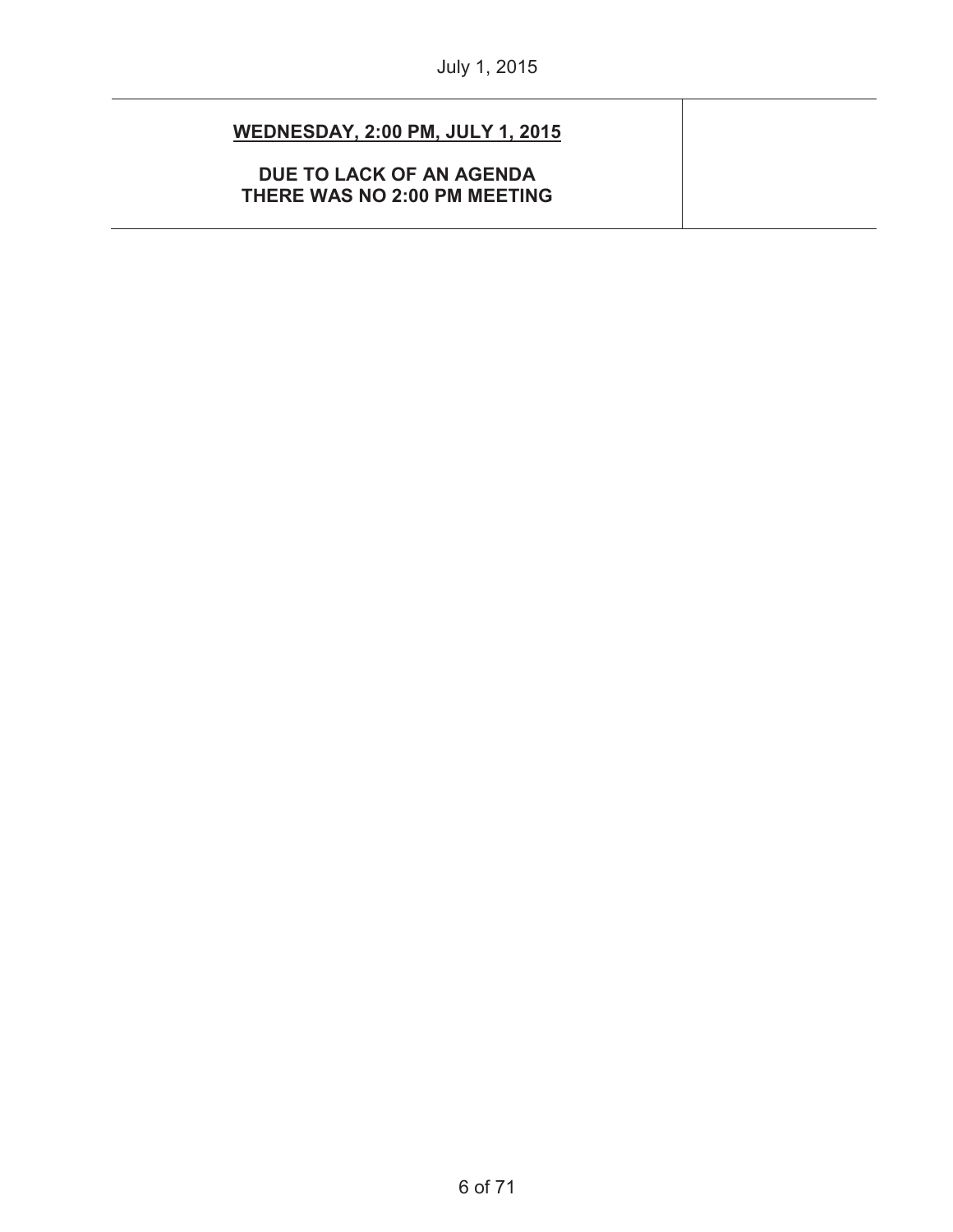| **WEDNESDAY, 2:00 PM, JULY 1, 2015**<br><br>**DUE TO LACK OF AN AGENDA THERE WAS NO 2:00 PM MEETING** | |
|---|---|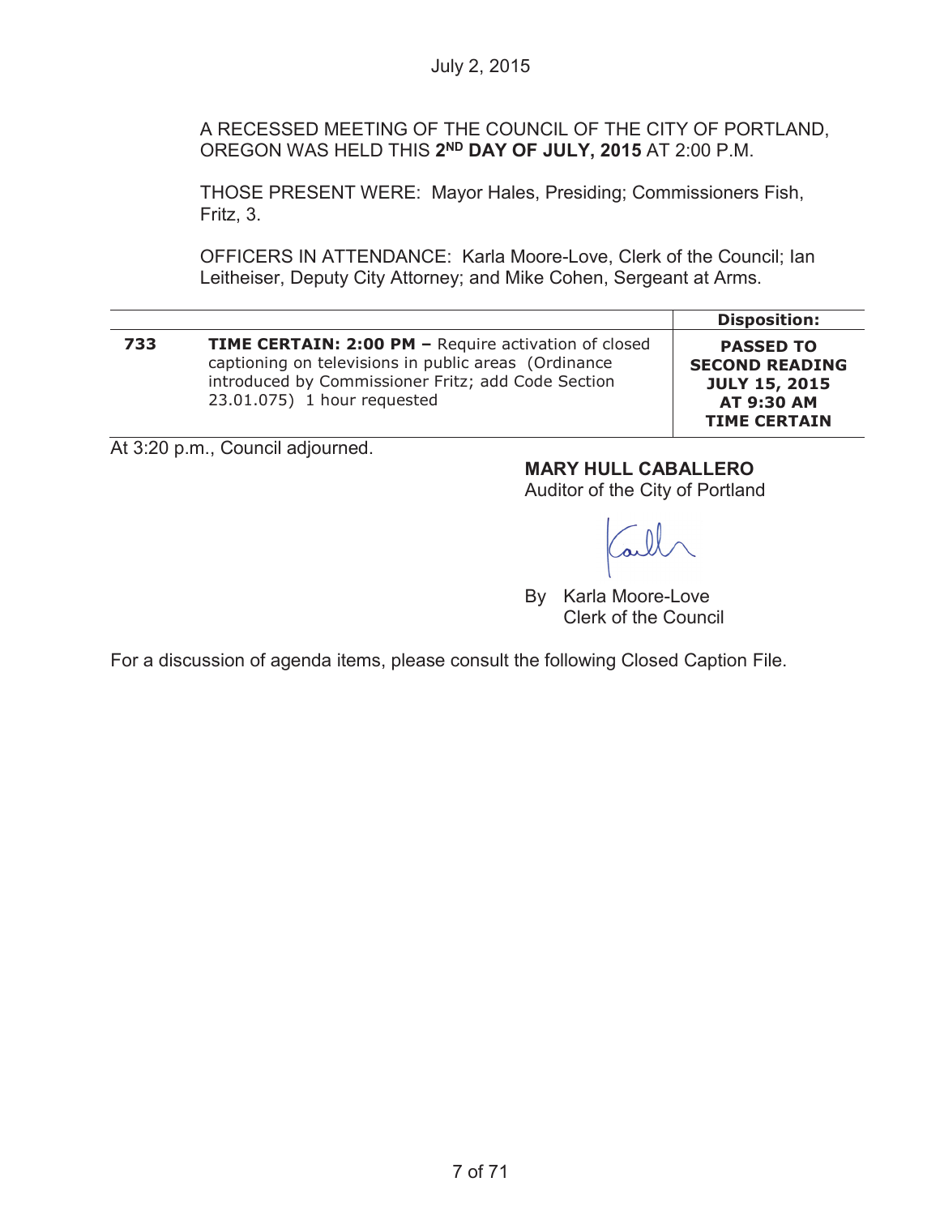July 2, 2015

A RECESSED MEETING OF THE COUNCIL OF THE CITY OF PORTLAND, OREGON WAS HELD THIS **2ND DAY OF JULY, 2015** AT 2:00 P.M.

THOSE PRESENT WERE: Mayor Hales, Presiding; Commissioners Fish, Fritz, 3.

OFFICERS IN ATTENDANCE: Karla Moore-Love, Clerk of the Council; Ian Leitheiser, Deputy City Attorney; and Mike Cohen, Sergeant at Arms.

| | | Disposition: |
|---|---|---|
| **733** | **TIME CERTAIN: 2:00 PM –** Require activation of closed captioning on televisions in public areas (Ordinance introduced by Commissioner Fritz; add Code Section 23.01.075) 1 hour requested | **PASSED TO SECOND READING JULY 15, 2015 AT 9:30 AM TIME CERTAIN** |

At 3:20 p.m., Council adjourned.

**MARY HULL CABALLERO**
Auditor of the City of Portland

By Karla Moore-Love
Clerk of the Council

For a discussion of agenda items, please consult the following Closed Caption File.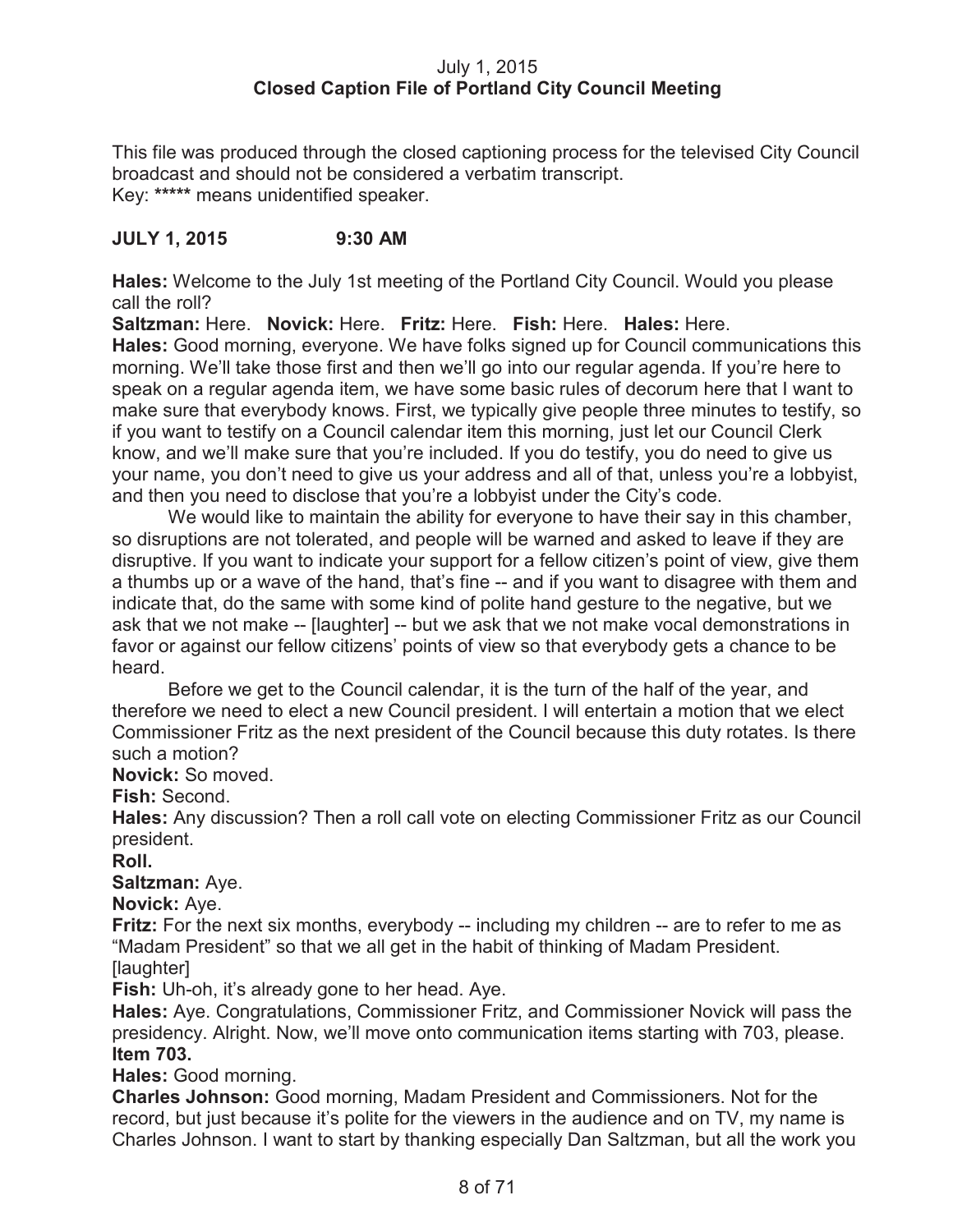July 1, 2015
**Closed Caption File of Portland City Council Meeting**

This file was produced through the closed captioning process for the televised City Council broadcast and should not be considered a verbatim transcript.
Key: ***** means unidentified speaker.

**JULY 1, 2015 9:30 AM**

**Hales:** Welcome to the July 1st meeting of the Portland City Council. Would you please call the roll?
**Saltzman:** Here. **Novick:** Here. **Fritz:** Here. **Fish:** Here. **Hales:** Here.
**Hales:** Good morning, everyone. We have folks signed up for Council communications this morning. We'll take those first and then we'll go into our regular agenda. If you're here to speak on a regular agenda item, we have some basic rules of decorum here that I want to make sure that everybody knows. First, we typically give people three minutes to testify, so if you want to testify on a Council calendar item this morning, just let our Council Clerk know, and we'll make sure that you're included. If you do testify, you do need to give us your name, you don't need to give us your address and all of that, unless you're a lobbyist, and then you need to disclose that you're a lobbyist under the City's code.

We would like to maintain the ability for everyone to have their say in this chamber, so disruptions are not tolerated, and people will be warned and asked to leave if they are disruptive. If you want to indicate your support for a fellow citizen's point of view, give them a thumbs up or a wave of the hand, that's fine -- and if you want to disagree with them and indicate that, do the same with some kind of polite hand gesture to the negative, but we ask that we not make -- [laughter] -- but we ask that we not make vocal demonstrations in favor or against our fellow citizens' points of view so that everybody gets a chance to be heard.

Before we get to the Council calendar, it is the turn of the half of the year, and therefore we need to elect a new Council president. I will entertain a motion that we elect Commissioner Fritz as the next president of the Council because this duty rotates. Is there such a motion?
**Novick:** So moved.
**Fish:** Second.
**Hales:** Any discussion? Then a roll call vote on electing Commissioner Fritz as our Council president.
**Roll.**
**Saltzman:** Aye.
**Novick:** Aye.
**Fritz:** For the next six months, everybody -- including my children -- are to refer to me as "Madam President" so that we all get in the habit of thinking of Madam President. [laughter]
**Fish:** Uh-oh, it's already gone to her head. Aye.
**Hales:** Aye. Congratulations, Commissioner Fritz, and Commissioner Novick will pass the presidency. Alright. Now, we'll move onto communication items starting with 703, please.
**Item 703.**
**Hales:** Good morning.
**Charles Johnson:** Good morning, Madam President and Commissioners. Not for the record, but just because it's polite for the viewers in the audience and on TV, my name is Charles Johnson. I want to start by thanking especially Dan Saltzman, but all the work you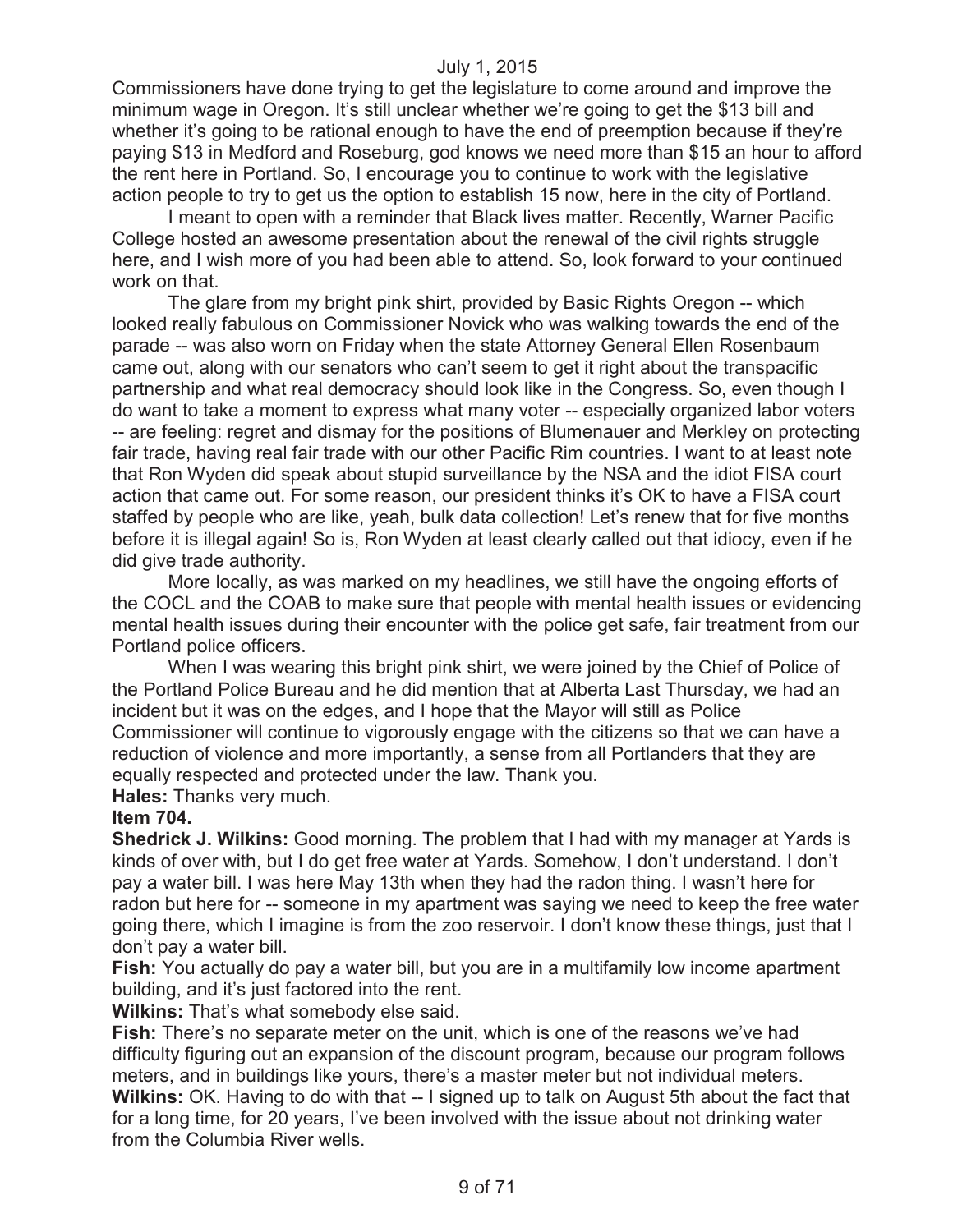Commissioners have done trying to get the legislature to come around and improve the minimum wage in Oregon. It's still unclear whether we're going to get the $13 bill and whether it's going to be rational enough to have the end of preemption because if they're paying $13 in Medford and Roseburg, god knows we need more than $15 an hour to afford the rent here in Portland. So, I encourage you to continue to work with the legislative action people to try to get us the option to establish 15 now, here in the city of Portland.

I meant to open with a reminder that Black lives matter. Recently, Warner Pacific College hosted an awesome presentation about the renewal of the civil rights struggle here, and I wish more of you had been able to attend. So, look forward to your continued work on that.

The glare from my bright pink shirt, provided by Basic Rights Oregon -- which looked really fabulous on Commissioner Novick who was walking towards the end of the parade -- was also worn on Friday when the state Attorney General Ellen Rosenbaum came out, along with our senators who can't seem to get it right about the transpacific partnership and what real democracy should look like in the Congress. So, even though I do want to take a moment to express what many voter -- especially organized labor voters -- are feeling: regret and dismay for the positions of Blumenauer and Merkley on protecting fair trade, having real fair trade with our other Pacific Rim countries. I want to at least note that Ron Wyden did speak about stupid surveillance by the NSA and the idiot FISA court action that came out. For some reason, our president thinks it's OK to have a FISA court staffed by people who are like, yeah, bulk data collection! Let's renew that for five months before it is illegal again! So is, Ron Wyden at least clearly called out that idiocy, even if he did give trade authority.

More locally, as was marked on my headlines, we still have the ongoing efforts of the COCL and the COAB to make sure that people with mental health issues or evidencing mental health issues during their encounter with the police get safe, fair treatment from our Portland police officers.

When I was wearing this bright pink shirt, we were joined by the Chief of Police of the Portland Police Bureau and he did mention that at Alberta Last Thursday, we had an incident but it was on the edges, and I hope that the Mayor will still as Police Commissioner will continue to vigorously engage with the citizens so that we can have a reduction of violence and more importantly, a sense from all Portlanders that they are equally respected and protected under the law. Thank you.

**Hales:** Thanks very much.

**Item 704.**

**Shedrick J. Wilkins:** Good morning. The problem that I had with my manager at Yards is kinds of over with, but I do get free water at Yards. Somehow, I don't understand. I don't pay a water bill. I was here May 13th when they had the radon thing. I wasn't here for radon but here for -- someone in my apartment was saying we need to keep the free water going there, which I imagine is from the zoo reservoir. I don't know these things, just that I don't pay a water bill.

**Fish:** You actually do pay a water bill, but you are in a multifamily low income apartment building, and it's just factored into the rent.

**Wilkins:** That's what somebody else said.

**Fish:** There's no separate meter on the unit, which is one of the reasons we've had difficulty figuring out an expansion of the discount program, because our program follows meters, and in buildings like yours, there's a master meter but not individual meters.

**Wilkins:** OK. Having to do with that -- I signed up to talk on August 5th about the fact that for a long time, for 20 years, I've been involved with the issue about not drinking water from the Columbia River wells.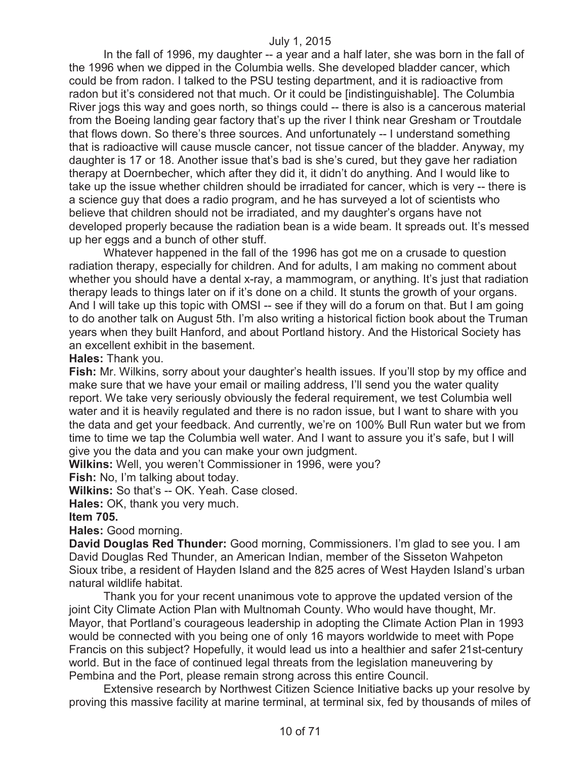In the fall of 1996, my daughter -- a year and a half later, she was born in the fall of the 1996 when we dipped in the Columbia wells. She developed bladder cancer, which could be from radon. I talked to the PSU testing department, and it is radioactive from radon but it's considered not that much. Or it could be [indistinguishable]. The Columbia River jogs this way and goes north, so things could -- there is also is a cancerous material from the Boeing landing gear factory that's up the river I think near Gresham or Troutdale that flows down. So there's three sources. And unfortunately -- I understand something that is radioactive will cause muscle cancer, not tissue cancer of the bladder. Anyway, my daughter is 17 or 18. Another issue that's bad is she's cured, but they gave her radiation therapy at Doernbecher, which after they did it, it didn't do anything. And I would like to take up the issue whether children should be irradiated for cancer, which is very -- there is a science guy that does a radio program, and he has surveyed a lot of scientists who believe that children should not be irradiated, and my daughter's organs have not developed properly because the radiation bean is a wide beam. It spreads out. It's messed up her eggs and a bunch of other stuff.

Whatever happened in the fall of the 1996 has got me on a crusade to question radiation therapy, especially for children. And for adults, I am making no comment about whether you should have a dental x-ray, a mammogram, or anything. It's just that radiation therapy leads to things later on if it's done on a child. It stunts the growth of your organs. And I will take up this topic with OMSI -- see if they will do a forum on that. But I am going to do another talk on August 5th. I'm also writing a historical fiction book about the Truman years when they built Hanford, and about Portland history. And the Historical Society has an excellent exhibit in the basement.

**Hales:** Thank you.

**Fish:** Mr. Wilkins, sorry about your daughter's health issues. If you'll stop by my office and make sure that we have your email or mailing address, I'll send you the water quality report. We take very seriously obviously the federal requirement, we test Columbia well water and it is heavily regulated and there is no radon issue, but I want to share with you the data and get your feedback. And currently, we're on 100% Bull Run water but we from time to time we tap the Columbia well water. And I want to assure you it's safe, but I will give you the data and you can make your own judgment.

**Wilkins:** Well, you weren't Commissioner in 1996, were you?

**Fish:** No, I'm talking about today.

**Wilkins:** So that's -- OK. Yeah. Case closed.

**Hales:** OK, thank you very much.

**Item 705.**

**Hales:** Good morning.

**David Douglas Red Thunder:** Good morning, Commissioners. I'm glad to see you. I am David Douglas Red Thunder, an American Indian, member of the Sisseton Wahpeton Sioux tribe, a resident of Hayden Island and the 825 acres of West Hayden Island's urban natural wildlife habitat.

Thank you for your recent unanimous vote to approve the updated version of the joint City Climate Action Plan with Multnomah County. Who would have thought, Mr. Mayor, that Portland's courageous leadership in adopting the Climate Action Plan in 1993 would be connected with you being one of only 16 mayors worldwide to meet with Pope Francis on this subject? Hopefully, it would lead us into a healthier and safer 21st-century world. But in the face of continued legal threats from the legislation maneuvering by Pembina and the Port, please remain strong across this entire Council.

Extensive research by Northwest Citizen Science Initiative backs up your resolve by proving this massive facility at marine terminal, at terminal six, fed by thousands of miles of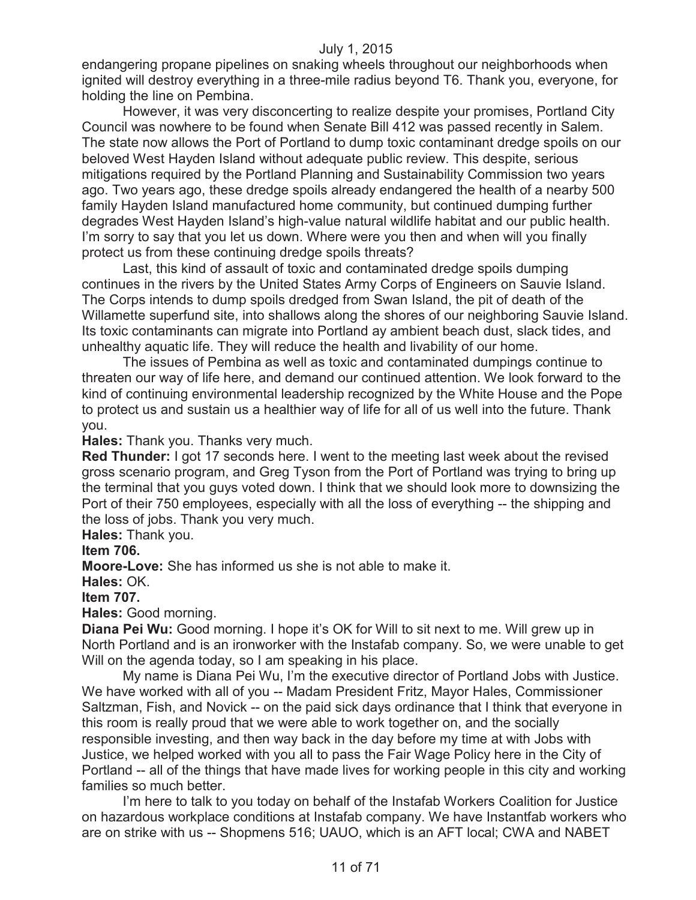endangering propane pipelines on snaking wheels throughout our neighborhoods when ignited will destroy everything in a three-mile radius beyond T6. Thank you, everyone, for holding the line on Pembina.

However, it was very disconcerting to realize despite your promises, Portland City Council was nowhere to be found when Senate Bill 412 was passed recently in Salem. The state now allows the Port of Portland to dump toxic contaminant dredge spoils on our beloved West Hayden Island without adequate public review. This despite, serious mitigations required by the Portland Planning and Sustainability Commission two years ago. Two years ago, these dredge spoils already endangered the health of a nearby 500 family Hayden Island manufactured home community, but continued dumping further degrades West Hayden Island's high-value natural wildlife habitat and our public health. I'm sorry to say that you let us down. Where were you then and when will you finally protect us from these continuing dredge spoils threats?

Last, this kind of assault of toxic and contaminated dredge spoils dumping continues in the rivers by the United States Army Corps of Engineers on Sauvie Island. The Corps intends to dump spoils dredged from Swan Island, the pit of death of the Willamette superfund site, into shallows along the shores of our neighboring Sauvie Island. Its toxic contaminants can migrate into Portland ay ambient beach dust, slack tides, and unhealthy aquatic life. They will reduce the health and livability of our home.

The issues of Pembina as well as toxic and contaminated dumpings continue to threaten our way of life here, and demand our continued attention. We look forward to the kind of continuing environmental leadership recognized by the White House and the Pope to protect us and sustain us a healthier way of life for all of us well into the future. Thank you.

**Hales:** Thank you. Thanks very much.

**Red Thunder:** I got 17 seconds here. I went to the meeting last week about the revised gross scenario program, and Greg Tyson from the Port of Portland was trying to bring up the terminal that you guys voted down. I think that we should look more to downsizing the Port of their 750 employees, especially with all the loss of everything -- the shipping and the loss of jobs. Thank you very much.

**Hales:** Thank you.

**Item 706.**

**Moore-Love:** She has informed us she is not able to make it.

**Hales:** OK.

**Item 707.**

**Hales:** Good morning.

**Diana Pei Wu:** Good morning. I hope it's OK for Will to sit next to me. Will grew up in North Portland and is an ironworker with the Instafab company. So, we were unable to get Will on the agenda today, so I am speaking in his place.

My name is Diana Pei Wu, I'm the executive director of Portland Jobs with Justice. We have worked with all of you -- Madam President Fritz, Mayor Hales, Commissioner Saltzman, Fish, and Novick -- on the paid sick days ordinance that I think that everyone in this room is really proud that we were able to work together on, and the socially responsible investing, and then way back in the day before my time at with Jobs with Justice, we helped worked with you all to pass the Fair Wage Policy here in the City of Portland -- all of the things that have made lives for working people in this city and working families so much better.

I'm here to talk to you today on behalf of the Instafab Workers Coalition for Justice on hazardous workplace conditions at Instafab company. We have Instantfab workers who are on strike with us -- Shopmens 516; UAUO, which is an AFT local; CWA and NABET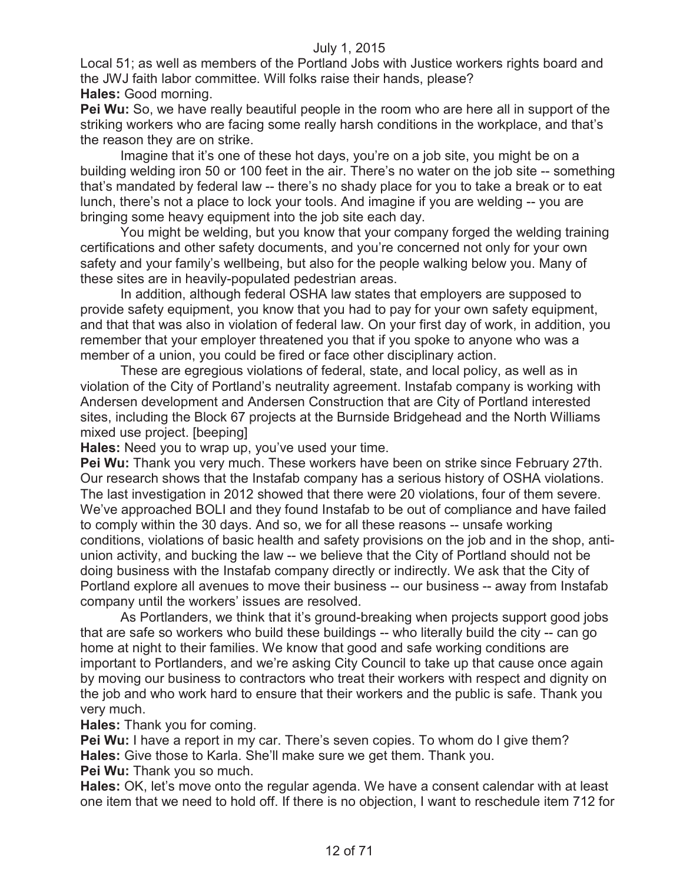Local 51; as well as members of the Portland Jobs with Justice workers rights board and the JWJ faith labor committee. Will folks raise their hands, please?

**Hales:** Good morning.

**Pei Wu:** So, we have really beautiful people in the room who are here all in support of the striking workers who are facing some really harsh conditions in the workplace, and that's the reason they are on strike.

Imagine that it's one of these hot days, you're on a job site, you might be on a building welding iron 50 or 100 feet in the air. There's no water on the job site -- something that's mandated by federal law -- there's no shady place for you to take a break or to eat lunch, there's not a place to lock your tools. And imagine if you are welding -- you are bringing some heavy equipment into the job site each day.

You might be welding, but you know that your company forged the welding training certifications and other safety documents, and you're concerned not only for your own safety and your family's wellbeing, but also for the people walking below you. Many of these sites are in heavily-populated pedestrian areas.

In addition, although federal OSHA law states that employers are supposed to provide safety equipment, you know that you had to pay for your own safety equipment, and that that was also in violation of federal law. On your first day of work, in addition, you remember that your employer threatened you that if you spoke to anyone who was a member of a union, you could be fired or face other disciplinary action.

These are egregious violations of federal, state, and local policy, as well as in violation of the City of Portland's neutrality agreement. Instafab company is working with Andersen development and Andersen Construction that are City of Portland interested sites, including the Block 67 projects at the Burnside Bridgehead and the North Williams mixed use project. [beeping]

**Hales:** Need you to wrap up, you've used your time.

**Pei Wu:** Thank you very much. These workers have been on strike since February 27th. Our research shows that the Instafab company has a serious history of OSHA violations. The last investigation in 2012 showed that there were 20 violations, four of them severe. We've approached BOLI and they found Instafab to be out of compliance and have failed to comply within the 30 days. And so, we for all these reasons -- unsafe working conditions, violations of basic health and safety provisions on the job and in the shop, anti-union activity, and bucking the law -- we believe that the City of Portland should not be doing business with the Instafab company directly or indirectly. We ask that the City of Portland explore all avenues to move their business -- our business -- away from Instafab company until the workers' issues are resolved.

As Portlanders, we think that it's ground-breaking when projects support good jobs that are safe so workers who build these buildings -- who literally build the city -- can go home at night to their families. We know that good and safe working conditions are important to Portlanders, and we're asking City Council to take up that cause once again by moving our business to contractors who treat their workers with respect and dignity on the job and who work hard to ensure that their workers and the public is safe. Thank you very much.

**Hales:** Thank you for coming.

**Pei Wu:** I have a report in my car. There's seven copies. To whom do I give them?

**Hales:** Give those to Karla. She'll make sure we get them. Thank you.

**Pei Wu:** Thank you so much.

**Hales:** OK, let's move onto the regular agenda. We have a consent calendar with at least one item that we need to hold off. If there is no objection, I want to reschedule item 712 for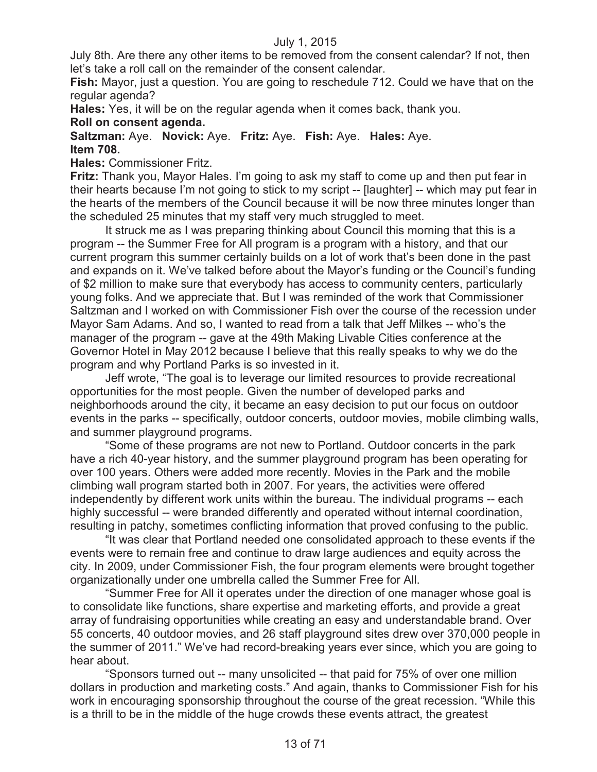July 8th. Are there any other items to be removed from the consent calendar? If not, then let's take a roll call on the remainder of the consent calendar.

**Fish:** Mayor, just a question. You are going to reschedule 712. Could we have that on the regular agenda?

**Hales:** Yes, it will be on the regular agenda when it comes back, thank you.

**Roll on consent agenda.**

**Saltzman:** Aye. **Novick:** Aye. **Fritz:** Aye. **Fish:** Aye. **Hales:** Aye.

**Item 708.**

**Hales:** Commissioner Fritz.

**Fritz:** Thank you, Mayor Hales. I'm going to ask my staff to come up and then put fear in their hearts because I'm not going to stick to my script -- [laughter] -- which may put fear in the hearts of the members of the Council because it will be now three minutes longer than the scheduled 25 minutes that my staff very much struggled to meet.

It struck me as I was preparing thinking about Council this morning that this is a program -- the Summer Free for All program is a program with a history, and that our current program this summer certainly builds on a lot of work that's been done in the past and expands on it. We've talked before about the Mayor's funding or the Council's funding of $2 million to make sure that everybody has access to community centers, particularly young folks. And we appreciate that. But I was reminded of the work that Commissioner Saltzman and I worked on with Commissioner Fish over the course of the recession under Mayor Sam Adams. And so, I wanted to read from a talk that Jeff Milkes -- who's the manager of the program -- gave at the 49th Making Livable Cities conference at the Governor Hotel in May 2012 because I believe that this really speaks to why we do the program and why Portland Parks is so invested in it.

Jeff wrote, "The goal is to leverage our limited resources to provide recreational opportunities for the most people. Given the number of developed parks and neighborhoods around the city, it became an easy decision to put our focus on outdoor events in the parks -- specifically, outdoor concerts, outdoor movies, mobile climbing walls, and summer playground programs.

"Some of these programs are not new to Portland. Outdoor concerts in the park have a rich 40-year history, and the summer playground program has been operating for over 100 years. Others were added more recently. Movies in the Park and the mobile climbing wall program started both in 2007. For years, the activities were offered independently by different work units within the bureau. The individual programs -- each highly successful -- were branded differently and operated without internal coordination, resulting in patchy, sometimes conflicting information that proved confusing to the public.

"It was clear that Portland needed one consolidated approach to these events if the events were to remain free and continue to draw large audiences and equity across the city. In 2009, under Commissioner Fish, the four program elements were brought together organizationally under one umbrella called the Summer Free for All.

"Summer Free for All it operates under the direction of one manager whose goal is to consolidate like functions, share expertise and marketing efforts, and provide a great array of fundraising opportunities while creating an easy and understandable brand. Over 55 concerts, 40 outdoor movies, and 26 staff playground sites drew over 370,000 people in the summer of 2011." We've had record-breaking years ever since, which you are going to hear about.

"Sponsors turned out -- many unsolicited -- that paid for 75% of over one million dollars in production and marketing costs." And again, thanks to Commissioner Fish for his work in encouraging sponsorship throughout the course of the great recession. "While this is a thrill to be in the middle of the huge crowds these events attract, the greatest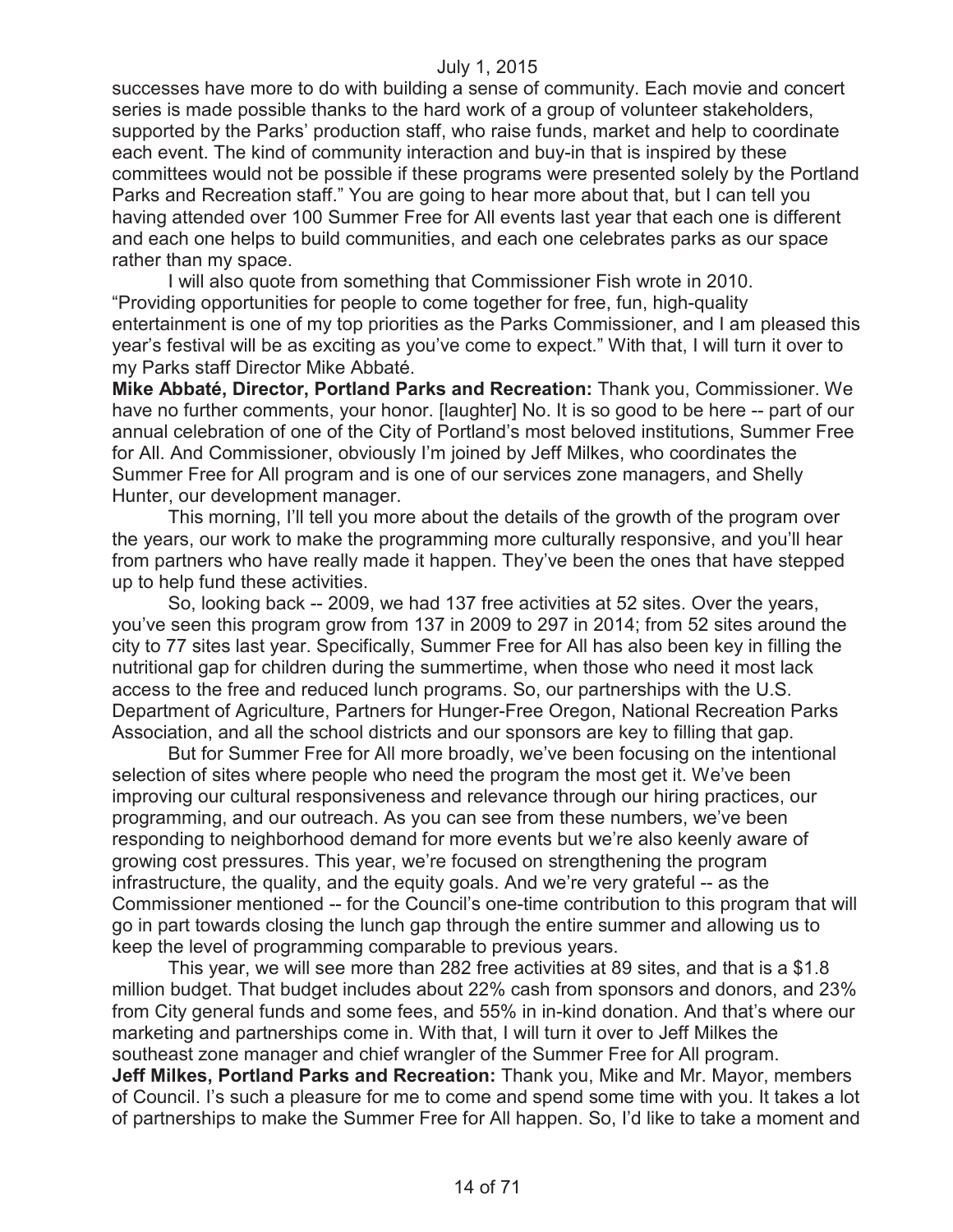successes have more to do with building a sense of community. Each movie and concert series is made possible thanks to the hard work of a group of volunteer stakeholders, supported by the Parks' production staff, who raise funds, market and help to coordinate each event. The kind of community interaction and buy-in that is inspired by these committees would not be possible if these programs were presented solely by the Portland Parks and Recreation staff." You are going to hear more about that, but I can tell you having attended over 100 Summer Free for All events last year that each one is different and each one helps to build communities, and each one celebrates parks as our space rather than my space.

I will also quote from something that Commissioner Fish wrote in 2010. "Providing opportunities for people to come together for free, fun, high-quality entertainment is one of my top priorities as the Parks Commissioner, and I am pleased this year's festival will be as exciting as you've come to expect." With that, I will turn it over to my Parks staff Director Mike Abbaté.

**Mike Abbaté, Director, Portland Parks and Recreation:** Thank you, Commissioner. We have no further comments, your honor. [laughter] No. It is so good to be here -- part of our annual celebration of one of the City of Portland's most beloved institutions, Summer Free for All. And Commissioner, obviously I'm joined by Jeff Milkes, who coordinates the Summer Free for All program and is one of our services zone managers, and Shelly Hunter, our development manager.

This morning, I'll tell you more about the details of the growth of the program over the years, our work to make the programming more culturally responsive, and you'll hear from partners who have really made it happen. They've been the ones that have stepped up to help fund these activities.

So, looking back -- 2009, we had 137 free activities at 52 sites. Over the years, you've seen this program grow from 137 in 2009 to 297 in 2014; from 52 sites around the city to 77 sites last year. Specifically, Summer Free for All has also been key in filling the nutritional gap for children during the summertime, when those who need it most lack access to the free and reduced lunch programs. So, our partnerships with the U.S. Department of Agriculture, Partners for Hunger-Free Oregon, National Recreation Parks Association, and all the school districts and our sponsors are key to filling that gap.

But for Summer Free for All more broadly, we've been focusing on the intentional selection of sites where people who need the program the most get it. We've been improving our cultural responsiveness and relevance through our hiring practices, our programming, and our outreach. As you can see from these numbers, we've been responding to neighborhood demand for more events but we're also keenly aware of growing cost pressures. This year, we're focused on strengthening the program infrastructure, the quality, and the equity goals. And we're very grateful -- as the Commissioner mentioned -- for the Council's one-time contribution to this program that will go in part towards closing the lunch gap through the entire summer and allowing us to keep the level of programming comparable to previous years.

This year, we will see more than 282 free activities at 89 sites, and that is a $1.8 million budget. That budget includes about 22% cash from sponsors and donors, and 23% from City general funds and some fees, and 55% in in-kind donation. And that's where our marketing and partnerships come in. With that, I will turn it over to Jeff Milkes the southeast zone manager and chief wrangler of the Summer Free for All program.

**Jeff Milkes, Portland Parks and Recreation:** Thank you, Mike and Mr. Mayor, members of Council. I'm such a pleasure for me to come and spend some time with you. It takes a lot of partnerships to make the Summer Free for All happen. So, I'd like to take a moment and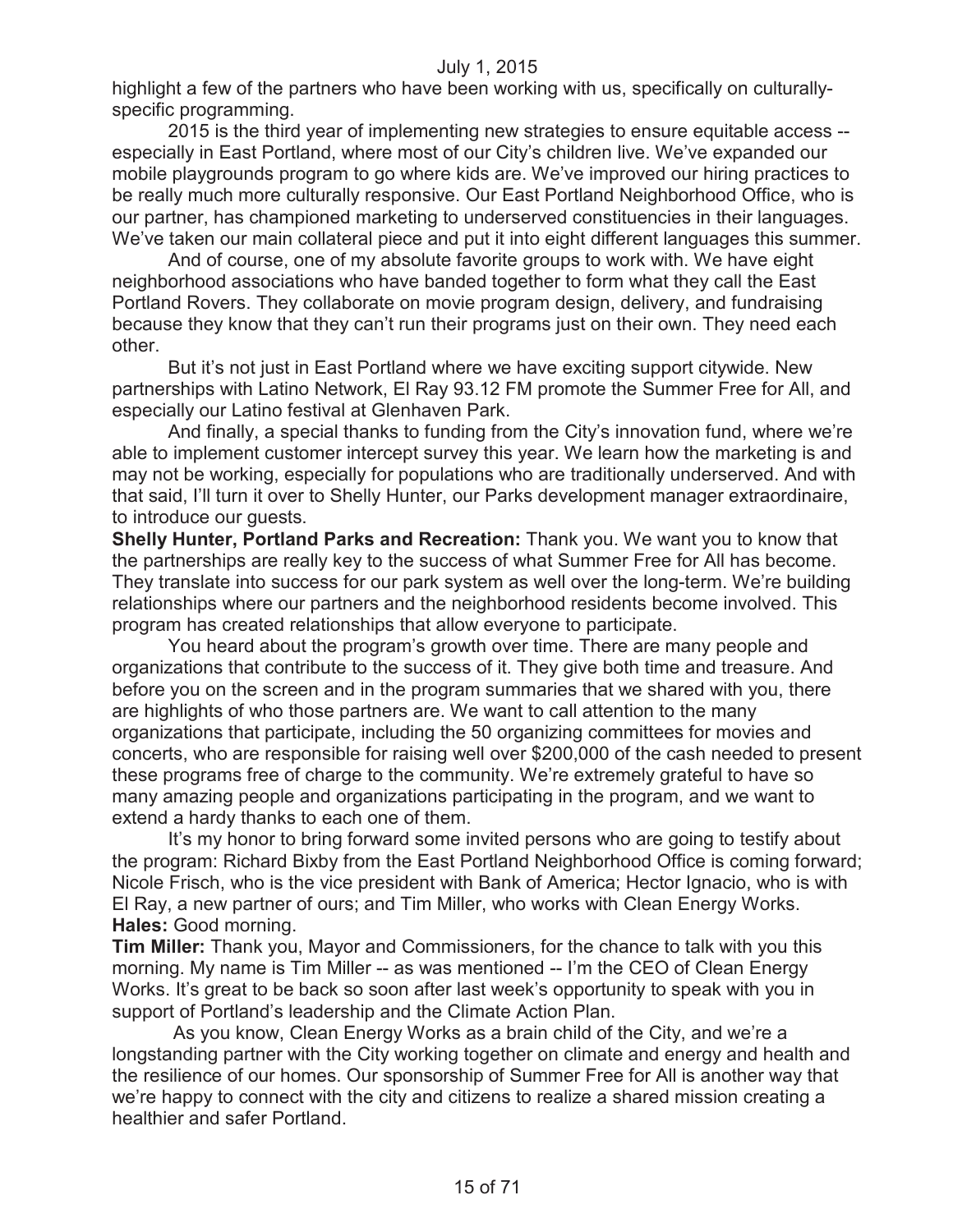highlight a few of the partners who have been working with us, specifically on culturally-specific programming.

2015 is the third year of implementing new strategies to ensure equitable access -- especially in East Portland, where most of our City's children live. We've expanded our mobile playgrounds program to go where kids are. We've improved our hiring practices to be really much more culturally responsive. Our East Portland Neighborhood Office, who is our partner, has championed marketing to underserved constituencies in their languages. We've taken our main collateral piece and put it into eight different languages this summer.

And of course, one of my absolute favorite groups to work with. We have eight neighborhood associations who have banded together to form what they call the East Portland Rovers. They collaborate on movie program design, delivery, and fundraising because they know that they can't run their programs just on their own. They need each other.

But it's not just in East Portland where we have exciting support citywide. New partnerships with Latino Network, El Ray 93.12 FM promote the Summer Free for All, and especially our Latino festival at Glenhaven Park.

And finally, a special thanks to funding from the City's innovation fund, where we're able to implement customer intercept survey this year. We learn how the marketing is and may not be working, especially for populations who are traditionally underserved. And with that said, I'll turn it over to Shelly Hunter, our Parks development manager extraordinaire, to introduce our guests.

**Shelly Hunter, Portland Parks and Recreation:** Thank you. We want you to know that the partnerships are really key to the success of what Summer Free for All has become. They translate into success for our park system as well over the long-term. We're building relationships where our partners and the neighborhood residents become involved. This program has created relationships that allow everyone to participate.

You heard about the program's growth over time. There are many people and organizations that contribute to the success of it. They give both time and treasure. And before you on the screen and in the program summaries that we shared with you, there are highlights of who those partners are. We want to call attention to the many organizations that participate, including the 50 organizing committees for movies and concerts, who are responsible for raising well over $200,000 of the cash needed to present these programs free of charge to the community. We're extremely grateful to have so many amazing people and organizations participating in the program, and we want to extend a hardy thanks to each one of them.

It's my honor to bring forward some invited persons who are going to testify about the program: Richard Bixby from the East Portland Neighborhood Office is coming forward; Nicole Frisch, who is the vice president with Bank of America; Hector Ignacio, who is with El Ray, a new partner of ours; and Tim Miller, who works with Clean Energy Works.

**Hales:** Good morning.

**Tim Miller:** Thank you, Mayor and Commissioners, for the chance to talk with you this morning. My name is Tim Miller -- as was mentioned -- I'm the CEO of Clean Energy Works. It's great to be back so soon after last week's opportunity to speak with you in support of Portland's leadership and the Climate Action Plan.

As you know, Clean Energy Works as a brain child of the City, and we're a longstanding partner with the City working together on climate and energy and health and the resilience of our homes. Our sponsorship of Summer Free for All is another way that we're happy to connect with the city and citizens to realize a shared mission creating a healthier and safer Portland.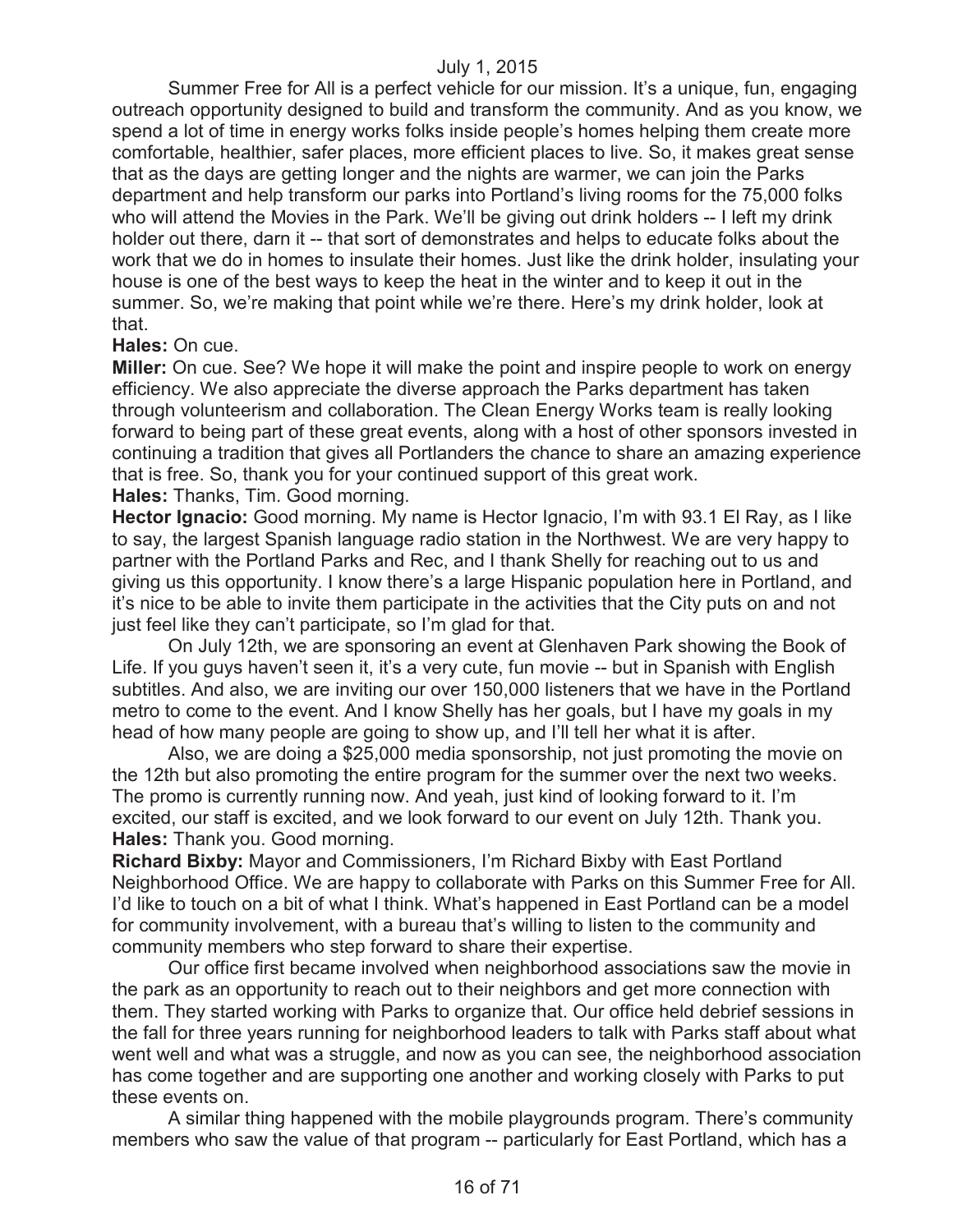Summer Free for All is a perfect vehicle for our mission. It's a unique, fun, engaging outreach opportunity designed to build and transform the community. And as you know, we spend a lot of time in energy works folks inside people's homes helping them create more comfortable, healthier, safer places, more efficient places to live. So, it makes great sense that as the days are getting longer and the nights are warmer, we can join the Parks department and help transform our parks into Portland's living rooms for the 75,000 folks who will attend the Movies in the Park. We'll be giving out drink holders -- I left my drink holder out there, darn it -- that sort of demonstrates and helps to educate folks about the work that we do in homes to insulate their homes. Just like the drink holder, insulating your house is one of the best ways to keep the heat in the winter and to keep it out in the summer. So, we're making that point while we're there. Here's my drink holder, look at that.

**Hales:** On cue.

**Miller:** On cue. See? We hope it will make the point and inspire people to work on energy efficiency. We also appreciate the diverse approach the Parks department has taken through volunteerism and collaboration. The Clean Energy Works team is really looking forward to being part of these great events, along with a host of other sponsors invested in continuing a tradition that gives all Portlanders the chance to share an amazing experience that is free. So, thank you for your continued support of this great work.

**Hales:** Thanks, Tim. Good morning.

**Hector Ignacio:** Good morning. My name is Hector Ignacio, I'm with 93.1 El Ray, as I like to say, the largest Spanish language radio station in the Northwest. We are very happy to partner with the Portland Parks and Rec, and I thank Shelly for reaching out to us and giving us this opportunity. I know there's a large Hispanic population here in Portland, and it's nice to be able to invite them participate in the activities that the City puts on and not just feel like they can't participate, so I'm glad for that.

On July 12th, we are sponsoring an event at Glenhaven Park showing the Book of Life. If you guys haven't seen it, it's a very cute, fun movie -- but in Spanish with English subtitles. And also, we are inviting our over 150,000 listeners that we have in the Portland metro to come to the event. And I know Shelly has her goals, but I have my goals in my head of how many people are going to show up, and I'll tell her what it is after.

Also, we are doing a $25,000 media sponsorship, not just promoting the movie on the 12th but also promoting the entire program for the summer over the next two weeks. The promo is currently running now. And yeah, just kind of looking forward to it. I'm excited, our staff is excited, and we look forward to our event on July 12th. Thank you.

**Hales:** Thank you. Good morning.

**Richard Bixby:** Mayor and Commissioners, I'm Richard Bixby with East Portland Neighborhood Office. We are happy to collaborate with Parks on this Summer Free for All. I'd like to touch on a bit of what I think. What's happened in East Portland can be a model for community involvement, with a bureau that's willing to listen to the community and community members who step forward to share their expertise.

Our office first became involved when neighborhood associations saw the movie in the park as an opportunity to reach out to their neighbors and get more connection with them. They started working with Parks to organize that. Our office held debrief sessions in the fall for three years running for neighborhood leaders to talk with Parks staff about what went well and what was a struggle, and now as you can see, the neighborhood association has come together and are supporting one another and working closely with Parks to put these events on.

A similar thing happened with the mobile playgrounds program. There's community members who saw the value of that program -- particularly for East Portland, which has a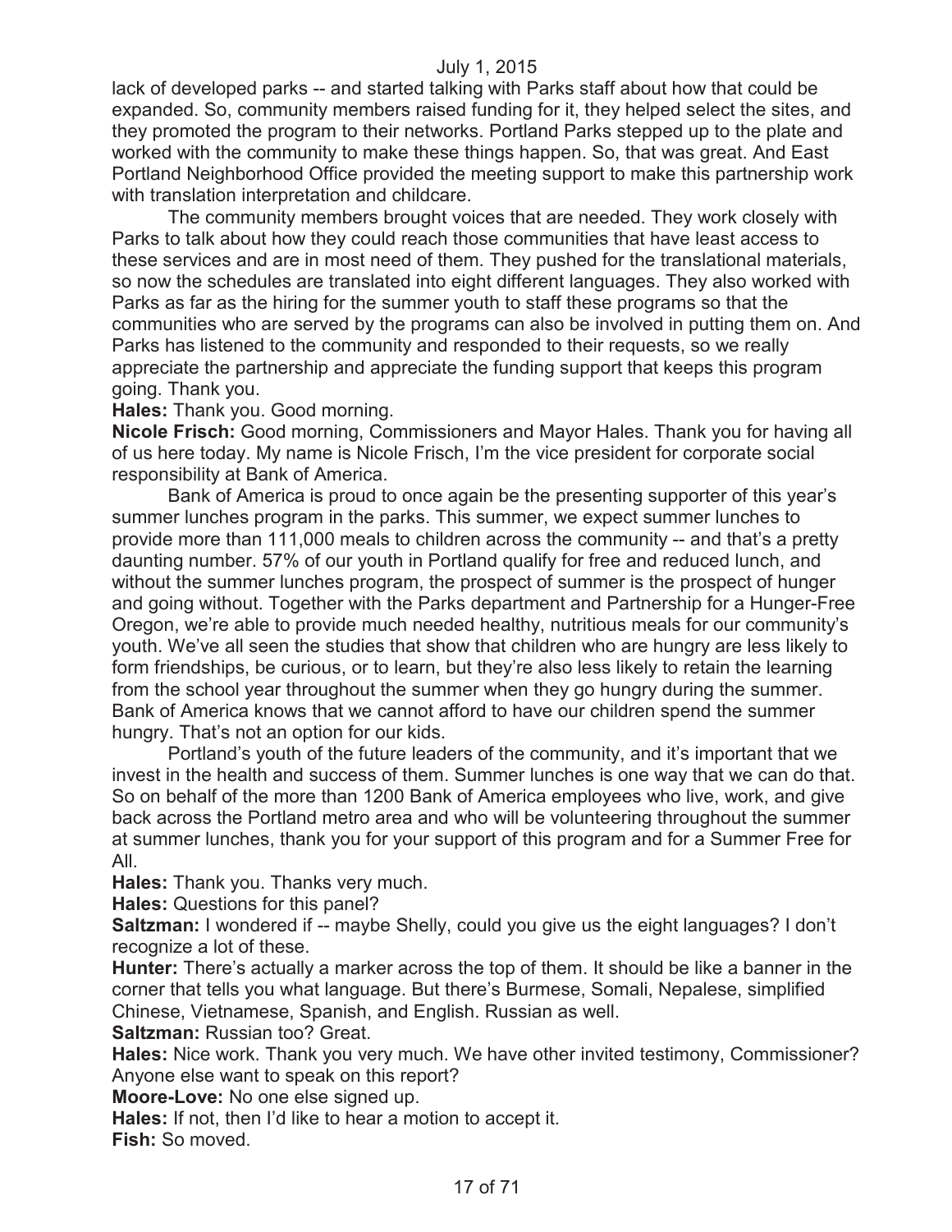lack of developed parks -- and started talking with Parks staff about how that could be expanded. So, community members raised funding for it, they helped select the sites, and they promoted the program to their networks. Portland Parks stepped up to the plate and worked with the community to make these things happen. So, that was great. And East Portland Neighborhood Office provided the meeting support to make this partnership work with translation interpretation and childcare.

The community members brought voices that are needed. They work closely with Parks to talk about how they could reach those communities that have least access to these services and are in most need of them. They pushed for the translational materials, so now the schedules are translated into eight different languages. They also worked with Parks as far as the hiring for the summer youth to staff these programs so that the communities who are served by the programs can also be involved in putting them on. And Parks has listened to the community and responded to their requests, so we really appreciate the partnership and appreciate the funding support that keeps this program going. Thank you.

**Hales:** Thank you. Good morning.

**Nicole Frisch:** Good morning, Commissioners and Mayor Hales. Thank you for having all of us here today. My name is Nicole Frisch, I'm the vice president for corporate social responsibility at Bank of America.

Bank of America is proud to once again be the presenting supporter of this year's summer lunches program in the parks. This summer, we expect summer lunches to provide more than 111,000 meals to children across the community -- and that's a pretty daunting number. 57% of our youth in Portland qualify for free and reduced lunch, and without the summer lunches program, the prospect of summer is the prospect of hunger and going without. Together with the Parks department and Partnership for a Hunger-Free Oregon, we're able to provide much needed healthy, nutritious meals for our community's youth. We've all seen the studies that show that children who are hungry are less likely to form friendships, be curious, or to learn, but they're also less likely to retain the learning from the school year throughout the summer when they go hungry during the summer. Bank of America knows that we cannot afford to have our children spend the summer hungry. That's not an option for our kids.

Portland's youth of the future leaders of the community, and it's important that we invest in the health and success of them. Summer lunches is one way that we can do that. So on behalf of the more than 1200 Bank of America employees who live, work, and give back across the Portland metro area and who will be volunteering throughout the summer at summer lunches, thank you for your support of this program and for a Summer Free for All.

**Hales:** Thank you. Thanks very much.

**Hales:** Questions for this panel?

**Saltzman:** I wondered if -- maybe Shelly, could you give us the eight languages? I don't recognize a lot of these.

**Hunter:** There's actually a marker across the top of them. It should be like a banner in the corner that tells you what language. But there's Burmese, Somali, Nepalese, simplified Chinese, Vietnamese, Spanish, and English. Russian as well.

**Saltzman:** Russian too? Great.

**Hales:** Nice work. Thank you very much. We have other invited testimony, Commissioner? Anyone else want to speak on this report?

**Moore-Love:** No one else signed up.

**Hales:** If not, then I'd like to hear a motion to accept it.

**Fish:** So moved.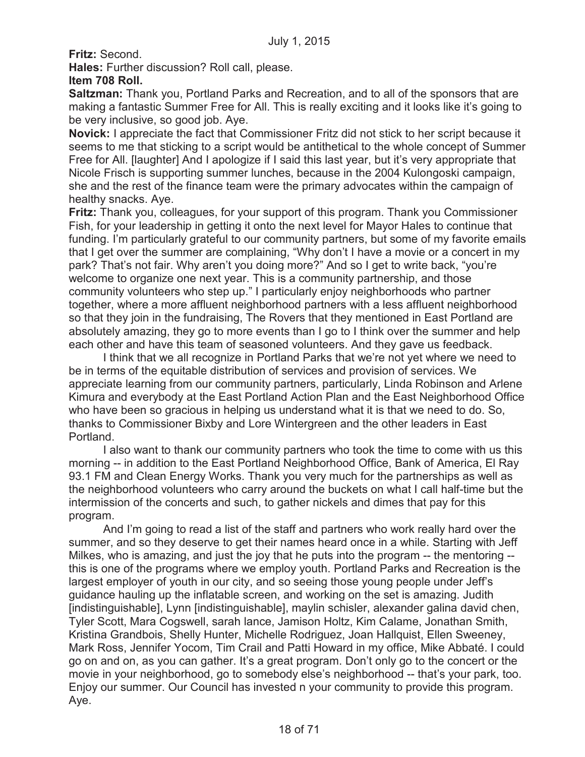**Fritz:** Second.

**Hales:** Further discussion? Roll call, please.

**Item 708 Roll.**

**Saltzman:** Thank you, Portland Parks and Recreation, and to all of the sponsors that are making a fantastic Summer Free for All. This is really exciting and it looks like it's going to be very inclusive, so good job. Aye.

**Novick:** I appreciate the fact that Commissioner Fritz did not stick to her script because it seems to me that sticking to a script would be antithetical to the whole concept of Summer Free for All. [laughter] And I apologize if I said this last year, but it's very appropriate that Nicole Frisch is supporting summer lunches, because in the 2004 Kulongoski campaign, she and the rest of the finance team were the primary advocates within the campaign of healthy snacks. Aye.

**Fritz:** Thank you, colleagues, for your support of this program. Thank you Commissioner Fish, for your leadership in getting it onto the next level for Mayor Hales to continue that funding. I'm particularly grateful to our community partners, but some of my favorite emails that I get over the summer are complaining, "Why don't I have a movie or a concert in my park? That's not fair. Why aren't you doing more?" And so I get to write back, "you're welcome to organize one next year. This is a community partnership, and those community volunteers who step up." I particularly enjoy neighborhoods who partner together, where a more affluent neighborhood partners with a less affluent neighborhood so that they join in the fundraising, The Rovers that they mentioned in East Portland are absolutely amazing, they go to more events than I go to I think over the summer and help each other and have this team of seasoned volunteers. And they gave us feedback.

I think that we all recognize in Portland Parks that we're not yet where we need to be in terms of the equitable distribution of services and provision of services. We appreciate learning from our community partners, particularly, Linda Robinson and Arlene Kimura and everybody at the East Portland Action Plan and the East Neighborhood Office who have been so gracious in helping us understand what it is that we need to do. So, thanks to Commissioner Bixby and Lore Wintergreen and the other leaders in East Portland.

I also want to thank our community partners who took the time to come with us this morning -- in addition to the East Portland Neighborhood Office, Bank of America, El Ray 93.1 FM and Clean Energy Works. Thank you very much for the partnerships as well as the neighborhood volunteers who carry around the buckets on what I call half-time but the intermission of the concerts and such, to gather nickels and dimes that pay for this program.

And I'm going to read a list of the staff and partners who work really hard over the summer, and so they deserve to get their names heard once in a while. Starting with Jeff Milkes, who is amazing, and just the joy that he puts into the program -- the mentoring -- this is one of the programs where we employ youth. Portland Parks and Recreation is the largest employer of youth in our city, and so seeing those young people under Jeff's guidance hauling up the inflatable screen, and working on the set is amazing. Judith [indistinguishable], Lynn [indistinguishable], maylin schisler, alexander galina david chen, Tyler Scott, Mara Cogswell, sarah lance, Jamison Holtz, Kim Calame, Jonathan Smith, Kristina Grandbois, Shelly Hunter, Michelle Rodriguez, Joan Hallquist, Ellen Sweeney, Mark Ross, Jennifer Yocom, Tim Crail and Patti Howard in my office, Mike Abbaté. I could go on and on, as you can gather. It's a great program. Don't only go to the concert or the movie in your neighborhood, go to somebody else's neighborhood -- that's your park, too. Enjoy our summer. Our Council has invested n your community to provide this program. Aye.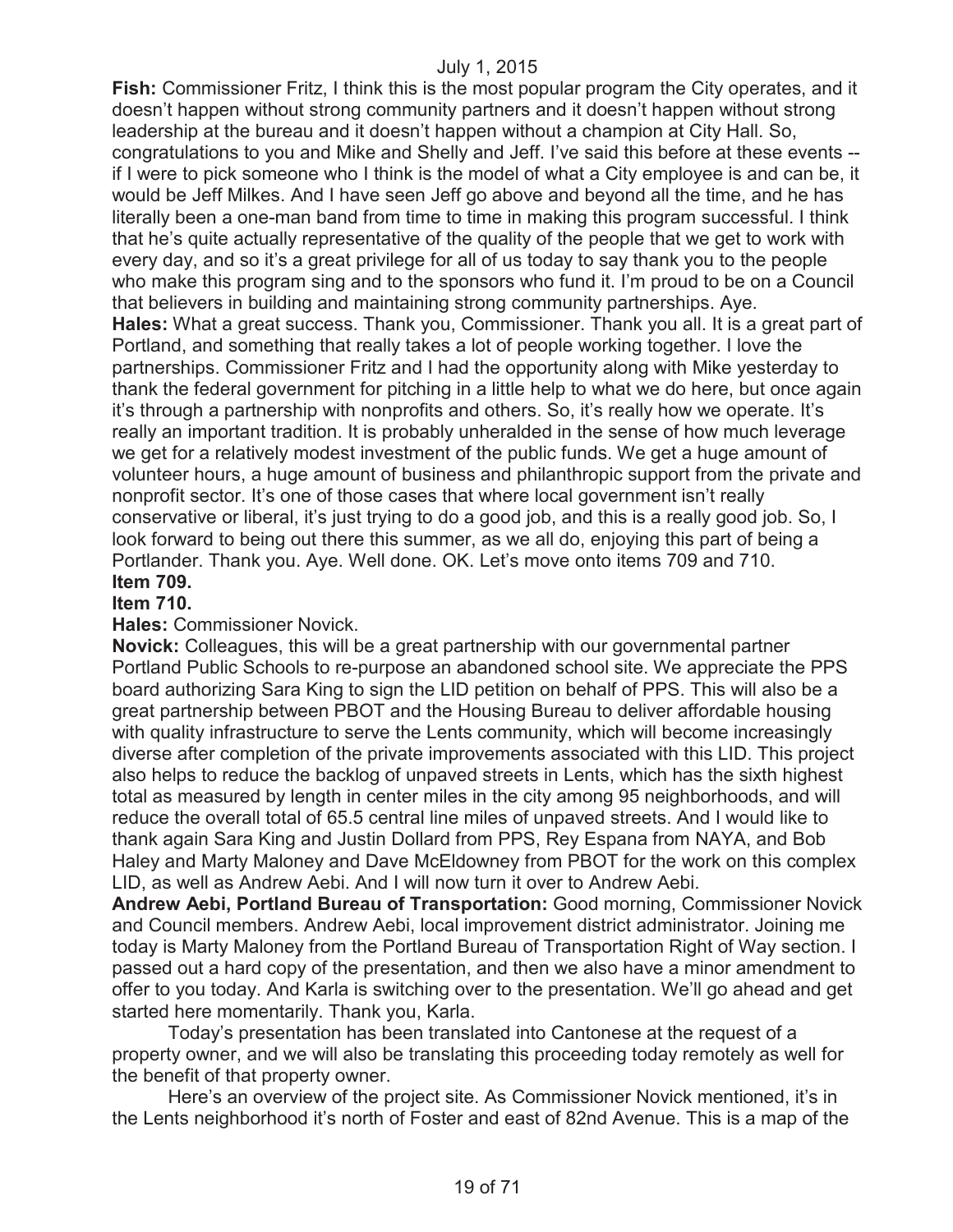**Fish:** Commissioner Fritz, I think this is the most popular program the City operates, and it doesn't happen without strong community partners and it doesn't happen without strong leadership at the bureau and it doesn't happen without a champion at City Hall. So, congratulations to you and Mike and Shelly and Jeff. I've said this before at these events -- if I were to pick someone who I think is the model of what a City employee is and can be, it would be Jeff Milkes. And I have seen Jeff go above and beyond all the time, and he has literally been a one-man band from time to time in making this program successful. I think that he's quite actually representative of the quality of the people that we get to work with every day, and so it's a great privilege for all of us today to say thank you to the people who make this program sing and to the sponsors who fund it. I'm proud to be on a Council that believers in building and maintaining strong community partnerships. Aye.

**Hales:** What a great success. Thank you, Commissioner. Thank you all. It is a great part of Portland, and something that really takes a lot of people working together. I love the partnerships. Commissioner Fritz and I had the opportunity along with Mike yesterday to thank the federal government for pitching in a little help to what we do here, but once again it's through a partnership with nonprofits and others. So, it's really how we operate. It's really an important tradition. It is probably unheralded in the sense of how much leverage we get for a relatively modest investment of the public funds. We get a huge amount of volunteer hours, a huge amount of business and philanthropic support from the private and nonprofit sector. It's one of those cases that where local government isn't really conservative or liberal, it's just trying to do a good job, and this is a really good job. So, I look forward to being out there this summer, as we all do, enjoying this part of being a Portlander. Thank you. Aye. Well done. OK. Let's move onto items 709 and 710.

**Item 709.**

**Item 710.**

**Hales:** Commissioner Novick.

**Novick:** Colleagues, this will be a great partnership with our governmental partner Portland Public Schools to re-purpose an abandoned school site. We appreciate the PPS board authorizing Sara King to sign the LID petition on behalf of PPS. This will also be a great partnership between PBOT and the Housing Bureau to deliver affordable housing with quality infrastructure to serve the Lents community, which will become increasingly diverse after completion of the private improvements associated with this LID. This project also helps to reduce the backlog of unpaved streets in Lents, which has the sixth highest total as measured by length in center miles in the city among 95 neighborhoods, and will reduce the overall total of 65.5 central line miles of unpaved streets. And I would like to thank again Sara King and Justin Dollard from PPS, Rey Espana from NAYA, and Bob Haley and Marty Maloney and Dave McEldowney from PBOT for the work on this complex LID, as well as Andrew Aebi. And I will now turn it over to Andrew Aebi.

**Andrew Aebi, Portland Bureau of Transportation:** Good morning, Commissioner Novick and Council members. Andrew Aebi, local improvement district administrator. Joining me today is Marty Maloney from the Portland Bureau of Transportation Right of Way section. I passed out a hard copy of the presentation, and then we also have a minor amendment to offer to you today. And Karla is switching over to the presentation. We'll go ahead and get started here momentarily. Thank you, Karla.

Today's presentation has been translated into Cantonese at the request of a property owner, and we will also be translating this proceeding today remotely as well for the benefit of that property owner.

Here's an overview of the project site. As Commissioner Novick mentioned, it's in the Lents neighborhood it's north of Foster and east of 82nd Avenue. This is a map of the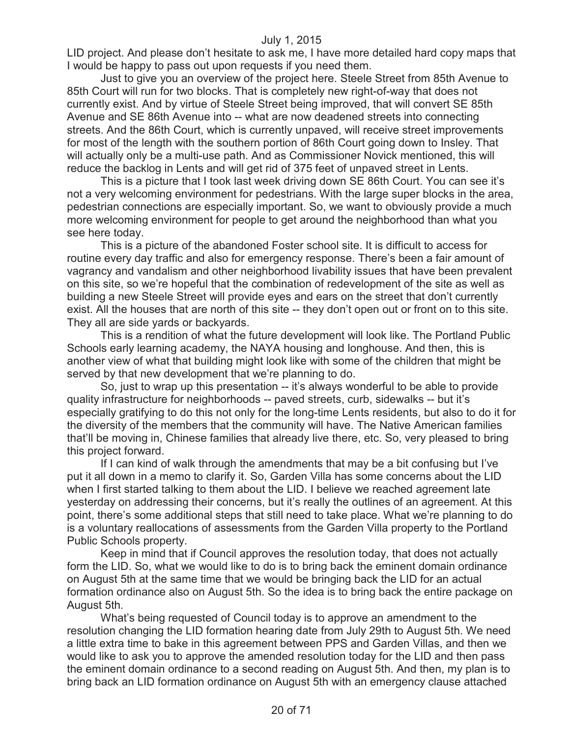LID project. And please don't hesitate to ask me, I have more detailed hard copy maps that I would be happy to pass out upon requests if you need them.

Just to give you an overview of the project here. Steele Street from 85th Avenue to 85th Court will run for two blocks. That is completely new right-of-way that does not currently exist. And by virtue of Steele Street being improved, that will convert SE 85th Avenue and SE 86th Avenue into -- what are now deadened streets into connecting streets. And the 86th Court, which is currently unpaved, will receive street improvements for most of the length with the southern portion of 86th Court going down to Insley. That will actually only be a multi-use path. And as Commissioner Novick mentioned, this will reduce the backlog in Lents and will get rid of 375 feet of unpaved street in Lents.

This is a picture that I took last week driving down SE 86th Court. You can see it's not a very welcoming environment for pedestrians. With the large super blocks in the area, pedestrian connections are especially important. So, we want to obviously provide a much more welcoming environment for people to get around the neighborhood than what you see here today.

This is a picture of the abandoned Foster school site. It is difficult to access for routine every day traffic and also for emergency response. There's been a fair amount of vagrancy and vandalism and other neighborhood livability issues that have been prevalent on this site, so we're hopeful that the combination of redevelopment of the site as well as building a new Steele Street will provide eyes and ears on the street that don't currently exist. All the houses that are north of this site -- they don't open out or front on to this site. They all are side yards or backyards.

This is a rendition of what the future development will look like. The Portland Public Schools early learning academy, the NAYA housing and longhouse. And then, this is another view of what that building might look like with some of the children that might be served by that new development that we're planning to do.

So, just to wrap up this presentation -- it's always wonderful to be able to provide quality infrastructure for neighborhoods -- paved streets, curb, sidewalks -- but it's especially gratifying to do this not only for the long-time Lents residents, but also to do it for the diversity of the members that the community will have. The Native American families that'll be moving in, Chinese families that already live there, etc. So, very pleased to bring this project forward.

If I can kind of walk through the amendments that may be a bit confusing but I've put it all down in a memo to clarify it. So, Garden Villa has some concerns about the LID when I first started talking to them about the LID. I believe we reached agreement late yesterday on addressing their concerns, but it's really the outlines of an agreement. At this point, there's some additional steps that still need to take place. What we're planning to do is a voluntary reallocations of assessments from the Garden Villa property to the Portland Public Schools property.

Keep in mind that if Council approves the resolution today, that does not actually form the LID. So, what we would like to do is to bring back the eminent domain ordinance on August 5th at the same time that we would be bringing back the LID for an actual formation ordinance also on August 5th. So the idea is to bring back the entire package on August 5th.

What's being requested of Council today is to approve an amendment to the resolution changing the LID formation hearing date from July 29th to August 5th. We need a little extra time to bake in this agreement between PPS and Garden Villas, and then we would like to ask you to approve the amended resolution today for the LID and then pass the eminent domain ordinance to a second reading on August 5th. And then, my plan is to bring back an LID formation ordinance on August 5th with an emergency clause attached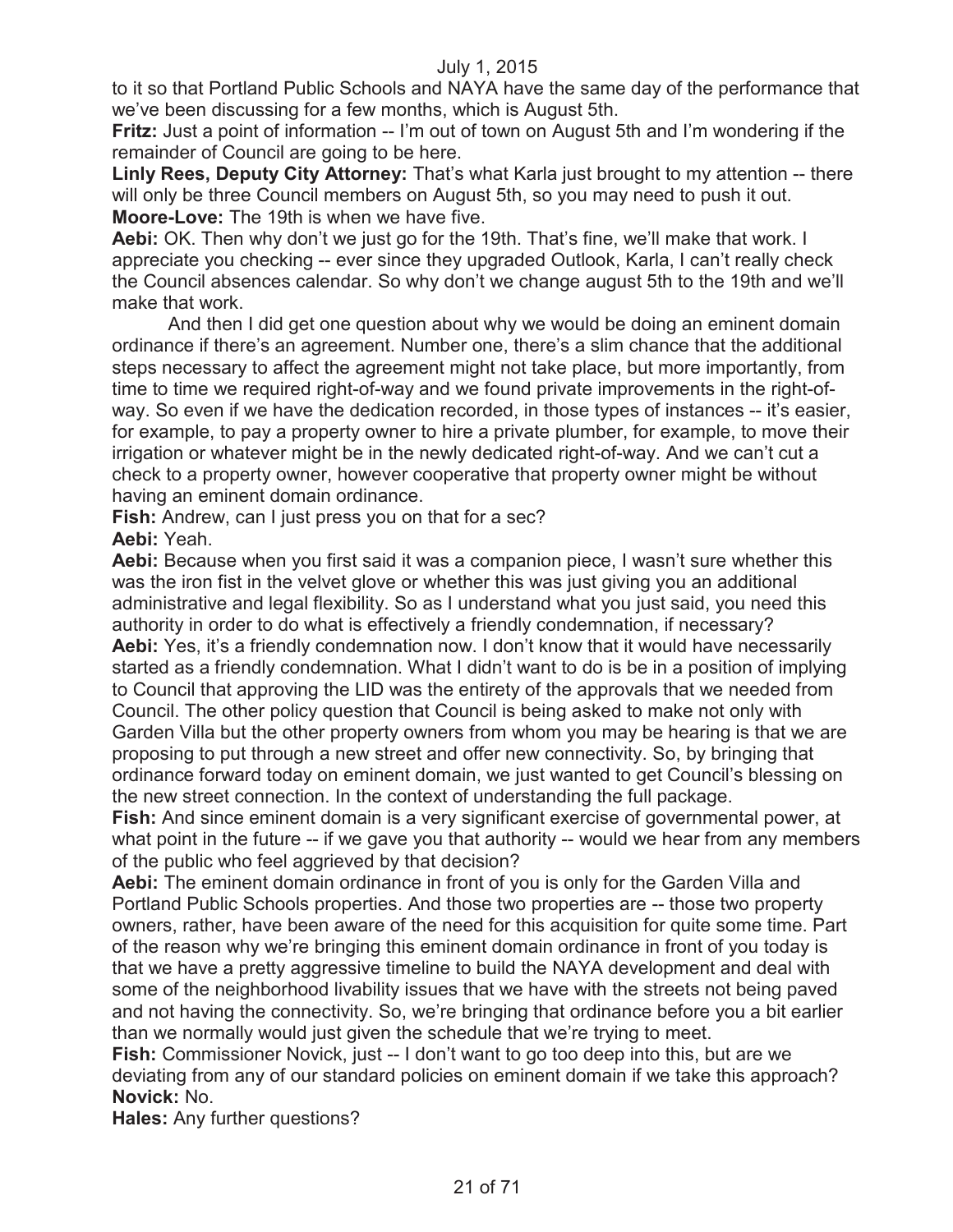to it so that Portland Public Schools and NAYA have the same day of the performance that we've been discussing for a few months, which is August 5th.

**Fritz:** Just a point of information -- I'm out of town on August 5th and I'm wondering if the remainder of Council are going to be here.

**Linly Rees, Deputy City Attorney:** That's what Karla just brought to my attention -- there will only be three Council members on August 5th, so you may need to push it out.

**Moore-Love:** The 19th is when we have five.

**Aebi:** OK. Then why don't we just go for the 19th. That's fine, we'll make that work. I appreciate you checking -- ever since they upgraded Outlook, Karla, I can't really check the Council absences calendar. So why don't we change august 5th to the 19th and we'll make that work.

And then I did get one question about why we would be doing an eminent domain ordinance if there's an agreement. Number one, there's a slim chance that the additional steps necessary to affect the agreement might not take place, but more importantly, from time to time we required right-of-way and we found private improvements in the right-of-way. So even if we have the dedication recorded, in those types of instances -- it's easier, for example, to pay a property owner to hire a private plumber, for example, to move their irrigation or whatever might be in the newly dedicated right-of-way. And we can't cut a check to a property owner, however cooperative that property owner might be without having an eminent domain ordinance.

**Fish:** Andrew, can I just press you on that for a sec?

**Aebi:** Yeah.

**Aebi:** Because when you first said it was a companion piece, I wasn't sure whether this was the iron fist in the velvet glove or whether this was just giving you an additional administrative and legal flexibility. So as I understand what you just said, you need this authority in order to do what is effectively a friendly condemnation, if necessary?

**Aebi:** Yes, it's a friendly condemnation now. I don't know that it would have necessarily started as a friendly condemnation. What I didn't want to do is be in a position of implying to Council that approving the LID was the entirety of the approvals that we needed from Council. The other policy question that Council is being asked to make not only with Garden Villa but the other property owners from whom you may be hearing is that we are proposing to put through a new street and offer new connectivity. So, by bringing that ordinance forward today on eminent domain, we just wanted to get Council's blessing on the new street connection. In the context of understanding the full package.

**Fish:** And since eminent domain is a very significant exercise of governmental power, at what point in the future -- if we gave you that authority -- would we hear from any members of the public who feel aggrieved by that decision?

**Aebi:** The eminent domain ordinance in front of you is only for the Garden Villa and Portland Public Schools properties. And those two properties are -- those two property owners, rather, have been aware of the need for this acquisition for quite some time. Part of the reason why we're bringing this eminent domain ordinance in front of you today is that we have a pretty aggressive timeline to build the NAYA development and deal with some of the neighborhood livability issues that we have with the streets not being paved and not having the connectivity. So, we're bringing that ordinance before you a bit earlier than we normally would just given the schedule that we're trying to meet.

**Fish:** Commissioner Novick, just -- I don't want to go too deep into this, but are we deviating from any of our standard policies on eminent domain if we take this approach?

**Novick:** No.

**Hales:** Any further questions?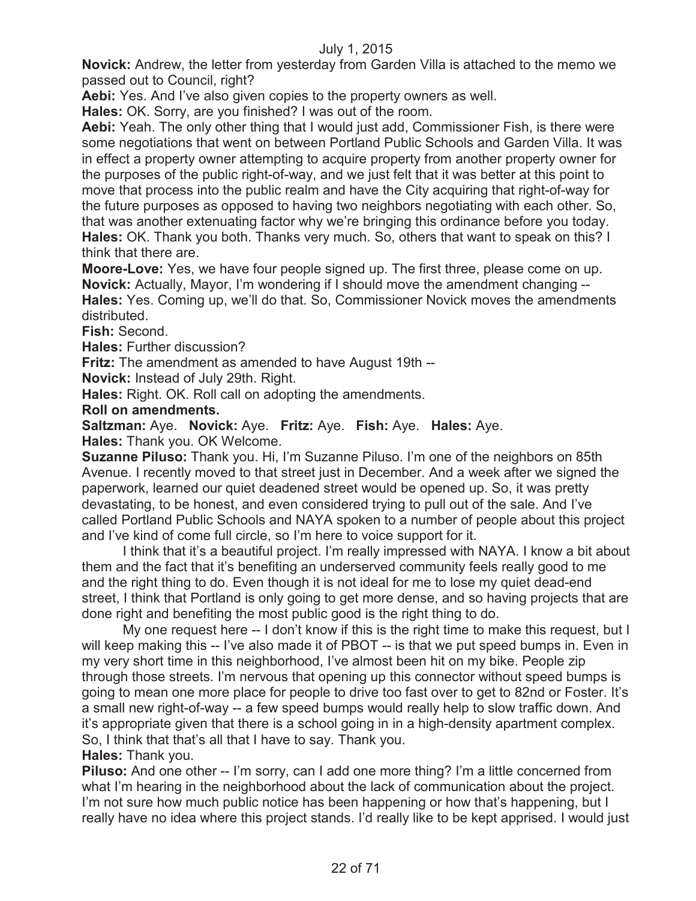**Novick:** Andrew, the letter from yesterday from Garden Villa is attached to the memo we passed out to Council, right?

**Aebi:** Yes. And I've also given copies to the property owners as well.

**Hales:** OK. Sorry, are you finished? I was out of the room.

**Aebi:** Yeah. The only other thing that I would just add, Commissioner Fish, is there were some negotiations that went on between Portland Public Schools and Garden Villa. It was in effect a property owner attempting to acquire property from another property owner for the purposes of the public right-of-way, and we just felt that it was better at this point to move that process into the public realm and have the City acquiring that right-of-way for the future purposes as opposed to having two neighbors negotiating with each other. So, that was another extenuating factor why we're bringing this ordinance before you today.

**Hales:** OK. Thank you both. Thanks very much. So, others that want to speak on this? I think that there are.

**Moore-Love:** Yes, we have four people signed up. The first three, please come on up.

**Novick:** Actually, Mayor, I'm wondering if I should move the amendment changing --

**Hales:** Yes. Coming up, we'll do that. So, Commissioner Novick moves the amendments distributed.

**Fish:** Second.

**Hales:** Further discussion?

**Fritz:** The amendment as amended to have August 19th --

**Novick:** Instead of July 29th. Right.

**Hales:** Right. OK. Roll call on adopting the amendments.

**Roll on amendments.**

**Saltzman:** Aye. **Novick:** Aye. **Fritz:** Aye. **Fish:** Aye. **Hales:** Aye.

**Hales:** Thank you. OK Welcome.

**Suzanne Piluso:** Thank you. Hi, I'm Suzanne Piluso. I'm one of the neighbors on 85th Avenue. I recently moved to that street just in December. And a week after we signed the paperwork, learned our quiet deadened street would be opened up. So, it was pretty devastating, to be honest, and even considered trying to pull out of the sale. And I've called Portland Public Schools and NAYA spoken to a number of people about this project and I've kind of come full circle, so I'm here to voice support for it.

I think that it's a beautiful project. I'm really impressed with NAYA. I know a bit about them and the fact that it's benefiting an underserved community feels really good to me and the right thing to do. Even though it is not ideal for me to lose my quiet dead-end street, I think that Portland is only going to get more dense, and so having projects that are done right and benefiting the most public good is the right thing to do.

My one request here -- I don't know if this is the right time to make this request, but I will keep making this -- I've also made it of PBOT -- is that we put speed bumps in. Even in my very short time in this neighborhood, I've almost been hit on my bike. People zip through those streets. I'm nervous that opening up this connector without speed bumps is going to mean one more place for people to drive too fast over to get to 82nd or Foster. It's a small new right-of-way -- a few speed bumps would really help to slow traffic down. And it's appropriate given that there is a school going in in a high-density apartment complex. So, I think that that's all that I have to say. Thank you.

**Hales:** Thank you.

**Piluso:** And one other -- I'm sorry, can I add one more thing? I'm a little concerned from what I'm hearing in the neighborhood about the lack of communication about the project. I'm not sure how much public notice has been happening or how that's happening, but I really have no idea where this project stands. I'd really like to be kept apprised. I would just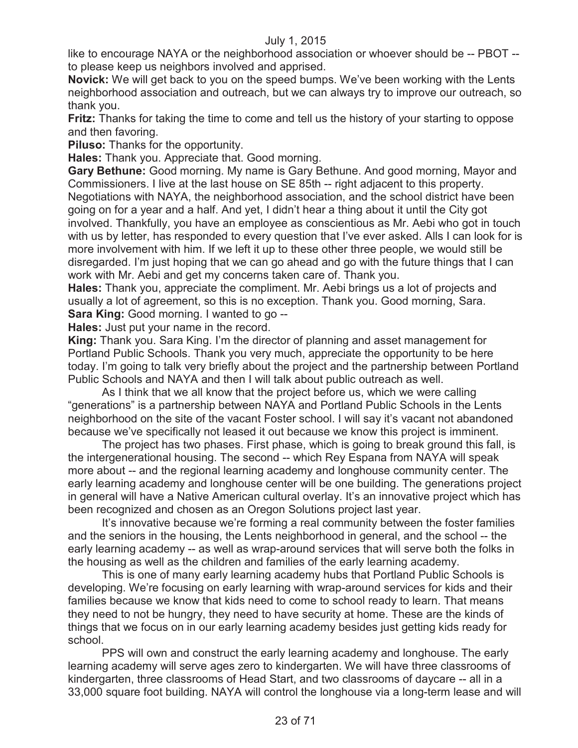like to encourage NAYA or the neighborhood association or whoever should be -- PBOT -- to please keep us neighbors involved and apprised.

**Novick:** We will get back to you on the speed bumps. We've been working with the Lents neighborhood association and outreach, but we can always try to improve our outreach, so thank you.

**Fritz:** Thanks for taking the time to come and tell us the history of your starting to oppose and then favoring.

**Piluso:** Thanks for the opportunity.

**Hales:** Thank you. Appreciate that. Good morning.

**Gary Bethune:** Good morning. My name is Gary Bethune. And good morning, Mayor and Commissioners. I live at the last house on SE 85th -- right adjacent to this property. Negotiations with NAYA, the neighborhood association, and the school district have been going on for a year and a half. And yet, I didn't hear a thing about it until the City got involved. Thankfully, you have an employee as conscientious as Mr. Aebi who got in touch with us by letter, has responded to every question that I've ever asked. Alls I can look for is more involvement with him. If we left it up to these other three people, we would still be disregarded. I'm just hoping that we can go ahead and go with the future things that I can work with Mr. Aebi and get my concerns taken care of. Thank you.

**Hales:** Thank you, appreciate the compliment. Mr. Aebi brings us a lot of projects and usually a lot of agreement, so this is no exception. Thank you. Good morning, Sara.

**Sara King:** Good morning. I wanted to go --

**Hales:** Just put your name in the record.

**King:** Thank you. Sara King. I'm the director of planning and asset management for Portland Public Schools. Thank you very much, appreciate the opportunity to be here today. I'm going to talk very briefly about the project and the partnership between Portland Public Schools and NAYA and then I will talk about public outreach as well.

As I think that we all know that the project before us, which we were calling "generations" is a partnership between NAYA and Portland Public Schools in the Lents neighborhood on the site of the vacant Foster school. I will say it's vacant not abandoned because we've specifically not leased it out because we know this project is imminent.

The project has two phases. First phase, which is going to break ground this fall, is the intergenerational housing. The second -- which Rey Espana from NAYA will speak more about -- and the regional learning academy and longhouse community center. The early learning academy and longhouse center will be one building. The generations project in general will have a Native American cultural overlay. It's an innovative project which has been recognized and chosen as an Oregon Solutions project last year.

It's innovative because we're forming a real community between the foster families and the seniors in the housing, the Lents neighborhood in general, and the school -- the early learning academy -- as well as wrap-around services that will serve both the folks in the housing as well as the children and families of the early learning academy.

This is one of many early learning academy hubs that Portland Public Schools is developing. We're focusing on early learning with wrap-around services for kids and their families because we know that kids need to come to school ready to learn. That means they need to not be hungry, they need to have security at home. These are the kinds of things that we focus on in our early learning academy besides just getting kids ready for school.

PPS will own and construct the early learning academy and longhouse. The early learning academy will serve ages zero to kindergarten. We will have three classrooms of kindergarten, three classrooms of Head Start, and two classrooms of daycare -- all in a 33,000 square foot building. NAYA will control the longhouse via a long-term lease and will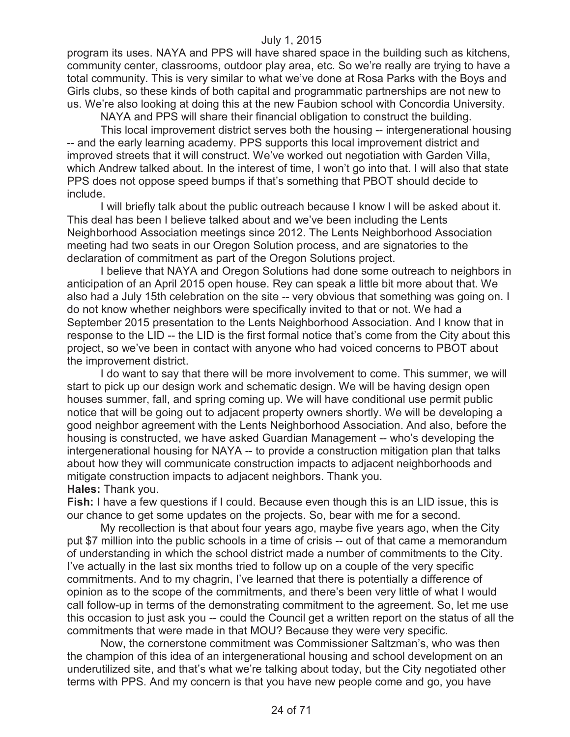program its uses. NAYA and PPS will have shared space in the building such as kitchens, community center, classrooms, outdoor play area, etc. So we're really are trying to have a total community. This is very similar to what we've done at Rosa Parks with the Boys and Girls clubs, so these kinds of both capital and programmatic partnerships are not new to us. We're also looking at doing this at the new Faubion school with Concordia University.

NAYA and PPS will share their financial obligation to construct the building.

This local improvement district serves both the housing -- intergenerational housing -- and the early learning academy. PPS supports this local improvement district and improved streets that it will construct. We've worked out negotiation with Garden Villa, which Andrew talked about. In the interest of time, I won't go into that. I will also that state PPS does not oppose speed bumps if that's something that PBOT should decide to include.

I will briefly talk about the public outreach because I know I will be asked about it. This deal has been I believe talked about and we've been including the Lents Neighborhood Association meetings since 2012. The Lents Neighborhood Association meeting had two seats in our Oregon Solution process, and are signatories to the declaration of commitment as part of the Oregon Solutions project.

I believe that NAYA and Oregon Solutions had done some outreach to neighbors in anticipation of an April 2015 open house. Rey can speak a little bit more about that. We also had a July 15th celebration on the site -- very obvious that something was going on. I do not know whether neighbors were specifically invited to that or not. We had a September 2015 presentation to the Lents Neighborhood Association. And I know that in response to the LID -- the LID is the first formal notice that's come from the City about this project, so we've been in contact with anyone who had voiced concerns to PBOT about the improvement district.

I do want to say that there will be more involvement to come. This summer, we will start to pick up our design work and schematic design. We will be having design open houses summer, fall, and spring coming up. We will have conditional use permit public notice that will be going out to adjacent property owners shortly. We will be developing a good neighbor agreement with the Lents Neighborhood Association. And also, before the housing is constructed, we have asked Guardian Management -- who's developing the intergenerational housing for NAYA -- to provide a construction mitigation plan that talks about how they will communicate construction impacts to adjacent neighborhoods and mitigate construction impacts to adjacent neighbors. Thank you.

**Hales:** Thank you.

**Fish:** I have a few questions if I could. Because even though this is an LID issue, this is our chance to get some updates on the projects. So, bear with me for a second.

My recollection is that about four years ago, maybe five years ago, when the City put $7 million into the public schools in a time of crisis -- out of that came a memorandum of understanding in which the school district made a number of commitments to the City. I've actually in the last six months tried to follow up on a couple of the very specific commitments. And to my chagrin, I've learned that there is potentially a difference of opinion as to the scope of the commitments, and there's been very little of what I would call follow-up in terms of the demonstrating commitment to the agreement. So, let me use this occasion to just ask you -- could the Council get a written report on the status of all the commitments that were made in that MOU? Because they were very specific.

Now, the cornerstone commitment was Commissioner Saltzman's, who was then the champion of this idea of an intergenerational housing and school development on an underutilized site, and that's what we're talking about today, but the City negotiated other terms with PPS. And my concern is that you have new people come and go, you have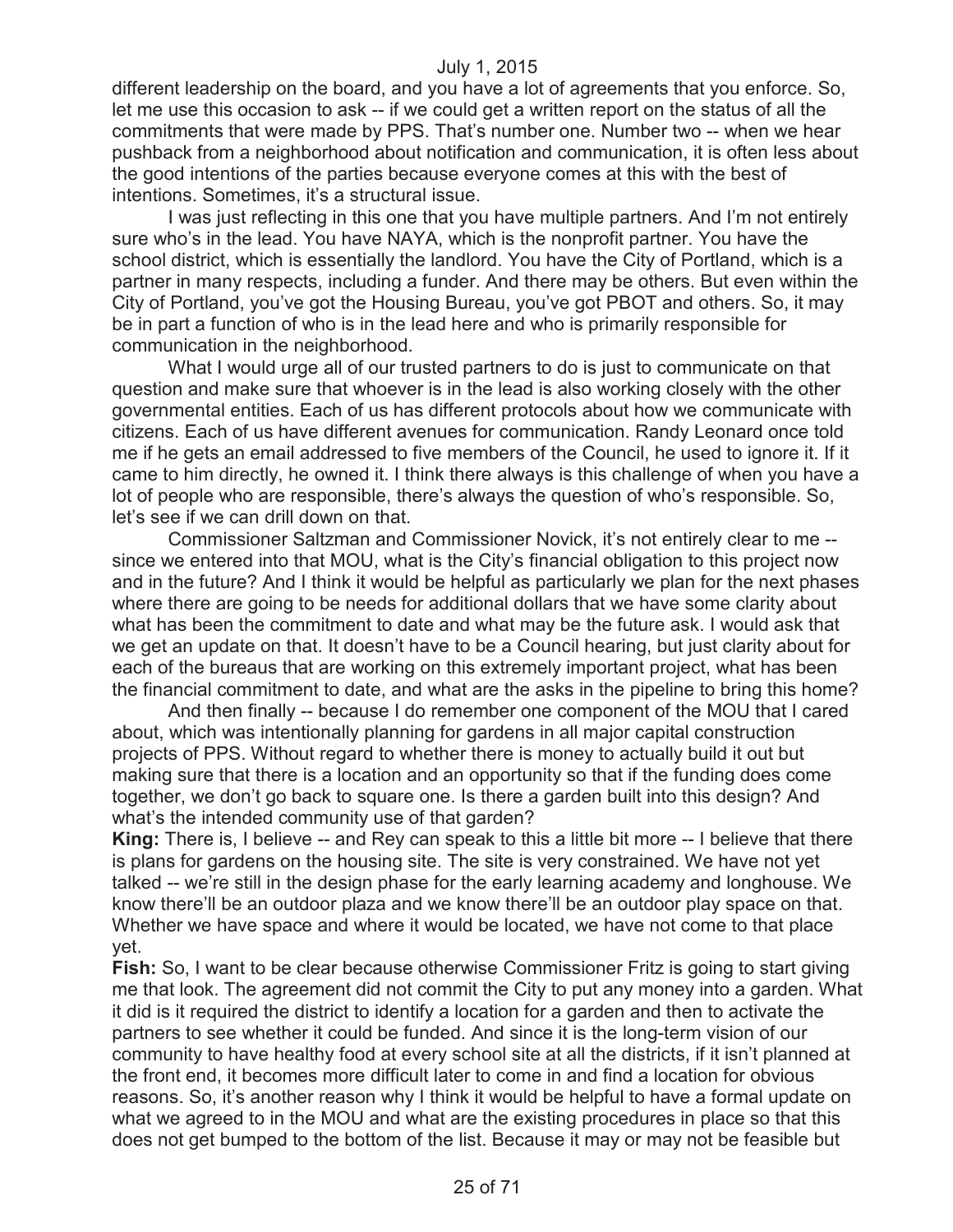different leadership on the board, and you have a lot of agreements that you enforce. So, let me use this occasion to ask -- if we could get a written report on the status of all the commitments that were made by PPS. That's number one. Number two -- when we hear pushback from a neighborhood about notification and communication, it is often less about the good intentions of the parties because everyone comes at this with the best of intentions. Sometimes, it's a structural issue.

I was just reflecting in this one that you have multiple partners. And I'm not entirely sure who's in the lead. You have NAYA, which is the nonprofit partner. You have the school district, which is essentially the landlord. You have the City of Portland, which is a partner in many respects, including a funder. And there may be others. But even within the City of Portland, you've got the Housing Bureau, you've got PBOT and others. So, it may be in part a function of who is in the lead here and who is primarily responsible for communication in the neighborhood.

What I would urge all of our trusted partners to do is just to communicate on that question and make sure that whoever is in the lead is also working closely with the other governmental entities. Each of us has different protocols about how we communicate with citizens. Each of us have different avenues for communication. Randy Leonard once told me if he gets an email addressed to five members of the Council, he used to ignore it. If it came to him directly, he owned it. I think there always is this challenge of when you have a lot of people who are responsible, there's always the question of who's responsible. So, let's see if we can drill down on that.

Commissioner Saltzman and Commissioner Novick, it's not entirely clear to me -- since we entered into that MOU, what is the City's financial obligation to this project now and in the future? And I think it would be helpful as particularly we plan for the next phases where there are going to be needs for additional dollars that we have some clarity about what has been the commitment to date and what may be the future ask. I would ask that we get an update on that. It doesn't have to be a Council hearing, but just clarity about for each of the bureaus that are working on this extremely important project, what has been the financial commitment to date, and what are the asks in the pipeline to bring this home?

And then finally -- because I do remember one component of the MOU that I cared about, which was intentionally planning for gardens in all major capital construction projects of PPS. Without regard to whether there is money to actually build it out but making sure that there is a location and an opportunity so that if the funding does come together, we don't go back to square one. Is there a garden built into this design? And what's the intended community use of that garden?

**King:** There is, I believe -- and Rey can speak to this a little bit more -- I believe that there is plans for gardens on the housing site. The site is very constrained. We have not yet talked -- we're still in the design phase for the early learning academy and longhouse. We know there'll be an outdoor plaza and we know there'll be an outdoor play space on that. Whether we have space and where it would be located, we have not come to that place yet.

**Fish:** So, I want to be clear because otherwise Commissioner Fritz is going to start giving me that look. The agreement did not commit the City to put any money into a garden. What it did is it required the district to identify a location for a garden and then to activate the partners to see whether it could be funded. And since it is the long-term vision of our community to have healthy food at every school site at all the districts, if it isn't planned at the front end, it becomes more difficult later to come in and find a location for obvious reasons. So, it's another reason why I think it would be helpful to have a formal update on what we agreed to in the MOU and what are the existing procedures in place so that this does not get bumped to the bottom of the list. Because it may or may not be feasible but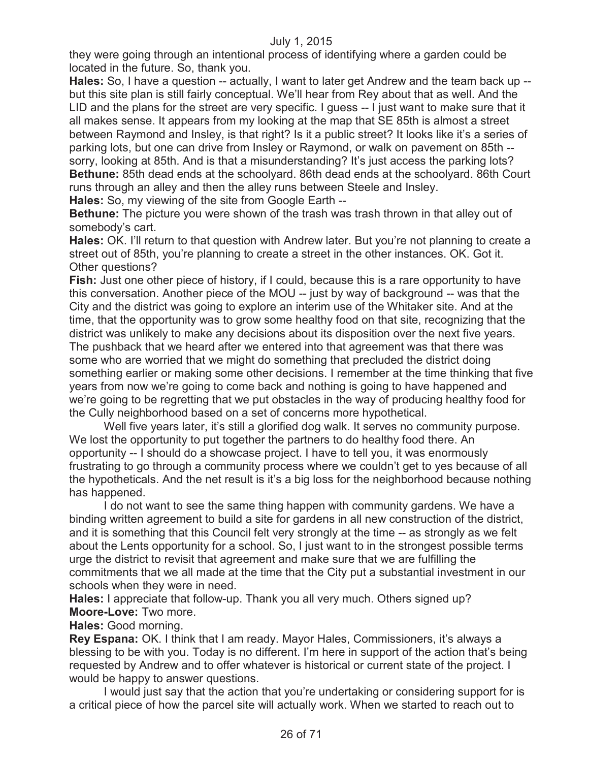they were going through an intentional process of identifying where a garden could be located in the future. So, thank you.

**Hales:** So, I have a question -- actually, I want to later get Andrew and the team back up -- but this site plan is still fairly conceptual. We'll hear from Rey about that as well. And the LID and the plans for the street are very specific. I guess -- I just want to make sure that it all makes sense. It appears from my looking at the map that SE 85th is almost a street between Raymond and Insley, is that right? Is it a public street? It looks like it's a series of parking lots, but one can drive from Insley or Raymond, or walk on pavement on 85th -- sorry, looking at 85th. And is that a misunderstanding? It's just access the parking lots?

**Bethune:** 85th dead ends at the schoolyard. 86th dead ends at the schoolyard. 86th Court runs through an alley and then the alley runs between Steele and Insley.

**Hales:** So, my viewing of the site from Google Earth --

**Bethune:** The picture you were shown of the trash was trash thrown in that alley out of somebody's cart.

**Hales:** OK. I'll return to that question with Andrew later. But you're not planning to create a street out of 85th, you're planning to create a street in the other instances. OK. Got it. Other questions?

**Fish:** Just one other piece of history, if I could, because this is a rare opportunity to have this conversation. Another piece of the MOU -- just by way of background -- was that the City and the district was going to explore an interim use of the Whitaker site. And at the time, that the opportunity was to grow some healthy food on that site, recognizing that the district was unlikely to make any decisions about its disposition over the next five years. The pushback that we heard after we entered into that agreement was that there was some who are worried that we might do something that precluded the district doing something earlier or making some other decisions. I remember at the time thinking that five years from now we're going to come back and nothing is going to have happened and we're going to be regretting that we put obstacles in the way of producing healthy food for the Cully neighborhood based on a set of concerns more hypothetical.

Well five years later, it's still a glorified dog walk. It serves no community purpose. We lost the opportunity to put together the partners to do healthy food there. An opportunity -- I should do a showcase project. I have to tell you, it was enormously frustrating to go through a community process where we couldn't get to yes because of all the hypotheticals. And the net result is it's a big loss for the neighborhood because nothing has happened.

I do not want to see the same thing happen with community gardens. We have a binding written agreement to build a site for gardens in all new construction of the district, and it is something that this Council felt very strongly at the time -- as strongly as we felt about the Lents opportunity for a school. So, I just want to in the strongest possible terms urge the district to revisit that agreement and make sure that we are fulfilling the commitments that we all made at the time that the City put a substantial investment in our schools when they were in need.

**Hales:** I appreciate that follow-up. Thank you all very much. Others signed up?

**Moore-Love:** Two more.

**Hales:** Good morning.

**Rey Espana:** OK. I think that I am ready. Mayor Hales, Commissioners, it's always a blessing to be with you. Today is no different. I'm here in support of the action that's being requested by Andrew and to offer whatever is historical or current state of the project. I would be happy to answer questions.

I would just say that the action that you're undertaking or considering support for is a critical piece of how the parcel site will actually work. When we started to reach out to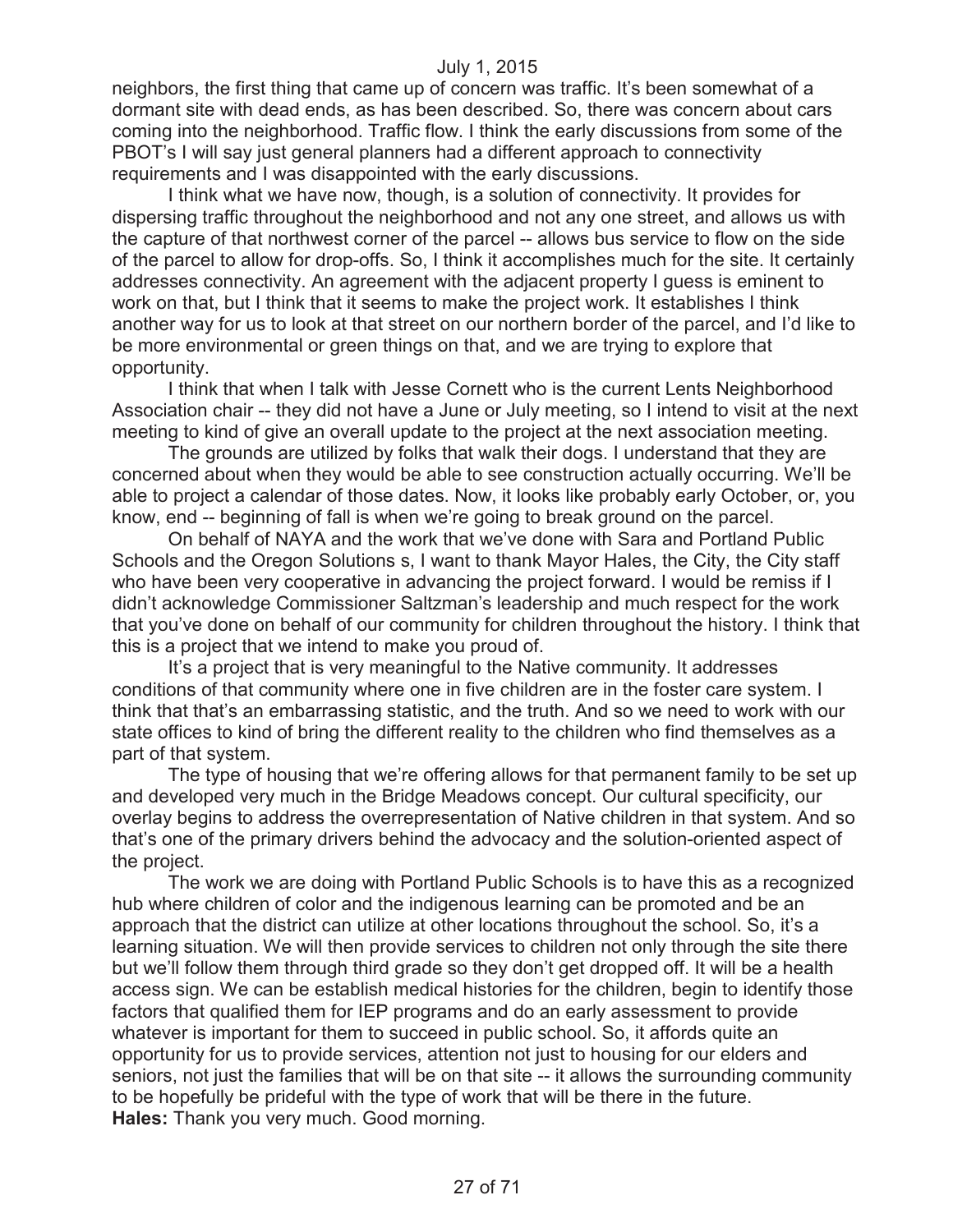neighbors, the first thing that came up of concern was traffic. It's been somewhat of a dormant site with dead ends, as has been described. So, there was concern about cars coming into the neighborhood. Traffic flow. I think the early discussions from some of the PBOT's I will say just general planners had a different approach to connectivity requirements and I was disappointed with the early discussions.

I think what we have now, though, is a solution of connectivity. It provides for dispersing traffic throughout the neighborhood and not any one street, and allows us with the capture of that northwest corner of the parcel -- allows bus service to flow on the side of the parcel to allow for drop-offs. So, I think it accomplishes much for the site. It certainly addresses connectivity. An agreement with the adjacent property I guess is eminent to work on that, but I think that it seems to make the project work. It establishes I think another way for us to look at that street on our northern border of the parcel, and I'd like to be more environmental or green things on that, and we are trying to explore that opportunity.

I think that when I talk with Jesse Cornett who is the current Lents Neighborhood Association chair -- they did not have a June or July meeting, so I intend to visit at the next meeting to kind of give an overall update to the project at the next association meeting.

The grounds are utilized by folks that walk their dogs. I understand that they are concerned about when they would be able to see construction actually occurring. We'll be able to project a calendar of those dates. Now, it looks like probably early October, or, you know, end -- beginning of fall is when we're going to break ground on the parcel.

On behalf of NAYA and the work that we've done with Sara and Portland Public Schools and the Oregon Solutions s, I want to thank Mayor Hales, the City, the City staff who have been very cooperative in advancing the project forward. I would be remiss if I didn't acknowledge Commissioner Saltzman's leadership and much respect for the work that you've done on behalf of our community for children throughout the history. I think that this is a project that we intend to make you proud of.

It's a project that is very meaningful to the Native community. It addresses conditions of that community where one in five children are in the foster care system. I think that that's an embarrassing statistic, and the truth. And so we need to work with our state offices to kind of bring the different reality to the children who find themselves as a part of that system.

The type of housing that we're offering allows for that permanent family to be set up and developed very much in the Bridge Meadows concept. Our cultural specificity, our overlay begins to address the overrepresentation of Native children in that system. And so that's one of the primary drivers behind the advocacy and the solution-oriented aspect of the project.

The work we are doing with Portland Public Schools is to have this as a recognized hub where children of color and the indigenous learning can be promoted and be an approach that the district can utilize at other locations throughout the school. So, it's a learning situation. We will then provide services to children not only through the site there but we'll follow them through third grade so they don't get dropped off. It will be a health access sign. We can be establish medical histories for the children, begin to identify those factors that qualified them for IEP programs and do an early assessment to provide whatever is important for them to succeed in public school. So, it affords quite an opportunity for us to provide services, attention not just to housing for our elders and seniors, not just the families that will be on that site -- it allows the surrounding community to be hopefully be prideful with the type of work that will be there in the future.

**Hales:** Thank you very much. Good morning.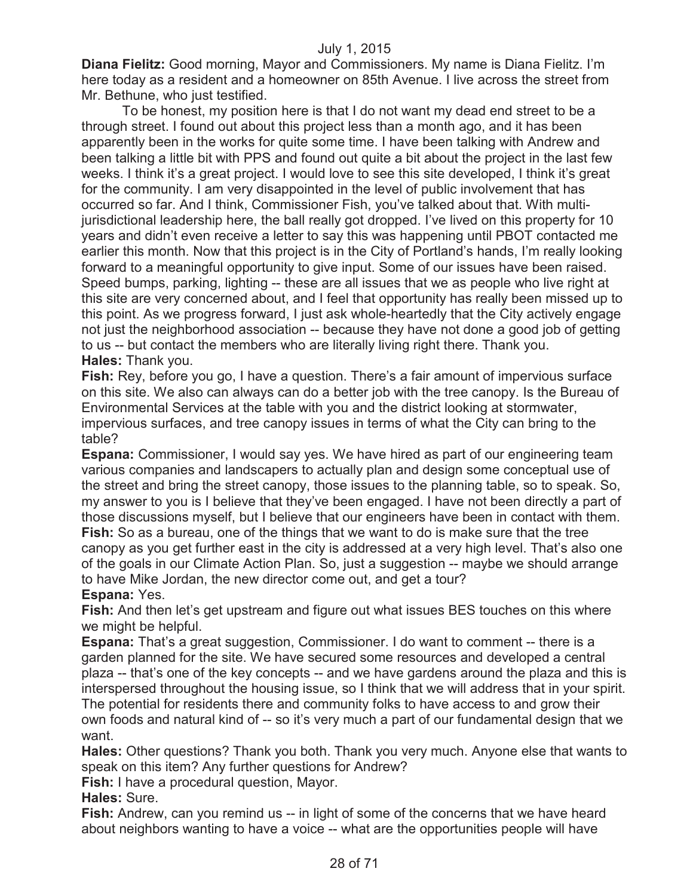**Diana Fielitz:** Good morning, Mayor and Commissioners. My name is Diana Fielitz. I'm here today as a resident and a homeowner on 85th Avenue. I live across the street from Mr. Bethune, who just testified.

To be honest, my position here is that I do not want my dead end street to be a through street. I found out about this project less than a month ago, and it has been apparently been in the works for quite some time. I have been talking with Andrew and been talking a little bit with PPS and found out quite a bit about the project in the last few weeks. I think it's a great project. I would love to see this site developed, I think it's great for the community. I am very disappointed in the level of public involvement that has occurred so far. And I think, Commissioner Fish, you've talked about that. With multi-jurisdictional leadership here, the ball really got dropped. I've lived on this property for 10 years and didn't even receive a letter to say this was happening until PBOT contacted me earlier this month. Now that this project is in the City of Portland's hands, I'm really looking forward to a meaningful opportunity to give input. Some of our issues have been raised. Speed bumps, parking, lighting -- these are all issues that we as people who live right at this site are very concerned about, and I feel that opportunity has really been missed up to this point. As we progress forward, I just ask whole-heartedly that the City actively engage not just the neighborhood association -- because they have not done a good job of getting to us -- but contact the members who are literally living right there. Thank you.

**Hales:** Thank you.

**Fish:** Rey, before you go, I have a question. There's a fair amount of impervious surface on this site. We also can always can do a better job with the tree canopy. Is the Bureau of Environmental Services at the table with you and the district looking at stormwater, impervious surfaces, and tree canopy issues in terms of what the City can bring to the table?

**Espana:** Commissioner, I would say yes. We have hired as part of our engineering team various companies and landscapers to actually plan and design some conceptual use of the street and bring the street canopy, those issues to the planning table, so to speak. So, my answer to you is I believe that they've been engaged. I have not been directly a part of those discussions myself, but I believe that our engineers have been in contact with them.

**Fish:** So as a bureau, one of the things that we want to do is make sure that the tree canopy as you get further east in the city is addressed at a very high level. That's also one of the goals in our Climate Action Plan. So, just a suggestion -- maybe we should arrange to have Mike Jordan, the new director come out, and get a tour?

**Espana:** Yes.

**Fish:** And then let's get upstream and figure out what issues BES touches on this where we might be helpful.

**Espana:** That's a great suggestion, Commissioner. I do want to comment -- there is a garden planned for the site. We have secured some resources and developed a central plaza -- that's one of the key concepts -- and we have gardens around the plaza and this is interspersed throughout the housing issue, so I think that we will address that in your spirit. The potential for residents there and community folks to have access to and grow their own foods and natural kind of -- so it's very much a part of our fundamental design that we want.

**Hales:** Other questions? Thank you both. Thank you very much. Anyone else that wants to speak on this item? Any further questions for Andrew?

**Fish:** I have a procedural question, Mayor.

**Hales:** Sure.

**Fish:** Andrew, can you remind us -- in light of some of the concerns that we have heard about neighbors wanting to have a voice -- what are the opportunities people will have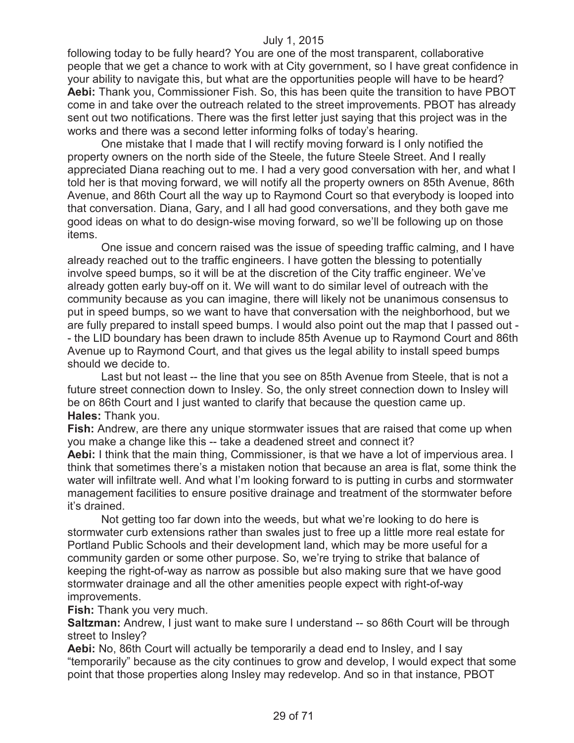following today to be fully heard? You are one of the most transparent, collaborative people that we get a chance to work with at City government, so I have great confidence in your ability to navigate this, but what are the opportunities people will have to be heard?

**Aebi:** Thank you, Commissioner Fish. So, this has been quite the transition to have PBOT come in and take over the outreach related to the street improvements. PBOT has already sent out two notifications. There was the first letter just saying that this project was in the works and there was a second letter informing folks of today's hearing.

One mistake that I made that I will rectify moving forward is I only notified the property owners on the north side of the Steele, the future Steele Street. And I really appreciated Diana reaching out to me. I had a very good conversation with her, and what I told her is that moving forward, we will notify all the property owners on 85th Avenue, 86th Avenue, and 86th Court all the way up to Raymond Court so that everybody is looped into that conversation. Diana, Gary, and I all had good conversations, and they both gave me good ideas on what to do design-wise moving forward, so we'll be following up on those items.

One issue and concern raised was the issue of speeding traffic calming, and I have already reached out to the traffic engineers. I have gotten the blessing to potentially involve speed bumps, so it will be at the discretion of the City traffic engineer. We've already gotten early buy-off on it. We will want to do similar level of outreach with the community because as you can imagine, there will likely not be unanimous consensus to put in speed bumps, so we want to have that conversation with the neighborhood, but we are fully prepared to install speed bumps. I would also point out the map that I passed out -- the LID boundary has been drawn to include 85th Avenue up to Raymond Court and 86th Avenue up to Raymond Court, and that gives us the legal ability to install speed bumps should we decide to.

Last but not least -- the line that you see on 85th Avenue from Steele, that is not a future street connection down to Insley. So, the only street connection down to Insley will be on 86th Court and I just wanted to clarify that because the question came up.

**Hales:** Thank you.

**Fish:** Andrew, are there any unique stormwater issues that are raised that come up when you make a change like this -- take a deadened street and connect it?

**Aebi:** I think that the main thing, Commissioner, is that we have a lot of impervious area. I think that sometimes there's a mistaken notion that because an area is flat, some think the water will infiltrate well. And what I'm looking forward to is putting in curbs and stormwater management facilities to ensure positive drainage and treatment of the stormwater before it's drained.

Not getting too far down into the weeds, but what we're looking to do here is stormwater curb extensions rather than swales just to free up a little more real estate for Portland Public Schools and their development land, which may be more useful for a community garden or some other purpose. So, we're trying to strike that balance of keeping the right-of-way as narrow as possible but also making sure that we have good stormwater drainage and all the other amenities people expect with right-of-way improvements.

**Fish:** Thank you very much.

**Saltzman:** Andrew, I just want to make sure I understand -- so 86th Court will be through street to Insley?

**Aebi:** No, 86th Court will actually be temporarily a dead end to Insley, and I say "temporarily" because as the city continues to grow and develop, I would expect that some point that those properties along Insley may redevelop. And so in that instance, PBOT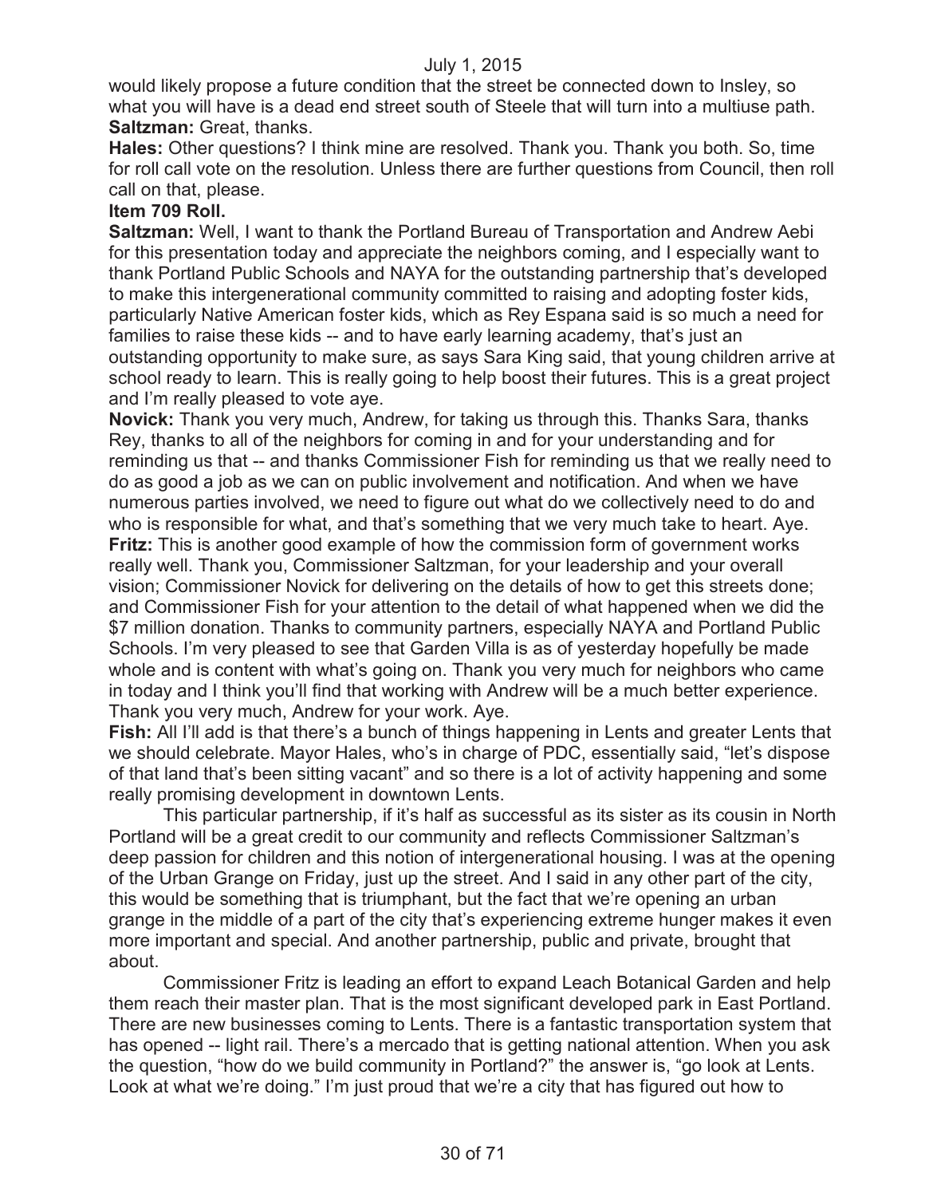would likely propose a future condition that the street be connected down to Insley, so what you will have is a dead end street south of Steele that will turn into a multiuse path.

**Saltzman:** Great, thanks.

**Hales:** Other questions? I think mine are resolved. Thank you. Thank you both. So, time for roll call vote on the resolution. Unless there are further questions from Council, then roll call on that, please.

**Item 709 Roll.**

**Saltzman:** Well, I want to thank the Portland Bureau of Transportation and Andrew Aebi for this presentation today and appreciate the neighbors coming, and I especially want to thank Portland Public Schools and NAYA for the outstanding partnership that's developed to make this intergenerational community committed to raising and adopting foster kids, particularly Native American foster kids, which as Rey Espana said is so much a need for families to raise these kids -- and to have early learning academy, that's just an outstanding opportunity to make sure, as says Sara King said, that young children arrive at school ready to learn. This is really going to help boost their futures. This is a great project and I'm really pleased to vote aye.

**Novick:** Thank you very much, Andrew, for taking us through this. Thanks Sara, thanks Rey, thanks to all of the neighbors for coming in and for your understanding and for reminding us that -- and thanks Commissioner Fish for reminding us that we really need to do as good a job as we can on public involvement and notification. And when we have numerous parties involved, we need to figure out what do we collectively need to do and who is responsible for what, and that's something that we very much take to heart. Aye.

**Fritz:** This is another good example of how the commission form of government works really well. Thank you, Commissioner Saltzman, for your leadership and your overall vision; Commissioner Novick for delivering on the details of how to get this streets done; and Commissioner Fish for your attention to the detail of what happened when we did the $7 million donation. Thanks to community partners, especially NAYA and Portland Public Schools. I'm very pleased to see that Garden Villa is as of yesterday hopefully be made whole and is content with what's going on. Thank you very much for neighbors who came in today and I think you'll find that working with Andrew will be a much better experience. Thank you very much, Andrew for your work. Aye.

**Fish:** All I'll add is that there's a bunch of things happening in Lents and greater Lents that we should celebrate. Mayor Hales, who's in charge of PDC, essentially said, "let's dispose of that land that's been sitting vacant" and so there is a lot of activity happening and some really promising development in downtown Lents.

This particular partnership, if it's half as successful as its sister as its cousin in North Portland will be a great credit to our community and reflects Commissioner Saltzman's deep passion for children and this notion of intergenerational housing. I was at the opening of the Urban Grange on Friday, just up the street. And I said in any other part of the city, this would be something that is triumphant, but the fact that we're opening an urban grange in the middle of a part of the city that's experiencing extreme hunger makes it even more important and special. And another partnership, public and private, brought that about.

Commissioner Fritz is leading an effort to expand Leach Botanical Garden and help them reach their master plan. That is the most significant developed park in East Portland. There are new businesses coming to Lents. There is a fantastic transportation system that has opened -- light rail. There's a mercado that is getting national attention. When you ask the question, "how do we build community in Portland?" the answer is, "go look at Lents. Look at what we're doing." I'm just proud that we're a city that has figured out how to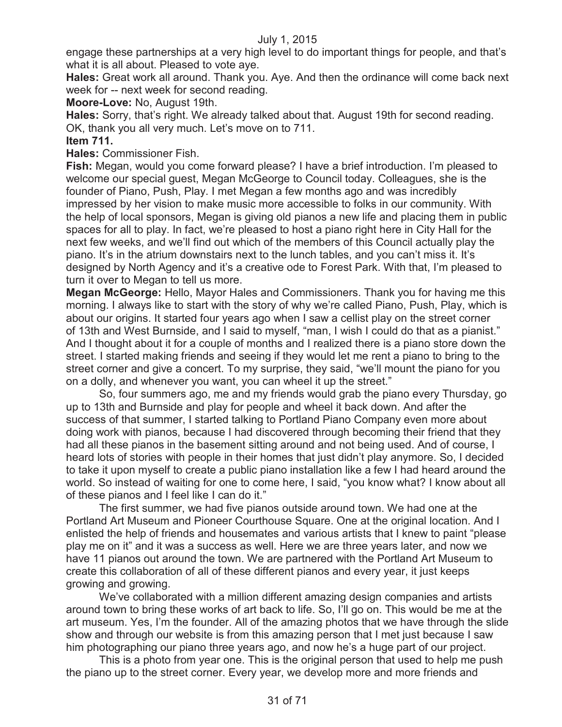engage these partnerships at a very high level to do important things for people, and that's what it is all about. Pleased to vote aye.

**Hales:** Great work all around. Thank you. Aye. And then the ordinance will come back next week for -- next week for second reading.

**Moore-Love:** No, August 19th.

**Hales:** Sorry, that's right. We already talked about that. August 19th for second reading. OK, thank you all very much. Let's move on to 711.

**Item 711.**

**Hales:** Commissioner Fish.

**Fish:** Megan, would you come forward please? I have a brief introduction. I'm pleased to welcome our special guest, Megan McGeorge to Council today. Colleagues, she is the founder of Piano, Push, Play. I met Megan a few months ago and was incredibly impressed by her vision to make music more accessible to folks in our community. With the help of local sponsors, Megan is giving old pianos a new life and placing them in public spaces for all to play. In fact, we're pleased to host a piano right here in City Hall for the next few weeks, and we'll find out which of the members of this Council actually play the piano. It's in the atrium downstairs next to the lunch tables, and you can't miss it. It's designed by North Agency and it's a creative ode to Forest Park. With that, I'm pleased to turn it over to Megan to tell us more.

**Megan McGeorge:** Hello, Mayor Hales and Commissioners. Thank you for having me this morning. I always like to start with the story of why we're called Piano, Push, Play, which is about our origins. It started four years ago when I saw a cellist play on the street corner of 13th and West Burnside, and I said to myself, "man, I wish I could do that as a pianist." And I thought about it for a couple of months and I realized there is a piano store down the street. I started making friends and seeing if they would let me rent a piano to bring to the street corner and give a concert. To my surprise, they said, "we'll mount the piano for you on a dolly, and whenever you want, you can wheel it up the street."

So, four summers ago, me and my friends would grab the piano every Thursday, go up to 13th and Burnside and play for people and wheel it back down. And after the success of that summer, I started talking to Portland Piano Company even more about doing work with pianos, because I had discovered through becoming their friend that they had all these pianos in the basement sitting around and not being used. And of course, I heard lots of stories with people in their homes that just didn't play anymore. So, I decided to take it upon myself to create a public piano installation like a few I had heard around the world. So instead of waiting for one to come here, I said, "you know what? I know about all of these pianos and I feel like I can do it."

The first summer, we had five pianos outside around town. We had one at the Portland Art Museum and Pioneer Courthouse Square. One at the original location. And I enlisted the help of friends and housemates and various artists that I knew to paint "please play me on it" and it was a success as well. Here we are three years later, and now we have 11 pianos out around the town. We are partnered with the Portland Art Museum to create this collaboration of all of these different pianos and every year, it just keeps growing and growing.

We've collaborated with a million different amazing design companies and artists around town to bring these works of art back to life. So, I'll go on. This would be me at the art museum. Yes, I'm the founder. All of the amazing photos that we have through the slide show and through our website is from this amazing person that I met just because I saw him photographing our piano three years ago, and now he's a huge part of our project.

This is a photo from year one. This is the original person that used to help me push the piano up to the street corner. Every year, we develop more and more friends and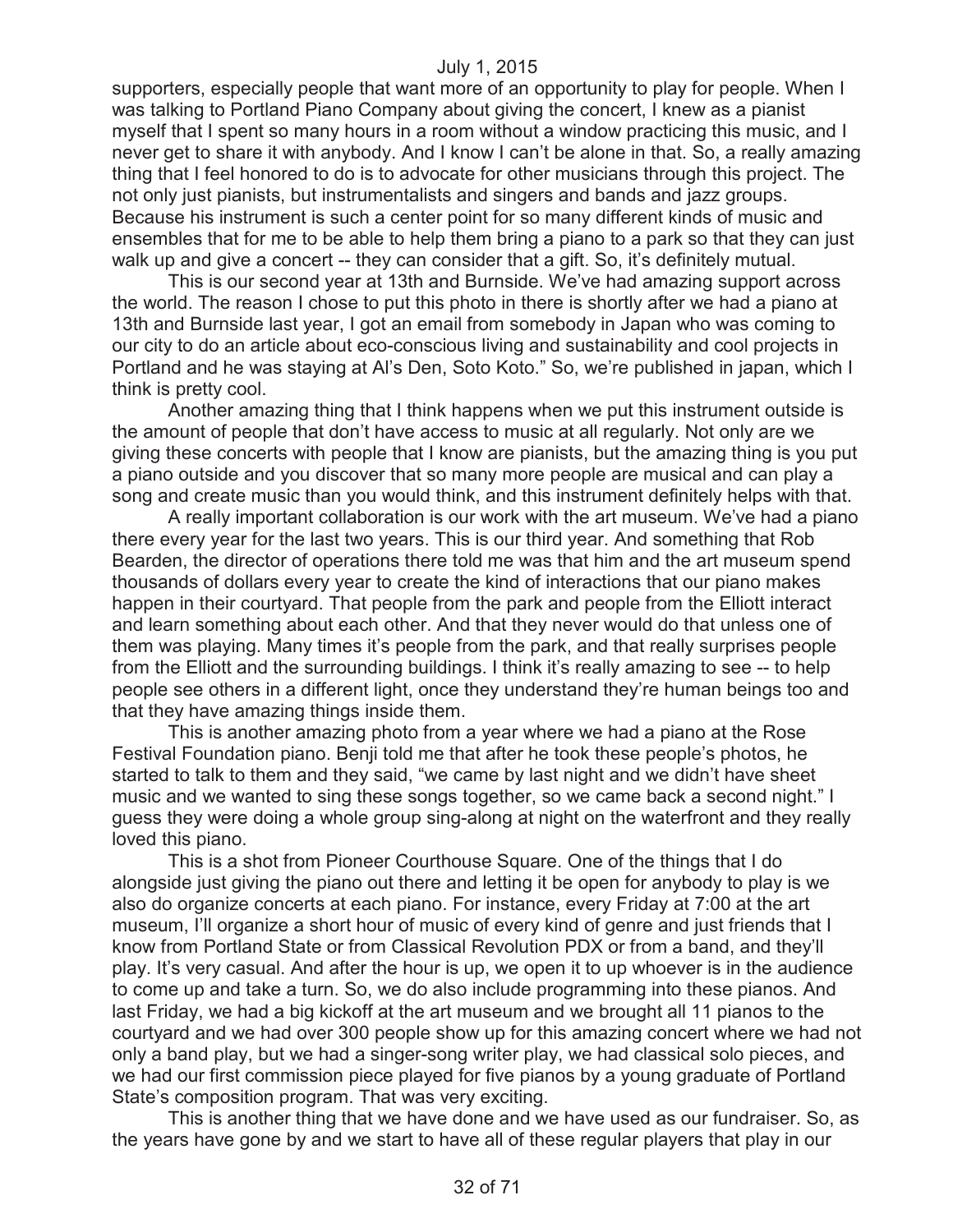supporters, especially people that want more of an opportunity to play for people. When I was talking to Portland Piano Company about giving the concert, I knew as a pianist myself that I spent so many hours in a room without a window practicing this music, and I never get to share it with anybody. And I know I can't be alone in that. So, a really amazing thing that I feel honored to do is to advocate for other musicians through this project. The not only just pianists, but instrumentalists and singers and bands and jazz groups. Because his instrument is such a center point for so many different kinds of music and ensembles that for me to be able to help them bring a piano to a park so that they can just walk up and give a concert -- they can consider that a gift. So, it's definitely mutual.

This is our second year at 13th and Burnside. We've had amazing support across the world. The reason I chose to put this photo in there is shortly after we had a piano at 13th and Burnside last year, I got an email from somebody in Japan who was coming to our city to do an article about eco-conscious living and sustainability and cool projects in Portland and he was staying at Al's Den, Soto Koto." So, we're published in japan, which I think is pretty cool.

Another amazing thing that I think happens when we put this instrument outside is the amount of people that don't have access to music at all regularly. Not only are we giving these concerts with people that I know are pianists, but the amazing thing is you put a piano outside and you discover that so many more people are musical and can play a song and create music than you would think, and this instrument definitely helps with that.

A really important collaboration is our work with the art museum. We've had a piano there every year for the last two years. This is our third year. And something that Rob Bearden, the director of operations there told me was that him and the art museum spend thousands of dollars every year to create the kind of interactions that our piano makes happen in their courtyard. That people from the park and people from the Elliott interact and learn something about each other. And that they never would do that unless one of them was playing. Many times it's people from the park, and that really surprises people from the Elliott and the surrounding buildings. I think it's really amazing to see -- to help people see others in a different light, once they understand they're human beings too and that they have amazing things inside them.

This is another amazing photo from a year where we had a piano at the Rose Festival Foundation piano. Benji told me that after he took these people's photos, he started to talk to them and they said, "we came by last night and we didn't have sheet music and we wanted to sing these songs together, so we came back a second night." I guess they were doing a whole group sing-along at night on the waterfront and they really loved this piano.

This is a shot from Pioneer Courthouse Square. One of the things that I do alongside just giving the piano out there and letting it be open for anybody to play is we also do organize concerts at each piano. For instance, every Friday at 7:00 at the art museum, I'll organize a short hour of music of every kind of genre and just friends that I know from Portland State or from Classical Revolution PDX or from a band, and they'll play. It's very casual. And after the hour is up, we open it to up whoever is in the audience to come up and take a turn. So, we do also include programming into these pianos. And last Friday, we had a big kickoff at the art museum and we brought all 11 pianos to the courtyard and we had over 300 people show up for this amazing concert where we had not only a band play, but we had a singer-song writer play, we had classical solo pieces, and we had our first commission piece played for five pianos by a young graduate of Portland State's composition program. That was very exciting.

This is another thing that we have done and we have used as our fundraiser. So, as the years have gone by and we start to have all of these regular players that play in our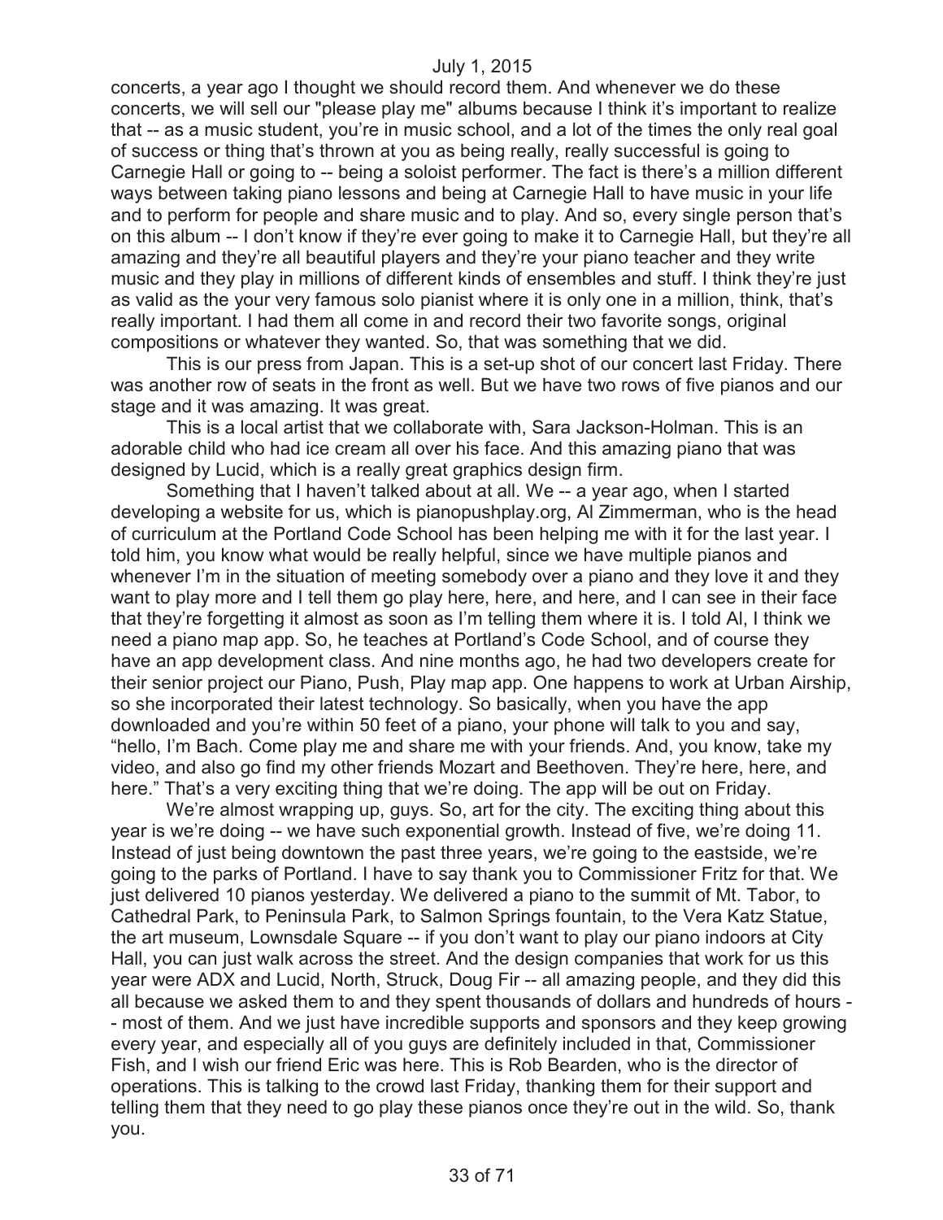concerts, a year ago I thought we should record them. And whenever we do these concerts, we will sell our "please play me" albums because I think it's important to realize that -- as a music student, you're in music school, and a lot of the times the only real goal of success or thing that's thrown at you as being really, really successful is going to Carnegie Hall or going to -- being a soloist performer. The fact is there's a million different ways between taking piano lessons and being at Carnegie Hall to have music in your life and to perform for people and share music and to play. And so, every single person that's on this album -- I don't know if they're ever going to make it to Carnegie Hall, but they're all amazing and they're all beautiful players and they're your piano teacher and they write music and they play in millions of different kinds of ensembles and stuff. I think they're just as valid as the your very famous solo pianist where it is only one in a million, think, that's really important. I had them all come in and record their two favorite songs, original compositions or whatever they wanted. So, that was something that we did.

This is our press from Japan. This is a set-up shot of our concert last Friday. There was another row of seats in the front as well. But we have two rows of five pianos and our stage and it was amazing. It was great.

This is a local artist that we collaborate with, Sara Jackson-Holman. This is an adorable child who had ice cream all over his face. And this amazing piano that was designed by Lucid, which is a really great graphics design firm.

Something that I haven't talked about at all. We -- a year ago, when I started developing a website for us, which is pianopushplay.org, Al Zimmerman, who is the head of curriculum at the Portland Code School has been helping me with it for the last year. I told him, you know what would be really helpful, since we have multiple pianos and whenever I'm in the situation of meeting somebody over a piano and they love it and they want to play more and I tell them go play here, here, and here, and I can see in their face that they're forgetting it almost as soon as I'm telling them where it is. I told Al, I think we need a piano map app. So, he teaches at Portland's Code School, and of course they have an app development class. And nine months ago, he had two developers create for their senior project our Piano, Push, Play map app. One happens to work at Urban Airship, so she incorporated their latest technology. So basically, when you have the app downloaded and you're within 50 feet of a piano, your phone will talk to you and say, "hello, I'm Bach. Come play me and share me with your friends. And, you know, take my video, and also go find my other friends Mozart and Beethoven. They're here, here, and here." That's a very exciting thing that we're doing. The app will be out on Friday.

We're almost wrapping up, guys. So, art for the city. The exciting thing about this year is we're doing -- we have such exponential growth. Instead of five, we're doing 11. Instead of just being downtown the past three years, we're going to the eastside, we're going to the parks of Portland. I have to say thank you to Commissioner Fritz for that. We just delivered 10 pianos yesterday. We delivered a piano to the summit of Mt. Tabor, to Cathedral Park, to Peninsula Park, to Salmon Springs fountain, to the Vera Katz Statue, the art museum, Lownsdale Square -- if you don't want to play our piano indoors at City Hall, you can just walk across the street. And the design companies that work for us this year were ADX and Lucid, North, Struck, Doug Fir -- all amazing people, and they did this all because we asked them to and they spent thousands of dollars and hundreds of hours -- most of them. And we just have incredible supports and sponsors and they keep growing every year, and especially all of you guys are definitely included in that, Commissioner Fish, and I wish our friend Eric was here. This is Rob Bearden, who is the director of operations. This is talking to the crowd last Friday, thanking them for their support and telling them that they need to go play these pianos once they're out in the wild. So, thank you.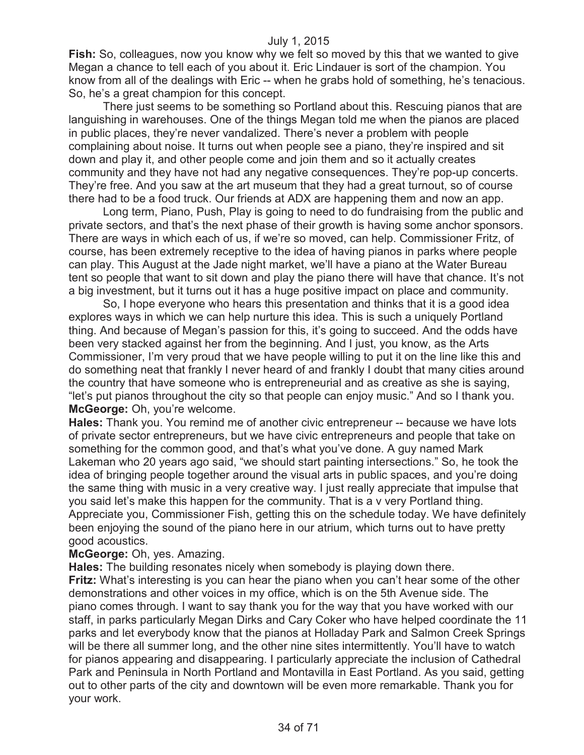**Fish:** So, colleagues, now you know why we felt so moved by this that we wanted to give Megan a chance to tell each of you about it. Eric Lindauer is sort of the champion. You know from all of the dealings with Eric -- when he grabs hold of something, he's tenacious. So, he's a great champion for this concept.

There just seems to be something so Portland about this. Rescuing pianos that are languishing in warehouses. One of the things Megan told me when the pianos are placed in public places, they're never vandalized. There's never a problem with people complaining about noise. It turns out when people see a piano, they're inspired and sit down and play it, and other people come and join them and so it actually creates community and they have not had any negative consequences. They're pop-up concerts. They're free. And you saw at the art museum that they had a great turnout, so of course there had to be a food truck. Our friends at ADX are happening them and now an app.

Long term, Piano, Push, Play is going to need to do fundraising from the public and private sectors, and that's the next phase of their growth is having some anchor sponsors. There are ways in which each of us, if we're so moved, can help. Commissioner Fritz, of course, has been extremely receptive to the idea of having pianos in parks where people can play. This August at the Jade night market, we'll have a piano at the Water Bureau tent so people that want to sit down and play the piano there will have that chance. It's not a big investment, but it turns out it has a huge positive impact on place and community.

So, I hope everyone who hears this presentation and thinks that it is a good idea explores ways in which we can help nurture this idea. This is such a uniquely Portland thing. And because of Megan's passion for this, it's going to succeed. And the odds have been very stacked against her from the beginning. And I just, you know, as the Arts Commissioner, I'm very proud that we have people willing to put it on the line like this and do something neat that frankly I never heard of and frankly I doubt that many cities around the country that have someone who is entrepreneurial and as creative as she is saying, "let's put pianos throughout the city so that people can enjoy music." And so I thank you.

**McGeorge:** Oh, you're welcome.

**Hales:** Thank you. You remind me of another civic entrepreneur -- because we have lots of private sector entrepreneurs, but we have civic entrepreneurs and people that take on something for the common good, and that's what you've done. A guy named Mark Lakeman who 20 years ago said, "we should start painting intersections." So, he took the idea of bringing people together around the visual arts in public spaces, and you're doing the same thing with music in a very creative way. I just really appreciate that impulse that you said let's make this happen for the community. That is a v very Portland thing. Appreciate you, Commissioner Fish, getting this on the schedule today. We have definitely been enjoying the sound of the piano here in our atrium, which turns out to have pretty good acoustics.

**McGeorge:** Oh, yes. Amazing.

**Hales:** The building resonates nicely when somebody is playing down there.

**Fritz:** What's interesting is you can hear the piano when you can't hear some of the other demonstrations and other voices in my office, which is on the 5th Avenue side. The piano comes through. I want to say thank you for the way that you have worked with our staff, in parks particularly Megan Dirks and Cary Coker who have helped coordinate the 11 parks and let everybody know that the pianos at Holladay Park and Salmon Creek Springs will be there all summer long, and the other nine sites intermittently. You'll have to watch for pianos appearing and disappearing. I particularly appreciate the inclusion of Cathedral Park and Peninsula in North Portland and Montavilla in East Portland. As you said, getting out to other parts of the city and downtown will be even more remarkable. Thank you for your work.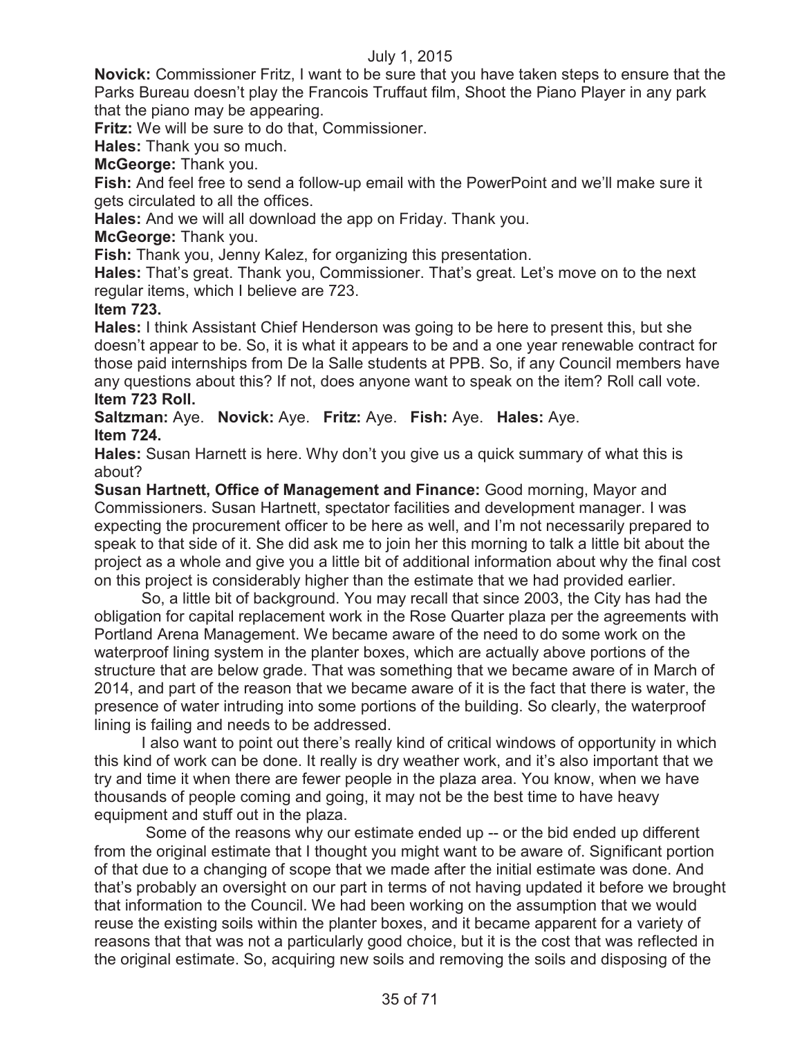**Novick:** Commissioner Fritz, I want to be sure that you have taken steps to ensure that the Parks Bureau doesn't play the Francois Truffaut film, Shoot the Piano Player in any park that the piano may be appearing.

**Fritz:** We will be sure to do that, Commissioner.

**Hales:** Thank you so much.

**McGeorge:** Thank you.

**Fish:** And feel free to send a follow-up email with the PowerPoint and we'll make sure it gets circulated to all the offices.

**Hales:** And we will all download the app on Friday. Thank you.

**McGeorge:** Thank you.

**Fish:** Thank you, Jenny Kalez, for organizing this presentation.

**Hales:** That's great. Thank you, Commissioner. That's great. Let's move on to the next regular items, which I believe are 723.

**Item 723.**

**Hales:** I think Assistant Chief Henderson was going to be here to present this, but she doesn't appear to be. So, it is what it appears to be and a one year renewable contract for those paid internships from De la Salle students at PPB. So, if any Council members have any questions about this? If not, does anyone want to speak on the item? Roll call vote.

**Item 723 Roll.**

**Saltzman:** Aye. **Novick:** Aye. **Fritz:** Aye. **Fish:** Aye. **Hales:** Aye.

**Item 724.**

**Hales:** Susan Harnett is here. Why don't you give us a quick summary of what this is about?

**Susan Hartnett, Office of Management and Finance:** Good morning, Mayor and Commissioners. Susan Hartnett, spectator facilities and development manager. I was expecting the procurement officer to be here as well, and I'm not necessarily prepared to speak to that side of it. She did ask me to join her this morning to talk a little bit about the project as a whole and give you a little bit of additional information about why the final cost on this project is considerably higher than the estimate that we had provided earlier.

So, a little bit of background. You may recall that since 2003, the City has had the obligation for capital replacement work in the Rose Quarter plaza per the agreements with Portland Arena Management. We became aware of the need to do some work on the waterproof lining system in the planter boxes, which are actually above portions of the structure that are below grade. That was something that we became aware of in March of 2014, and part of the reason that we became aware of it is the fact that there is water, the presence of water intruding into some portions of the building. So clearly, the waterproof lining is failing and needs to be addressed.

I also want to point out there's really kind of critical windows of opportunity in which this kind of work can be done. It really is dry weather work, and it's also important that we try and time it when there are fewer people in the plaza area. You know, when we have thousands of people coming and going, it may not be the best time to have heavy equipment and stuff out in the plaza.

Some of the reasons why our estimate ended up -- or the bid ended up different from the original estimate that I thought you might want to be aware of. Significant portion of that due to a changing of scope that we made after the initial estimate was done. And that's probably an oversight on our part in terms of not having updated it before we brought that information to the Council. We had been working on the assumption that we would reuse the existing soils within the planter boxes, and it became apparent for a variety of reasons that that was not a particularly good choice, but it is the cost that was reflected in the original estimate. So, acquiring new soils and removing the soils and disposing of the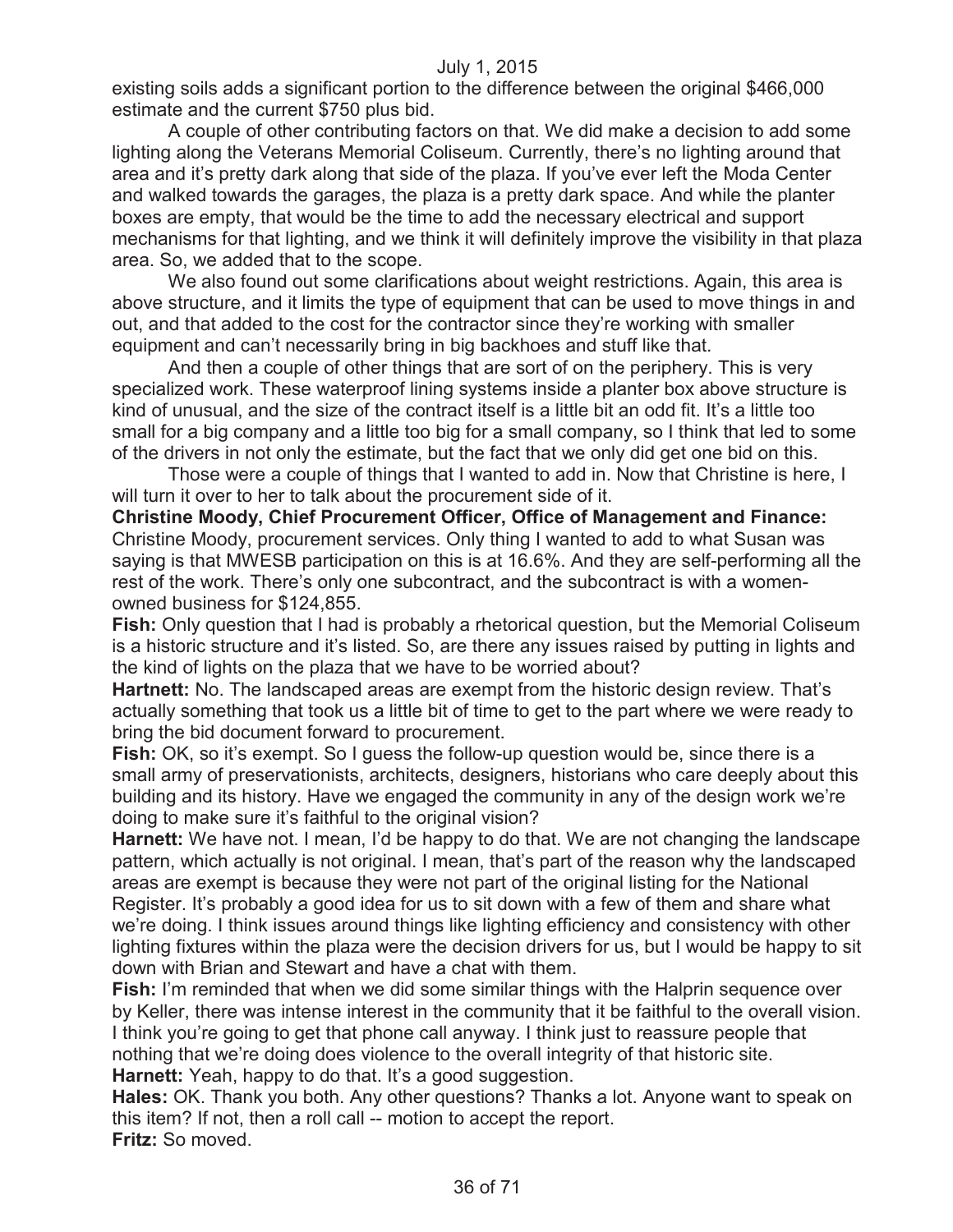existing soils adds a significant portion to the difference between the original $466,000 estimate and the current $750 plus bid.

A couple of other contributing factors on that. We did make a decision to add some lighting along the Veterans Memorial Coliseum. Currently, there's no lighting around that area and it's pretty dark along that side of the plaza. If you've ever left the Moda Center and walked towards the garages, the plaza is a pretty dark space. And while the planter boxes are empty, that would be the time to add the necessary electrical and support mechanisms for that lighting, and we think it will definitely improve the visibility in that plaza area. So, we added that to the scope.

We also found out some clarifications about weight restrictions. Again, this area is above structure, and it limits the type of equipment that can be used to move things in and out, and that added to the cost for the contractor since they're working with smaller equipment and can't necessarily bring in big backhoes and stuff like that.

And then a couple of other things that are sort of on the periphery. This is very specialized work. These waterproof lining systems inside a planter box above structure is kind of unusual, and the size of the contract itself is a little bit an odd fit. It's a little too small for a big company and a little too big for a small company, so I think that led to some of the drivers in not only the estimate, but the fact that we only did get one bid on this.

Those were a couple of things that I wanted to add in. Now that Christine is here, I will turn it over to her to talk about the procurement side of it.

**Christine Moody, Chief Procurement Officer, Office of Management and Finance:** Christine Moody, procurement services. Only thing I wanted to add to what Susan was saying is that MWESB participation on this is at 16.6%. And they are self-performing all the rest of the work. There's only one subcontract, and the subcontract is with a women-owned business for $124,855.

**Fish:** Only question that I had is probably a rhetorical question, but the Memorial Coliseum is a historic structure and it's listed. So, are there any issues raised by putting in lights and the kind of lights on the plaza that we have to be worried about?

**Hartnett:** No. The landscaped areas are exempt from the historic design review. That's actually something that took us a little bit of time to get to the part where we were ready to bring the bid document forward to procurement.

**Fish:** OK, so it's exempt. So I guess the follow-up question would be, since there is a small army of preservationists, architects, designers, historians who care deeply about this building and its history. Have we engaged the community in any of the design work we're doing to make sure it's faithful to the original vision?

**Harnett:** We have not. I mean, I'd be happy to do that. We are not changing the landscape pattern, which actually is not original. I mean, that's part of the reason why the landscaped areas are exempt is because they were not part of the original listing for the National Register. It's probably a good idea for us to sit down with a few of them and share what we're doing. I think issues around things like lighting efficiency and consistency with other lighting fixtures within the plaza were the decision drivers for us, but I would be happy to sit down with Brian and Stewart and have a chat with them.

**Fish:** I'm reminded that when we did some similar things with the Halprin sequence over by Keller, there was intense interest in the community that it be faithful to the overall vision. I think you're going to get that phone call anyway. I think just to reassure people that nothing that we're doing does violence to the overall integrity of that historic site.

**Harnett:** Yeah, happy to do that. It's a good suggestion.

**Hales:** OK. Thank you both. Any other questions? Thanks a lot. Anyone want to speak on this item? If not, then a roll call -- motion to accept the report.

**Fritz:** So moved.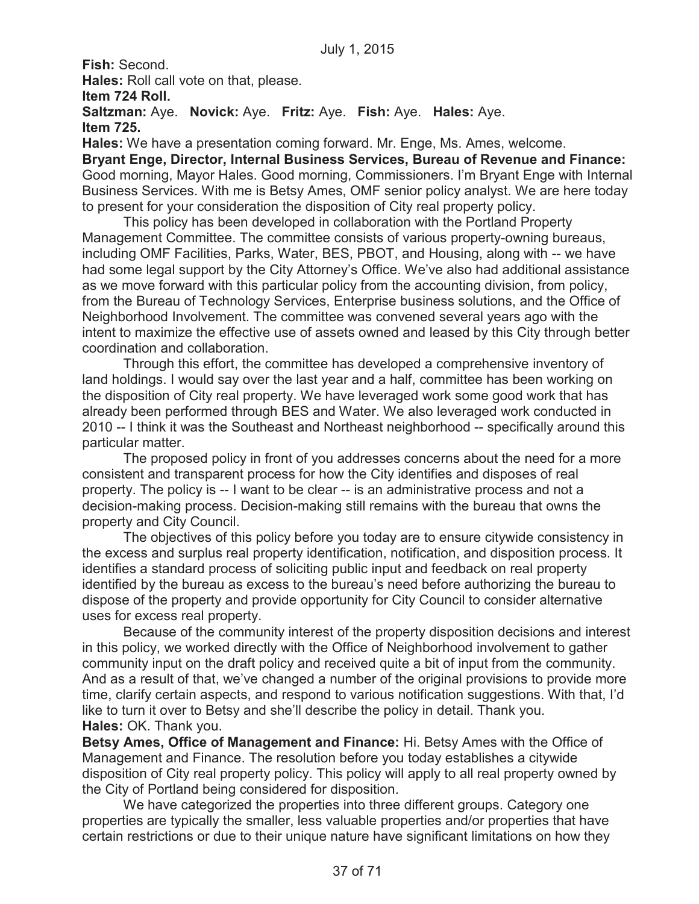**Fish:** Second.

**Hales:** Roll call vote on that, please.

**Item 724 Roll.**

**Saltzman:** Aye. **Novick:** Aye. **Fritz:** Aye. **Fish:** Aye. **Hales:** Aye.

**Item 725.**

**Hales:** We have a presentation coming forward. Mr. Enge, Ms. Ames, welcome.

**Bryant Enge, Director, Internal Business Services, Bureau of Revenue and Finance:** Good morning, Mayor Hales. Good morning, Commissioners. I'm Bryant Enge with Internal Business Services. With me is Betsy Ames, OMF senior policy analyst. We are here today to present for your consideration the disposition of City real property policy.

This policy has been developed in collaboration with the Portland Property Management Committee. The committee consists of various property-owning bureaus, including OMF Facilities, Parks, Water, BES, PBOT, and Housing, along with -- we have had some legal support by the City Attorney's Office. We've also had additional assistance as we move forward with this particular policy from the accounting division, from policy, from the Bureau of Technology Services, Enterprise business solutions, and the Office of Neighborhood Involvement. The committee was convened several years ago with the intent to maximize the effective use of assets owned and leased by this City through better coordination and collaboration.

Through this effort, the committee has developed a comprehensive inventory of land holdings. I would say over the last year and a half, committee has been working on the disposition of City real property. We have leveraged work some good work that has already been performed through BES and Water. We also leveraged work conducted in 2010 -- I think it was the Southeast and Northeast neighborhood -- specifically around this particular matter.

The proposed policy in front of you addresses concerns about the need for a more consistent and transparent process for how the City identifies and disposes of real property. The policy is -- I want to be clear -- is an administrative process and not a decision-making process. Decision-making still remains with the bureau that owns the property and City Council.

The objectives of this policy before you today are to ensure citywide consistency in the excess and surplus real property identification, notification, and disposition process. It identifies a standard process of soliciting public input and feedback on real property identified by the bureau as excess to the bureau's need before authorizing the bureau to dispose of the property and provide opportunity for City Council to consider alternative uses for excess real property.

Because of the community interest of the property disposition decisions and interest in this policy, we worked directly with the Office of Neighborhood involvement to gather community input on the draft policy and received quite a bit of input from the community. And as a result of that, we've changed a number of the original provisions to provide more time, clarify certain aspects, and respond to various notification suggestions. With that, I'd like to turn it over to Betsy and she'll describe the policy in detail. Thank you.

**Hales:** OK. Thank you.

**Betsy Ames, Office of Management and Finance:** Hi. Betsy Ames with the Office of Management and Finance. The resolution before you today establishes a citywide disposition of City real property policy. This policy will apply to all real property owned by the City of Portland being considered for disposition.

We have categorized the properties into three different groups. Category one properties are typically the smaller, less valuable properties and/or properties that have certain restrictions or due to their unique nature have significant limitations on how they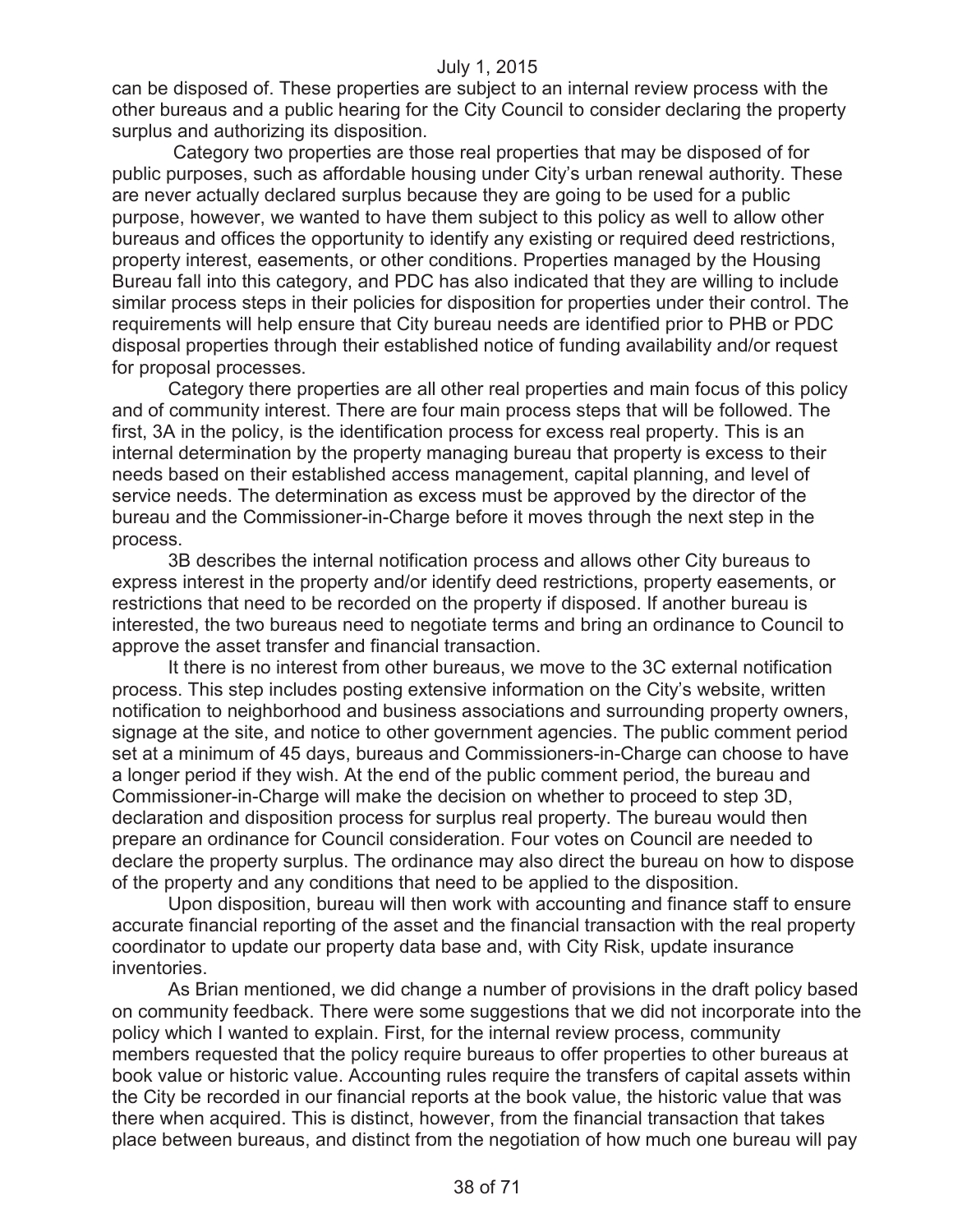can be disposed of. These properties are subject to an internal review process with the other bureaus and a public hearing for the City Council to consider declaring the property surplus and authorizing its disposition.

Category two properties are those real properties that may be disposed of for public purposes, such as affordable housing under City's urban renewal authority. These are never actually declared surplus because they are going to be used for a public purpose, however, we wanted to have them subject to this policy as well to allow other bureaus and offices the opportunity to identify any existing or required deed restrictions, property interest, easements, or other conditions. Properties managed by the Housing Bureau fall into this category, and PDC has also indicated that they are willing to include similar process steps in their policies for disposition for properties under their control. The requirements will help ensure that City bureau needs are identified prior to PHB or PDC disposal properties through their established notice of funding availability and/or request for proposal processes.

Category there properties are all other real properties and main focus of this policy and of community interest. There are four main process steps that will be followed. The first, 3A in the policy, is the identification process for excess real property. This is an internal determination by the property managing bureau that property is excess to their needs based on their established access management, capital planning, and level of service needs. The determination as excess must be approved by the director of the bureau and the Commissioner-in-Charge before it moves through the next step in the process.

3B describes the internal notification process and allows other City bureaus to express interest in the property and/or identify deed restrictions, property easements, or restrictions that need to be recorded on the property if disposed. If another bureau is interested, the two bureaus need to negotiate terms and bring an ordinance to Council to approve the asset transfer and financial transaction.

It there is no interest from other bureaus, we move to the 3C external notification process. This step includes posting extensive information on the City's website, written notification to neighborhood and business associations and surrounding property owners, signage at the site, and notice to other government agencies. The public comment period set at a minimum of 45 days, bureaus and Commissioners-in-Charge can choose to have a longer period if they wish. At the end of the public comment period, the bureau and Commissioner-in-Charge will make the decision on whether to proceed to step 3D, declaration and disposition process for surplus real property. The bureau would then prepare an ordinance for Council consideration. Four votes on Council are needed to declare the property surplus. The ordinance may also direct the bureau on how to dispose of the property and any conditions that need to be applied to the disposition.

Upon disposition, bureau will then work with accounting and finance staff to ensure accurate financial reporting of the asset and the financial transaction with the real property coordinator to update our property data base and, with City Risk, update insurance inventories.

As Brian mentioned, we did change a number of provisions in the draft policy based on community feedback. There were some suggestions that we did not incorporate into the policy which I wanted to explain. First, for the internal review process, community members requested that the policy require bureaus to offer properties to other bureaus at book value or historic value. Accounting rules require the transfers of capital assets within the City be recorded in our financial reports at the book value, the historic value that was there when acquired. This is distinct, however, from the financial transaction that takes place between bureaus, and distinct from the negotiation of how much one bureau will pay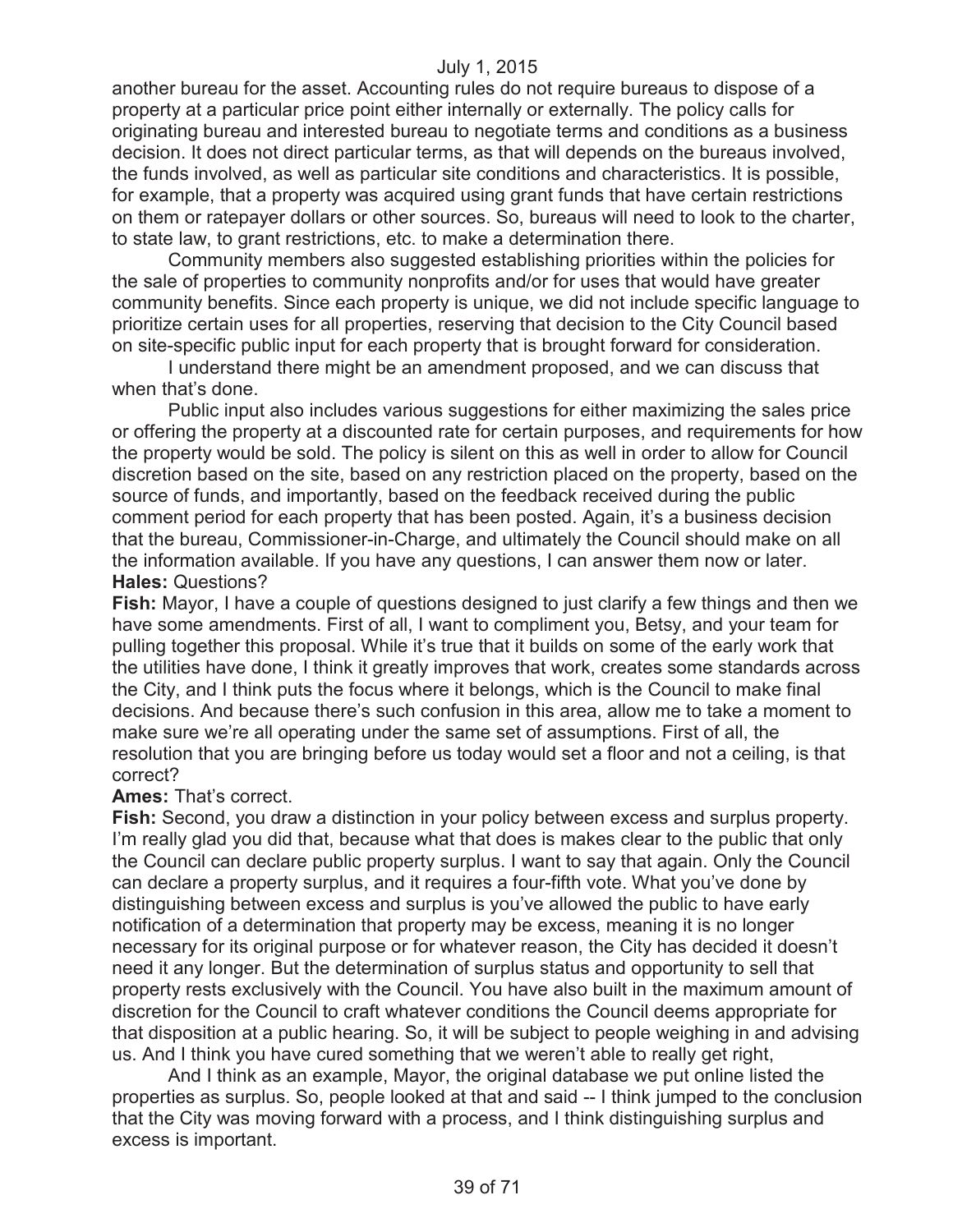another bureau for the asset. Accounting rules do not require bureaus to dispose of a property at a particular price point either internally or externally. The policy calls for originating bureau and interested bureau to negotiate terms and conditions as a business decision. It does not direct particular terms, as that will depends on the bureaus involved, the funds involved, as well as particular site conditions and characteristics. It is possible, for example, that a property was acquired using grant funds that have certain restrictions on them or ratepayer dollars or other sources. So, bureaus will need to look to the charter, to state law, to grant restrictions, etc. to make a determination there.

Community members also suggested establishing priorities within the policies for the sale of properties to community nonprofits and/or for uses that would have greater community benefits. Since each property is unique, we did not include specific language to prioritize certain uses for all properties, reserving that decision to the City Council based on site-specific public input for each property that is brought forward for consideration.

I understand there might be an amendment proposed, and we can discuss that when that's done.

Public input also includes various suggestions for either maximizing the sales price or offering the property at a discounted rate for certain purposes, and requirements for how the property would be sold. The policy is silent on this as well in order to allow for Council discretion based on the site, based on any restriction placed on the property, based on the source of funds, and importantly, based on the feedback received during the public comment period for each property that has been posted. Again, it's a business decision that the bureau, Commissioner-in-Charge, and ultimately the Council should make on all the information available. If you have any questions, I can answer them now or later.

**Hales:** Questions?

**Fish:** Mayor, I have a couple of questions designed to just clarify a few things and then we have some amendments. First of all, I want to compliment you, Betsy, and your team for pulling together this proposal. While it's true that it builds on some of the early work that the utilities have done, I think it greatly improves that work, creates some standards across the City, and I think puts the focus where it belongs, which is the Council to make final decisions. And because there's such confusion in this area, allow me to take a moment to make sure we're all operating under the same set of assumptions. First of all, the resolution that you are bringing before us today would set a floor and not a ceiling, is that correct?

**Ames:** That's correct.

**Fish:** Second, you draw a distinction in your policy between excess and surplus property. I'm really glad you did that, because what that does is makes clear to the public that only the Council can declare public property surplus. I want to say that again. Only the Council can declare a property surplus, and it requires a four-fifth vote. What you've done by distinguishing between excess and surplus is you've allowed the public to have early notification of a determination that property may be excess, meaning it is no longer necessary for its original purpose or for whatever reason, the City has decided it doesn't need it any longer. But the determination of surplus status and opportunity to sell that property rests exclusively with the Council. You have also built in the maximum amount of discretion for the Council to craft whatever conditions the Council deems appropriate for that disposition at a public hearing. So, it will be subject to people weighing in and advising us. And I think you have cured something that we weren't able to really get right,

And I think as an example, Mayor, the original database we put online listed the properties as surplus. So, people looked at that and said -- I think jumped to the conclusion that the City was moving forward with a process, and I think distinguishing surplus and excess is important.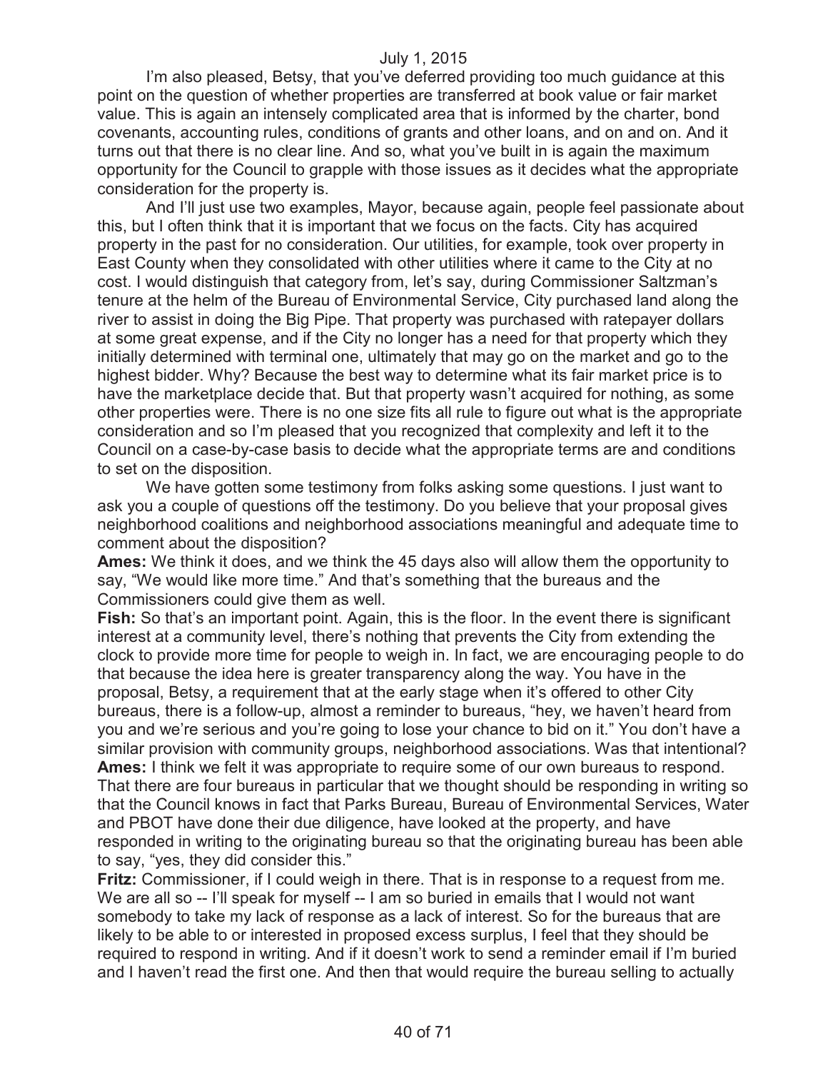I'm also pleased, Betsy, that you've deferred providing too much guidance at this point on the question of whether properties are transferred at book value or fair market value. This is again an intensely complicated area that is informed by the charter, bond covenants, accounting rules, conditions of grants and other loans, and on and on. And it turns out that there is no clear line. And so, what you've built in is again the maximum opportunity for the Council to grapple with those issues as it decides what the appropriate consideration for the property is.

And I'll just use two examples, Mayor, because again, people feel passionate about this, but I often think that it is important that we focus on the facts. City has acquired property in the past for no consideration. Our utilities, for example, took over property in East County when they consolidated with other utilities where it came to the City at no cost. I would distinguish that category from, let's say, during Commissioner Saltzman's tenure at the helm of the Bureau of Environmental Service, City purchased land along the river to assist in doing the Big Pipe. That property was purchased with ratepayer dollars at some great expense, and if the City no longer has a need for that property which they initially determined with terminal one, ultimately that may go on the market and go to the highest bidder. Why? Because the best way to determine what its fair market price is to have the marketplace decide that. But that property wasn't acquired for nothing, as some other properties were. There is no one size fits all rule to figure out what is the appropriate consideration and so I'm pleased that you recognized that complexity and left it to the Council on a case-by-case basis to decide what the appropriate terms are and conditions to set on the disposition.

We have gotten some testimony from folks asking some questions. I just want to ask you a couple of questions off the testimony. Do you believe that your proposal gives neighborhood coalitions and neighborhood associations meaningful and adequate time to comment about the disposition?

**Ames:** We think it does, and we think the 45 days also will allow them the opportunity to say, "We would like more time." And that's something that the bureaus and the Commissioners could give them as well.

**Fish:** So that's an important point. Again, this is the floor. In the event there is significant interest at a community level, there's nothing that prevents the City from extending the clock to provide more time for people to weigh in. In fact, we are encouraging people to do that because the idea here is greater transparency along the way. You have in the proposal, Betsy, a requirement that at the early stage when it's offered to other City bureaus, there is a follow-up, almost a reminder to bureaus, "hey, we haven't heard from you and we're serious and you're going to lose your chance to bid on it." You don't have a similar provision with community groups, neighborhood associations. Was that intentional?

**Ames:** I think we felt it was appropriate to require some of our own bureaus to respond. That there are four bureaus in particular that we thought should be responding in writing so that the Council knows in fact that Parks Bureau, Bureau of Environmental Services, Water and PBOT have done their due diligence, have looked at the property, and have responded in writing to the originating bureau so that the originating bureau has been able to say, "yes, they did consider this."

**Fritz:** Commissioner, if I could weigh in there. That is in response to a request from me. We are all so -- I'll speak for myself -- I am so buried in emails that I would not want somebody to take my lack of response as a lack of interest. So for the bureaus that are likely to be able to or interested in proposed excess surplus, I feel that they should be required to respond in writing. And if it doesn't work to send a reminder email if I'm buried and I haven't read the first one. And then that would require the bureau selling to actually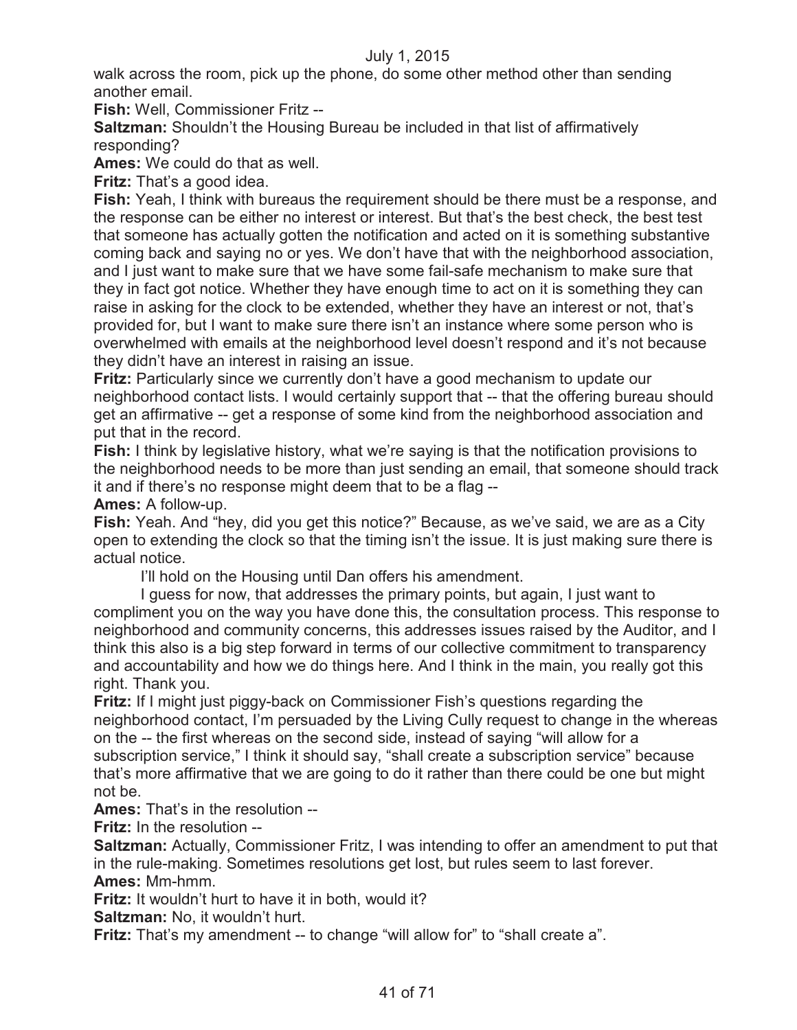walk across the room, pick up the phone, do some other method other than sending another email.

**Fish:** Well, Commissioner Fritz --

**Saltzman:** Shouldn't the Housing Bureau be included in that list of affirmatively responding?

**Ames:** We could do that as well.

**Fritz:** That's a good idea.

**Fish:** Yeah, I think with bureaus the requirement should be there must be a response, and the response can be either no interest or interest. But that's the best check, the best test that someone has actually gotten the notification and acted on it is something substantive coming back and saying no or yes. We don't have that with the neighborhood association, and I just want to make sure that we have some fail-safe mechanism to make sure that they in fact got notice. Whether they have enough time to act on it is something they can raise in asking for the clock to be extended, whether they have an interest or not, that's provided for, but I want to make sure there isn't an instance where some person who is overwhelmed with emails at the neighborhood level doesn't respond and it's not because they didn't have an interest in raising an issue.

**Fritz:** Particularly since we currently don't have a good mechanism to update our neighborhood contact lists. I would certainly support that -- that the offering bureau should get an affirmative -- get a response of some kind from the neighborhood association and put that in the record.

**Fish:** I think by legislative history, what we're saying is that the notification provisions to the neighborhood needs to be more than just sending an email, that someone should track it and if there's no response might deem that to be a flag --

**Ames:** A follow-up.

**Fish:** Yeah. And "hey, did you get this notice?" Because, as we've said, we are as a City open to extending the clock so that the timing isn't the issue. It is just making sure there is actual notice.

I'll hold on the Housing until Dan offers his amendment.

I guess for now, that addresses the primary points, but again, I just want to compliment you on the way you have done this, the consultation process. This response to neighborhood and community concerns, this addresses issues raised by the Auditor, and I think this also is a big step forward in terms of our collective commitment to transparency and accountability and how we do things here. And I think in the main, you really got this right. Thank you.

**Fritz:** If I might just piggy-back on Commissioner Fish's questions regarding the neighborhood contact, I'm persuaded by the Living Cully request to change in the whereas on the -- the first whereas on the second side, instead of saying "will allow for a subscription service," I think it should say, "shall create a subscription service" because that's more affirmative that we are going to do it rather than there could be one but might not be.

**Ames:** That's in the resolution --

**Fritz:** In the resolution --

**Saltzman:** Actually, Commissioner Fritz, I was intending to offer an amendment to put that in the rule-making. Sometimes resolutions get lost, but rules seem to last forever.

**Ames:** Mm-hmm.

**Fritz:** It wouldn't hurt to have it in both, would it?

**Saltzman:** No, it wouldn't hurt.

**Fritz:** That's my amendment -- to change "will allow for" to "shall create a".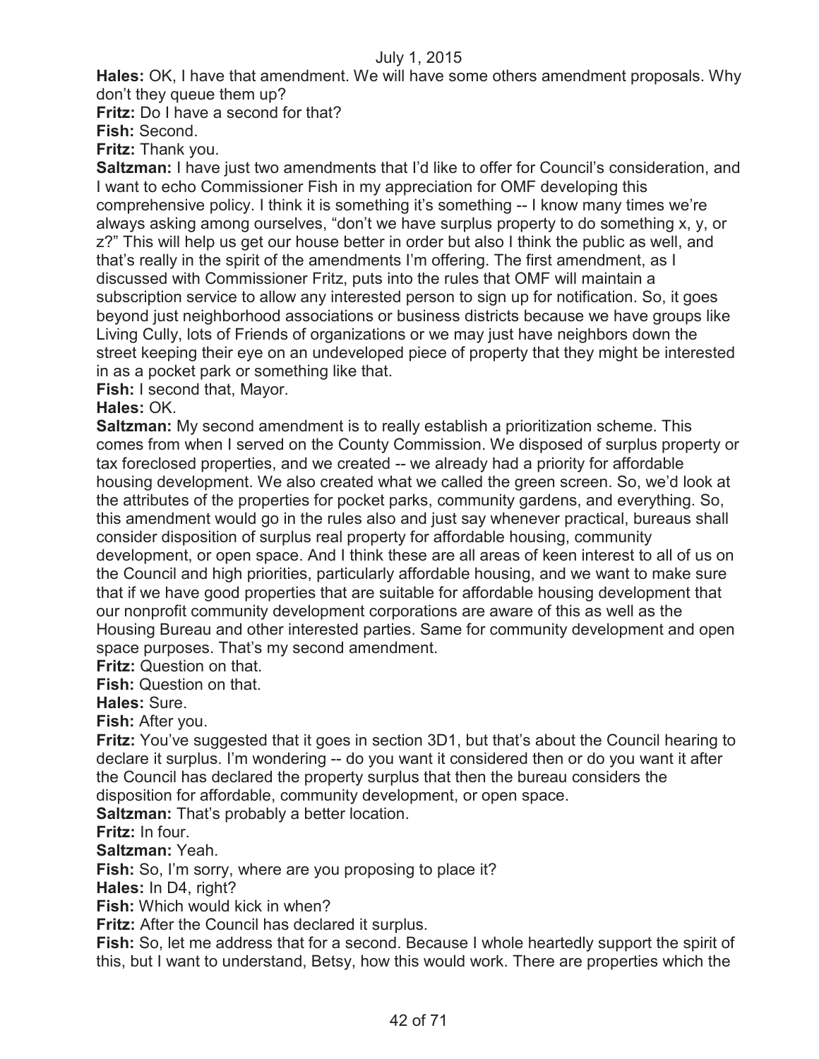**Hales:** OK, I have that amendment. We will have some others amendment proposals. Why don't they queue them up?

**Fritz:** Do I have a second for that?

**Fish:** Second.

**Fritz:** Thank you.

**Saltzman:** I have just two amendments that I'd like to offer for Council's consideration, and I want to echo Commissioner Fish in my appreciation for OMF developing this comprehensive policy. I think it is something it's something -- I know many times we're always asking among ourselves, "don't we have surplus property to do something x, y, or z?" This will help us get our house better in order but also I think the public as well, and that's really in the spirit of the amendments I'm offering. The first amendment, as I discussed with Commissioner Fritz, puts into the rules that OMF will maintain a subscription service to allow any interested person to sign up for notification. So, it goes beyond just neighborhood associations or business districts because we have groups like Living Cully, lots of Friends of organizations or we may just have neighbors down the street keeping their eye on an undeveloped piece of property that they might be interested in as a pocket park or something like that.

**Fish:** I second that, Mayor.

**Hales:** OK.

**Saltzman:** My second amendment is to really establish a prioritization scheme. This comes from when I served on the County Commission. We disposed of surplus property or tax foreclosed properties, and we created -- we already had a priority for affordable housing development. We also created what we called the green screen. So, we'd look at the attributes of the properties for pocket parks, community gardens, and everything. So, this amendment would go in the rules also and just say whenever practical, bureaus shall consider disposition of surplus real property for affordable housing, community development, or open space. And I think these are all areas of keen interest to all of us on the Council and high priorities, particularly affordable housing, and we want to make sure that if we have good properties that are suitable for affordable housing development that our nonprofit community development corporations are aware of this as well as the Housing Bureau and other interested parties. Same for community development and open space purposes. That's my second amendment.

**Fritz:** Question on that.

**Fish:** Question on that.

**Hales:** Sure.

**Fish:** After you.

**Fritz:** You've suggested that it goes in section 3D1, but that's about the Council hearing to declare it surplus. I'm wondering -- do you want it considered then or do you want it after the Council has declared the property surplus that then the bureau considers the disposition for affordable, community development, or open space.

**Saltzman:** That's probably a better location.

**Fritz:** In four.

**Saltzman:** Yeah.

**Fish:** So, I'm sorry, where are you proposing to place it?

**Hales:** In D4, right?

**Fish:** Which would kick in when?

**Fritz:** After the Council has declared it surplus.

**Fish:** So, let me address that for a second. Because I whole heartedly support the spirit of this, but I want to understand, Betsy, how this would work. There are properties which the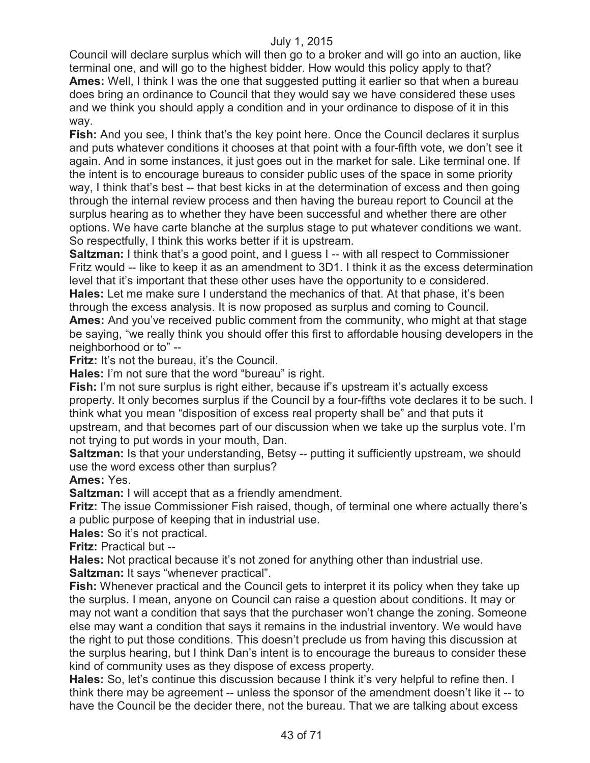Council will declare surplus which will then go to a broker and will go into an auction, like terminal one, and will go to the highest bidder. How would this policy apply to that?

**Ames:** Well, I think I was the one that suggested putting it earlier so that when a bureau does bring an ordinance to Council that they would say we have considered these uses and we think you should apply a condition and in your ordinance to dispose of it in this way.

**Fish:** And you see, I think that's the key point here. Once the Council declares it surplus and puts whatever conditions it chooses at that point with a four-fifth vote, we don't see it again. And in some instances, it just goes out in the market for sale. Like terminal one. If the intent is to encourage bureaus to consider public uses of the space in some priority way, I think that's best -- that best kicks in at the determination of excess and then going through the internal review process and then having the bureau report to Council at the surplus hearing as to whether they have been successful and whether there are other options. We have carte blanche at the surplus stage to put whatever conditions we want. So respectfully, I think this works better if it is upstream.

**Saltzman:** I think that's a good point, and I guess I -- with all respect to Commissioner Fritz would -- like to keep it as an amendment to 3D1. I think it as the excess determination level that it's important that these other uses have the opportunity to e considered.

**Hales:** Let me make sure I understand the mechanics of that. At that phase, it's been through the excess analysis. It is now proposed as surplus and coming to Council.

**Ames:** And you've received public comment from the community, who might at that stage be saying, "we really think you should offer this first to affordable housing developers in the neighborhood or to" --

**Fritz:** It's not the bureau, it's the Council.

**Hales:** I'm not sure that the word "bureau" is right.

**Fish:** I'm not sure surplus is right either, because if's upstream it's actually excess property. It only becomes surplus if the Council by a four-fifths vote declares it to be such. I think what you mean "disposition of excess real property shall be" and that puts it upstream, and that becomes part of our discussion when we take up the surplus vote. I'm not trying to put words in your mouth, Dan.

**Saltzman:** Is that your understanding, Betsy -- putting it sufficiently upstream, we should use the word excess other than surplus?

**Ames:** Yes.

**Saltzman:** I will accept that as a friendly amendment.

**Fritz:** The issue Commissioner Fish raised, though, of terminal one where actually there's a public purpose of keeping that in industrial use.

**Hales:** So it's not practical.

**Fritz:** Practical but --

**Hales:** Not practical because it's not zoned for anything other than industrial use.

**Saltzman:** It says "whenever practical".

**Fish:** Whenever practical and the Council gets to interpret it its policy when they take up the surplus. I mean, anyone on Council can raise a question about conditions. It may or may not want a condition that says that the purchaser won't change the zoning. Someone else may want a condition that says it remains in the industrial inventory. We would have the right to put those conditions. This doesn't preclude us from having this discussion at the surplus hearing, but I think Dan's intent is to encourage the bureaus to consider these kind of community uses as they dispose of excess property.

**Hales:** So, let's continue this discussion because I think it's very helpful to refine then. I think there may be agreement -- unless the sponsor of the amendment doesn't like it -- to have the Council be the decider there, not the bureau. That we are talking about excess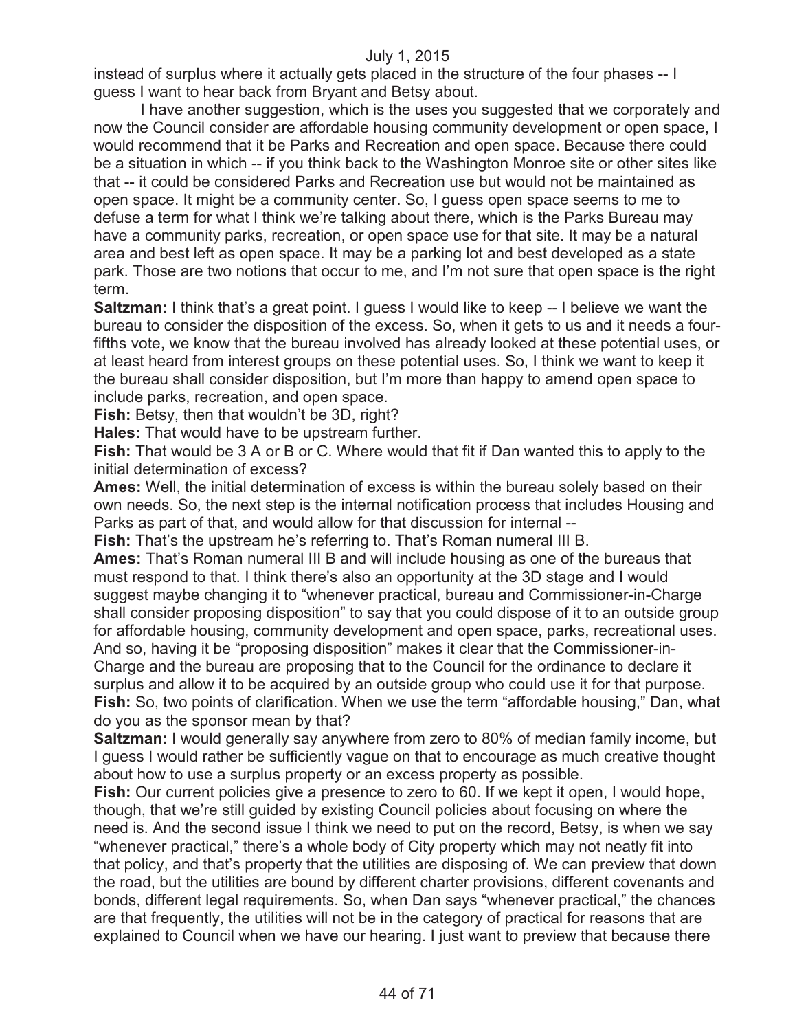instead of surplus where it actually gets placed in the structure of the four phases -- I guess I want to hear back from Bryant and Betsy about.

I have another suggestion, which is the uses you suggested that we corporately and now the Council consider are affordable housing community development or open space, I would recommend that it be Parks and Recreation and open space. Because there could be a situation in which -- if you think back to the Washington Monroe site or other sites like that -- it could be considered Parks and Recreation use but would not be maintained as open space. It might be a community center. So, I guess open space seems to me to defuse a term for what I think we're talking about there, which is the Parks Bureau may have a community parks, recreation, or open space use for that site. It may be a natural area and best left as open space. It may be a parking lot and best developed as a state park. Those are two notions that occur to me, and I'm not sure that open space is the right term.

**Saltzman:** I think that's a great point. I guess I would like to keep -- I believe we want the bureau to consider the disposition of the excess. So, when it gets to us and it needs a four-fifths vote, we know that the bureau involved has already looked at these potential uses, or at least heard from interest groups on these potential uses. So, I think we want to keep it the bureau shall consider disposition, but I'm more than happy to amend open space to include parks, recreation, and open space.

**Fish:** Betsy, then that wouldn't be 3D, right?

**Hales:** That would have to be upstream further.

**Fish:** That would be 3 A or B or C. Where would that fit if Dan wanted this to apply to the initial determination of excess?

**Ames:** Well, the initial determination of excess is within the bureau solely based on their own needs. So, the next step is the internal notification process that includes Housing and Parks as part of that, and would allow for that discussion for internal --

**Fish:** That's the upstream he's referring to. That's Roman numeral III B.

**Ames:** That's Roman numeral III B and will include housing as one of the bureaus that must respond to that. I think there's also an opportunity at the 3D stage and I would suggest maybe changing it to "whenever practical, bureau and Commissioner-in-Charge shall consider proposing disposition" to say that you could dispose of it to an outside group for affordable housing, community development and open space, parks, recreational uses. And so, having it be "proposing disposition" makes it clear that the Commissioner-in-Charge and the bureau are proposing that to the Council for the ordinance to declare it surplus and allow it to be acquired by an outside group who could use it for that purpose.

**Fish:** So, two points of clarification. When we use the term "affordable housing," Dan, what do you as the sponsor mean by that?

**Saltzman:** I would generally say anywhere from zero to 80% of median family income, but I guess I would rather be sufficiently vague on that to encourage as much creative thought about how to use a surplus property or an excess property as possible.

**Fish:** Our current policies give a presence to zero to 60. If we kept it open, I would hope, though, that we're still guided by existing Council policies about focusing on where the need is. And the second issue I think we need to put on the record, Betsy, is when we say "whenever practical," there's a whole body of City property which may not neatly fit into that policy, and that's property that the utilities are disposing of. We can preview that down the road, but the utilities are bound by different charter provisions, different covenants and bonds, different legal requirements. So, when Dan says "whenever practical," the chances are that frequently, the utilities will not be in the category of practical for reasons that are explained to Council when we have our hearing. I just want to preview that because there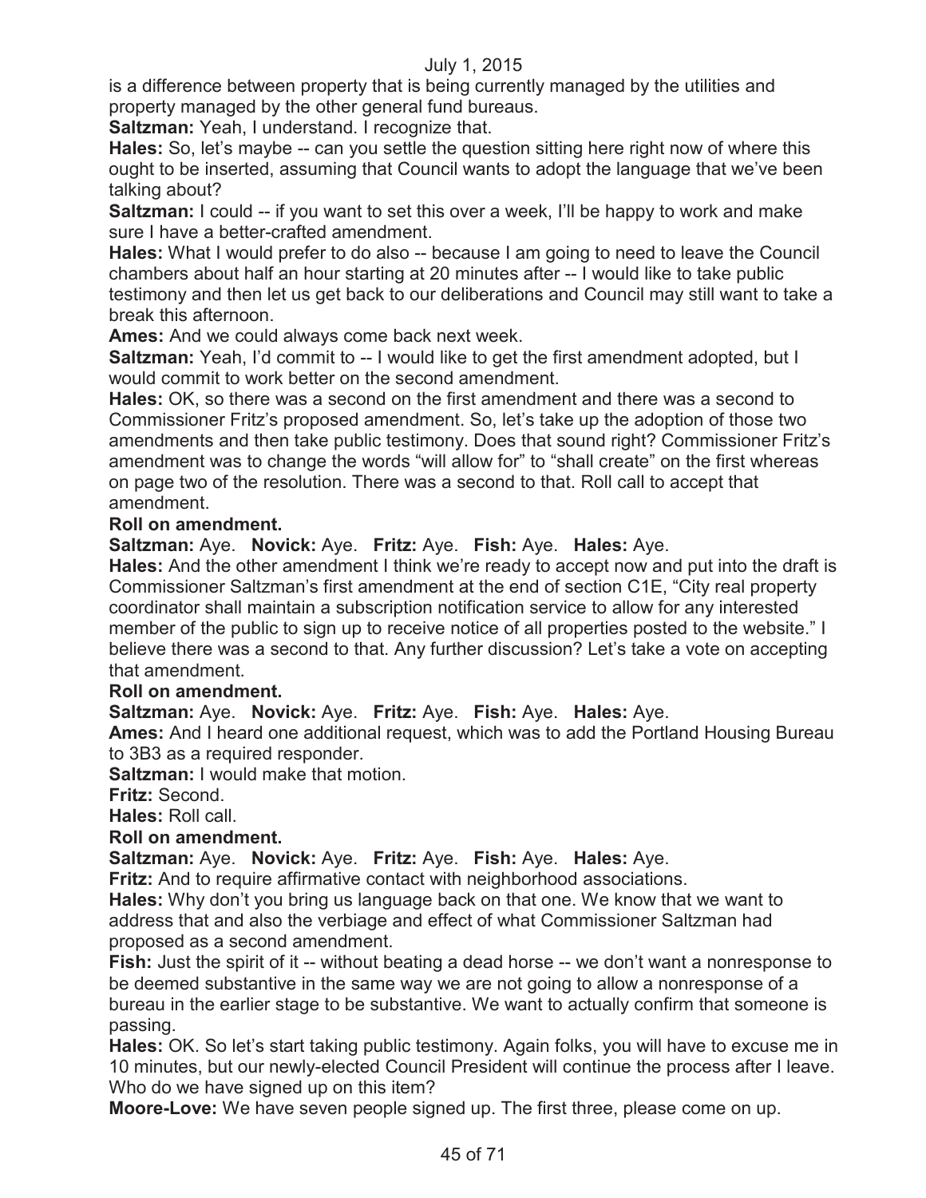is a difference between property that is being currently managed by the utilities and property managed by the other general fund bureaus.

**Saltzman:** Yeah, I understand. I recognize that.

**Hales:** So, let's maybe -- can you settle the question sitting here right now of where this ought to be inserted, assuming that Council wants to adopt the language that we've been talking about?

**Saltzman:** I could -- if you want to set this over a week, I'll be happy to work and make sure I have a better-crafted amendment.

**Hales:** What I would prefer to do also -- because I am going to need to leave the Council chambers about half an hour starting at 20 minutes after -- I would like to take public testimony and then let us get back to our deliberations and Council may still want to take a break this afternoon.

**Ames:** And we could always come back next week.

**Saltzman:** Yeah, I'd commit to -- I would like to get the first amendment adopted, but I would commit to work better on the second amendment.

**Hales:** OK, so there was a second on the first amendment and there was a second to Commissioner Fritz's proposed amendment. So, let's take up the adoption of those two amendments and then take public testimony. Does that sound right? Commissioner Fritz's amendment was to change the words "will allow for" to "shall create" on the first whereas on page two of the resolution. There was a second to that. Roll call to accept that amendment.

**Roll on amendment.**

**Saltzman:** Aye. **Novick:** Aye. **Fritz:** Aye. **Fish:** Aye. **Hales:** Aye.

**Hales:** And the other amendment I think we're ready to accept now and put into the draft is Commissioner Saltzman's first amendment at the end of section C1E, "City real property coordinator shall maintain a subscription notification service to allow for any interested member of the public to sign up to receive notice of all properties posted to the website." I believe there was a second to that. Any further discussion? Let's take a vote on accepting that amendment.

**Roll on amendment.**

**Saltzman:** Aye. **Novick:** Aye. **Fritz:** Aye. **Fish:** Aye. **Hales:** Aye.

**Ames:** And I heard one additional request, which was to add the Portland Housing Bureau to 3B3 as a required responder.

**Saltzman:** I would make that motion.

**Fritz:** Second.

**Hales:** Roll call.

**Roll on amendment.**

**Saltzman:** Aye. **Novick:** Aye. **Fritz:** Aye. **Fish:** Aye. **Hales:** Aye.

**Fritz:** And to require affirmative contact with neighborhood associations.

**Hales:** Why don't you bring us language back on that one. We know that we want to address that and also the verbiage and effect of what Commissioner Saltzman had proposed as a second amendment.

**Fish:** Just the spirit of it -- without beating a dead horse -- we don't want a nonresponse to be deemed substantive in the same way we are not going to allow a nonresponse of a bureau in the earlier stage to be substantive. We want to actually confirm that someone is passing.

**Hales:** OK. So let's start taking public testimony. Again folks, you will have to excuse me in 10 minutes, but our newly-elected Council President will continue the process after I leave. Who do we have signed up on this item?

**Moore-Love:** We have seven people signed up. The first three, please come on up.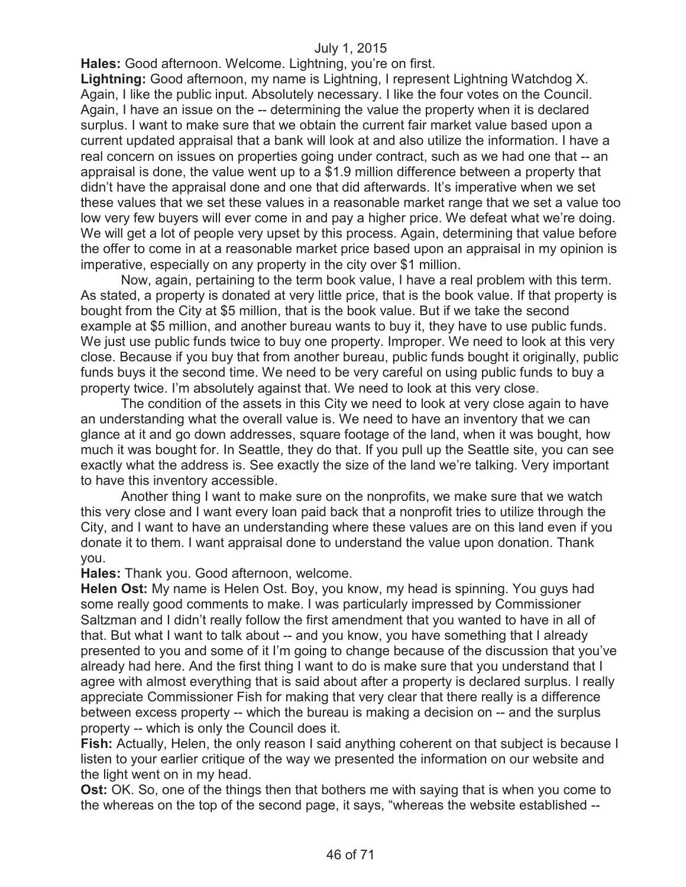**Hales:** Good afternoon. Welcome. Lightning, you're on first.

**Lightning:** Good afternoon, my name is Lightning, I represent Lightning Watchdog X. Again, I like the public input. Absolutely necessary. I like the four votes on the Council. Again, I have an issue on the -- determining the value the property when it is declared surplus. I want to make sure that we obtain the current fair market value based upon a current updated appraisal that a bank will look at and also utilize the information. I have a real concern on issues on properties going under contract, such as we had one that -- an appraisal is done, the value went up to a $1.9 million difference between a property that didn't have the appraisal done and one that did afterwards. It's imperative when we set these values that we set these values in a reasonable market range that we set a value too low very few buyers will ever come in and pay a higher price. We defeat what we're doing. We will get a lot of people very upset by this process. Again, determining that value before the offer to come in at a reasonable market price based upon an appraisal in my opinion is imperative, especially on any property in the city over $1 million.

Now, again, pertaining to the term book value, I have a real problem with this term. As stated, a property is donated at very little price, that is the book value. If that property is bought from the City at $5 million, that is the book value. But if we take the second example at $5 million, and another bureau wants to buy it, they have to use public funds. We just use public funds twice to buy one property. Improper. We need to look at this very close. Because if you buy that from another bureau, public funds bought it originally, public funds buys it the second time. We need to be very careful on using public funds to buy a property twice. I'm absolutely against that. We need to look at this very close.

The condition of the assets in this City we need to look at very close again to have an understanding what the overall value is. We need to have an inventory that we can glance at it and go down addresses, square footage of the land, when it was bought, how much it was bought for. In Seattle, they do that. If you pull up the Seattle site, you can see exactly what the address is. See exactly the size of the land we're talking. Very important to have this inventory accessible.

Another thing I want to make sure on the nonprofits, we make sure that we watch this very close and I want every loan paid back that a nonprofit tries to utilize through the City, and I want to have an understanding where these values are on this land even if you donate it to them. I want appraisal done to understand the value upon donation. Thank you.

**Hales:** Thank you. Good afternoon, welcome.

**Helen Ost:** My name is Helen Ost. Boy, you know, my head is spinning. You guys had some really good comments to make. I was particularly impressed by Commissioner Saltzman and I didn't really follow the first amendment that you wanted to have in all of that. But what I want to talk about -- and you know, you have something that I already presented to you and some of it I'm going to change because of the discussion that you've already had here. And the first thing I want to do is make sure that you understand that I agree with almost everything that is said about after a property is declared surplus. I really appreciate Commissioner Fish for making that very clear that there really is a difference between excess property -- which the bureau is making a decision on -- and the surplus property -- which is only the Council does it.

**Fish:** Actually, Helen, the only reason I said anything coherent on that subject is because I listen to your earlier critique of the way we presented the information on our website and the light went on in my head.

**Ost:** OK. So, one of the things then that bothers me with saying that is when you come to the whereas on the top of the second page, it says, "whereas the website established --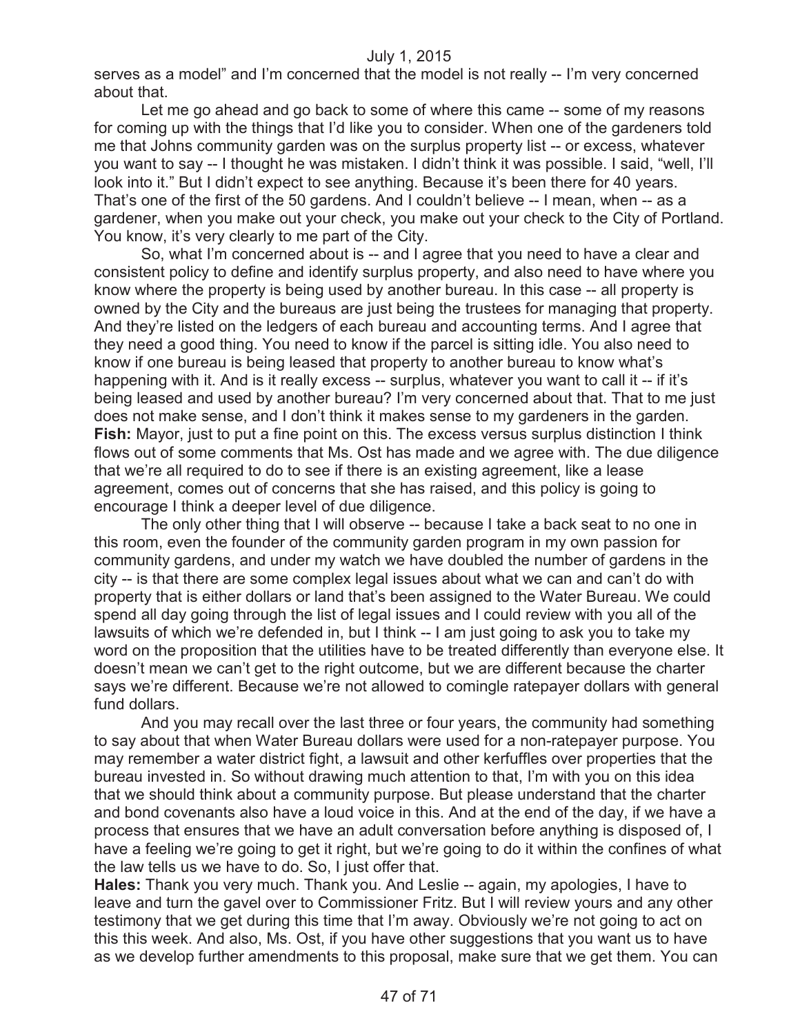serves as a model" and I'm concerned that the model is not really -- I'm very concerned about that.

Let me go ahead and go back to some of where this came -- some of my reasons for coming up with the things that I'd like you to consider. When one of the gardeners told me that Johns community garden was on the surplus property list -- or excess, whatever you want to say -- I thought he was mistaken. I didn't think it was possible. I said, "well, I'll look into it." But I didn't expect to see anything. Because it's been there for 40 years. That's one of the first of the 50 gardens. And I couldn't believe -- I mean, when -- as a gardener, when you make out your check, you make out your check to the City of Portland. You know, it's very clearly to me part of the City.

So, what I'm concerned about is -- and I agree that you need to have a clear and consistent policy to define and identify surplus property, and also need to have where you know where the property is being used by another bureau. In this case -- all property is owned by the City and the bureaus are just being the trustees for managing that property. And they're listed on the ledgers of each bureau and accounting terms. And I agree that they need a good thing. You need to know if the parcel is sitting idle. You also need to know if one bureau is being leased that property to another bureau to know what's happening with it. And is it really excess -- surplus, whatever you want to call it -- if it's being leased and used by another bureau? I'm very concerned about that. That to me just does not make sense, and I don't think it makes sense to my gardeners in the garden.

**Fish:** Mayor, just to put a fine point on this. The excess versus surplus distinction I think flows out of some comments that Ms. Ost has made and we agree with. The due diligence that we're all required to do to see if there is an existing agreement, like a lease agreement, comes out of concerns that she has raised, and this policy is going to encourage I think a deeper level of due diligence.

The only other thing that I will observe -- because I take a back seat to no one in this room, even the founder of the community garden program in my own passion for community gardens, and under my watch we have doubled the number of gardens in the city -- is that there are some complex legal issues about what we can and can't do with property that is either dollars or land that's been assigned to the Water Bureau. We could spend all day going through the list of legal issues and I could review with you all of the lawsuits of which we're defended in, but I think -- I am just going to ask you to take my word on the proposition that the utilities have to be treated differently than everyone else. It doesn't mean we can't get to the right outcome, but we are different because the charter says we're different. Because we're not allowed to comingle ratepayer dollars with general fund dollars.

And you may recall over the last three or four years, the community had something to say about that when Water Bureau dollars were used for a non-ratepayer purpose. You may remember a water district fight, a lawsuit and other kerfuffles over properties that the bureau invested in. So without drawing much attention to that, I'm with you on this idea that we should think about a community purpose. But please understand that the charter and bond covenants also have a loud voice in this. And at the end of the day, if we have a process that ensures that we have an adult conversation before anything is disposed of, I have a feeling we're going to get it right, but we're going to do it within the confines of what the law tells us we have to do. So, I just offer that.

**Hales:** Thank you very much. Thank you. And Leslie -- again, my apologies, I have to leave and turn the gavel over to Commissioner Fritz. But I will review yours and any other testimony that we get during this time that I'm away. Obviously we're not going to act on this this week. And also, Ms. Ost, if you have other suggestions that you want us to have as we develop further amendments to this proposal, make sure that we get them. You can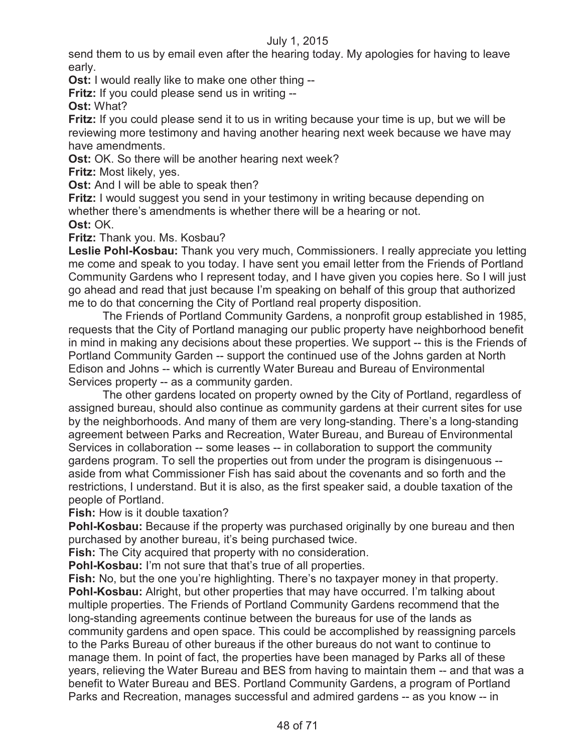send them to us by email even after the hearing today. My apologies for having to leave early.

**Ost:** I would really like to make one other thing --

**Fritz:** If you could please send us in writing --

**Ost:** What?

**Fritz:** If you could please send it to us in writing because your time is up, but we will be reviewing more testimony and having another hearing next week because we have may have amendments.

**Ost:** OK. So there will be another hearing next week?

**Fritz:** Most likely, yes.

**Ost:** And I will be able to speak then?

**Fritz:** I would suggest you send in your testimony in writing because depending on whether there's amendments is whether there will be a hearing or not.

**Ost:** OK.

**Fritz:** Thank you. Ms. Kosbau?

**Leslie Pohl-Kosbau:** Thank you very much, Commissioners. I really appreciate you letting me come and speak to you today. I have sent you email letter from the Friends of Portland Community Gardens who I represent today, and I have given you copies here. So I will just go ahead and read that just because I'm speaking on behalf of this group that authorized me to do that concerning the City of Portland real property disposition.

The Friends of Portland Community Gardens, a nonprofit group established in 1985, requests that the City of Portland managing our public property have neighborhood benefit in mind in making any decisions about these properties. We support -- this is the Friends of Portland Community Garden -- support the continued use of the Johns garden at North Edison and Johns -- which is currently Water Bureau and Bureau of Environmental Services property -- as a community garden.

The other gardens located on property owned by the City of Portland, regardless of assigned bureau, should also continue as community gardens at their current sites for use by the neighborhoods. And many of them are very long-standing. There's a long-standing agreement between Parks and Recreation, Water Bureau, and Bureau of Environmental Services in collaboration -- some leases -- in collaboration to support the community gardens program. To sell the properties out from under the program is disingenuous -- aside from what Commissioner Fish has said about the covenants and so forth and the restrictions, I understand. But it is also, as the first speaker said, a double taxation of the people of Portland.

**Fish:** How is it double taxation?

**Pohl-Kosbau:** Because if the property was purchased originally by one bureau and then purchased by another bureau, it's being purchased twice.

**Fish:** The City acquired that property with no consideration.

**Pohl-Kosbau:** I'm not sure that that's true of all properties.

**Fish:** No, but the one you're highlighting. There's no taxpayer money in that property.

**Pohl-Kosbau:** Alright, but other properties that may have occurred. I'm talking about multiple properties. The Friends of Portland Community Gardens recommend that the long-standing agreements continue between the bureaus for use of the lands as community gardens and open space. This could be accomplished by reassigning parcels to the Parks Bureau of other bureaus if the other bureaus do not want to continue to manage them. In point of fact, the properties have been managed by Parks all of these years, relieving the Water Bureau and BES from having to maintain them -- and that was a benefit to Water Bureau and BES. Portland Community Gardens, a program of Portland Parks and Recreation, manages successful and admired gardens -- as you know -- in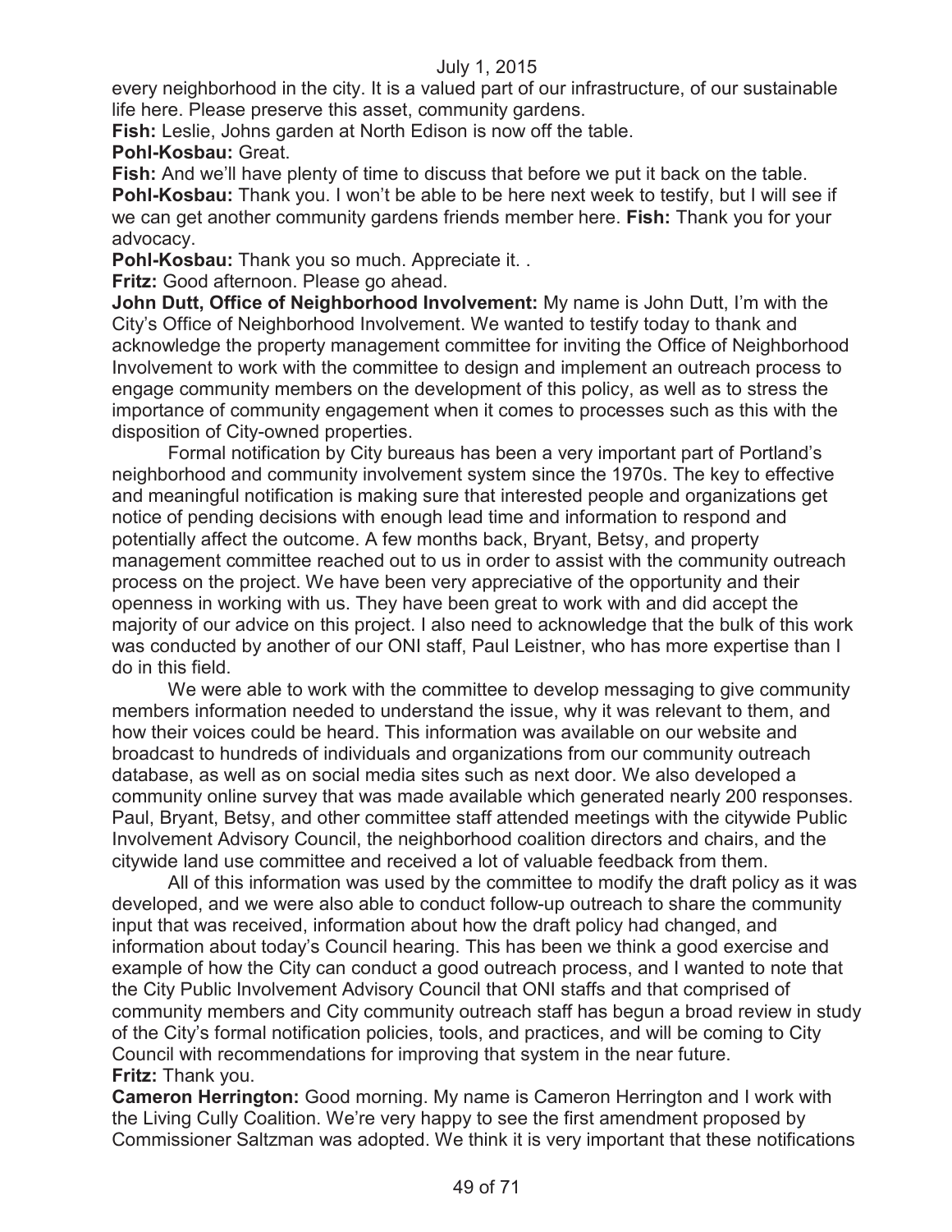every neighborhood in the city. It is a valued part of our infrastructure, of our sustainable life here. Please preserve this asset, community gardens.

**Fish:** Leslie, Johns garden at North Edison is now off the table.

**Pohl-Kosbau:** Great.

**Fish:** And we'll have plenty of time to discuss that before we put it back on the table.

**Pohl-Kosbau:** Thank you. I won't be able to be here next week to testify, but I will see if we can get another community gardens friends member here. **Fish:** Thank you for your advocacy.

**Pohl-Kosbau:** Thank you so much. Appreciate it. .

**Fritz:** Good afternoon. Please go ahead.

**John Dutt, Office of Neighborhood Involvement:** My name is John Dutt, I'm with the City's Office of Neighborhood Involvement. We wanted to testify today to thank and acknowledge the property management committee for inviting the Office of Neighborhood Involvement to work with the committee to design and implement an outreach process to engage community members on the development of this policy, as well as to stress the importance of community engagement when it comes to processes such as this with the disposition of City-owned properties.

Formal notification by City bureaus has been a very important part of Portland's neighborhood and community involvement system since the 1970s. The key to effective and meaningful notification is making sure that interested people and organizations get notice of pending decisions with enough lead time and information to respond and potentially affect the outcome. A few months back, Bryant, Betsy, and property management committee reached out to us in order to assist with the community outreach process on the project. We have been very appreciative of the opportunity and their openness in working with us. They have been great to work with and did accept the majority of our advice on this project. I also need to acknowledge that the bulk of this work was conducted by another of our ONI staff, Paul Leistner, who has more expertise than I do in this field.

We were able to work with the committee to develop messaging to give community members information needed to understand the issue, why it was relevant to them, and how their voices could be heard. This information was available on our website and broadcast to hundreds of individuals and organizations from our community outreach database, as well as on social media sites such as next door. We also developed a community online survey that was made available which generated nearly 200 responses. Paul, Bryant, Betsy, and other committee staff attended meetings with the citywide Public Involvement Advisory Council, the neighborhood coalition directors and chairs, and the citywide land use committee and received a lot of valuable feedback from them.

All of this information was used by the committee to modify the draft policy as it was developed, and we were also able to conduct follow-up outreach to share the community input that was received, information about how the draft policy had changed, and information about today's Council hearing. This has been we think a good exercise and example of how the City can conduct a good outreach process, and I wanted to note that the City Public Involvement Advisory Council that ONI staffs and that comprised of community members and City community outreach staff has begun a broad review in study of the City's formal notification policies, tools, and practices, and will be coming to City Council with recommendations for improving that system in the near future.

**Fritz:** Thank you.

**Cameron Herrington:** Good morning. My name is Cameron Herrington and I work with the Living Cully Coalition. We're very happy to see the first amendment proposed by Commissioner Saltzman was adopted. We think it is very important that these notifications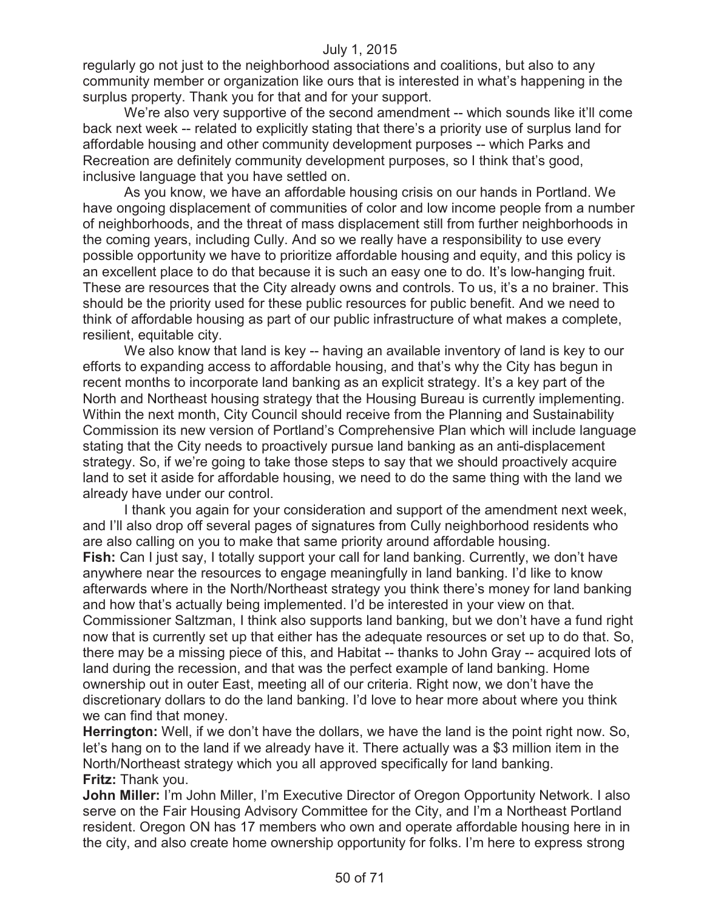regularly go not just to the neighborhood associations and coalitions, but also to any community member or organization like ours that is interested in what's happening in the surplus property. Thank you for that and for your support.

We're also very supportive of the second amendment -- which sounds like it'll come back next week -- related to explicitly stating that there's a priority use of surplus land for affordable housing and other community development purposes -- which Parks and Recreation are definitely community development purposes, so I think that's good, inclusive language that you have settled on.

As you know, we have an affordable housing crisis on our hands in Portland. We have ongoing displacement of communities of color and low income people from a number of neighborhoods, and the threat of mass displacement still from further neighborhoods in the coming years, including Cully. And so we really have a responsibility to use every possible opportunity we have to prioritize affordable housing and equity, and this policy is an excellent place to do that because it is such an easy one to do. It's low-hanging fruit. These are resources that the City already owns and controls. To us, it's a no brainer. This should be the priority used for these public resources for public benefit. And we need to think of affordable housing as part of our public infrastructure of what makes a complete, resilient, equitable city.

We also know that land is key -- having an available inventory of land is key to our efforts to expanding access to affordable housing, and that's why the City has begun in recent months to incorporate land banking as an explicit strategy. It's a key part of the North and Northeast housing strategy that the Housing Bureau is currently implementing. Within the next month, City Council should receive from the Planning and Sustainability Commission its new version of Portland's Comprehensive Plan which will include language stating that the City needs to proactively pursue land banking as an anti-displacement strategy. So, if we're going to take those steps to say that we should proactively acquire land to set it aside for affordable housing, we need to do the same thing with the land we already have under our control.

I thank you again for your consideration and support of the amendment next week, and I'll also drop off several pages of signatures from Cully neighborhood residents who are also calling on you to make that same priority around affordable housing.

**Fish:** Can I just say, I totally support your call for land banking. Currently, we don't have anywhere near the resources to engage meaningfully in land banking. I'd like to know afterwards where in the North/Northeast strategy you think there's money for land banking and how that's actually being implemented. I'd be interested in your view on that. Commissioner Saltzman, I think also supports land banking, but we don't have a fund right now that is currently set up that either has the adequate resources or set up to do that. So, there may be a missing piece of this, and Habitat -- thanks to John Gray -- acquired lots of land during the recession, and that was the perfect example of land banking. Home ownership out in outer East, meeting all of our criteria. Right now, we don't have the discretionary dollars to do the land banking. I'd love to hear more about where you think we can find that money.

**Herrington:** Well, if we don't have the dollars, we have the land is the point right now. So, let's hang on to the land if we already have it. There actually was a $3 million item in the North/Northeast strategy which you all approved specifically for land banking.

**Fritz:** Thank you.

**John Miller:** I'm John Miller, I'm Executive Director of Oregon Opportunity Network. I also serve on the Fair Housing Advisory Committee for the City, and I'm a Northeast Portland resident. Oregon ON has 17 members who own and operate affordable housing here in in the city, and also create home ownership opportunity for folks. I'm here to express strong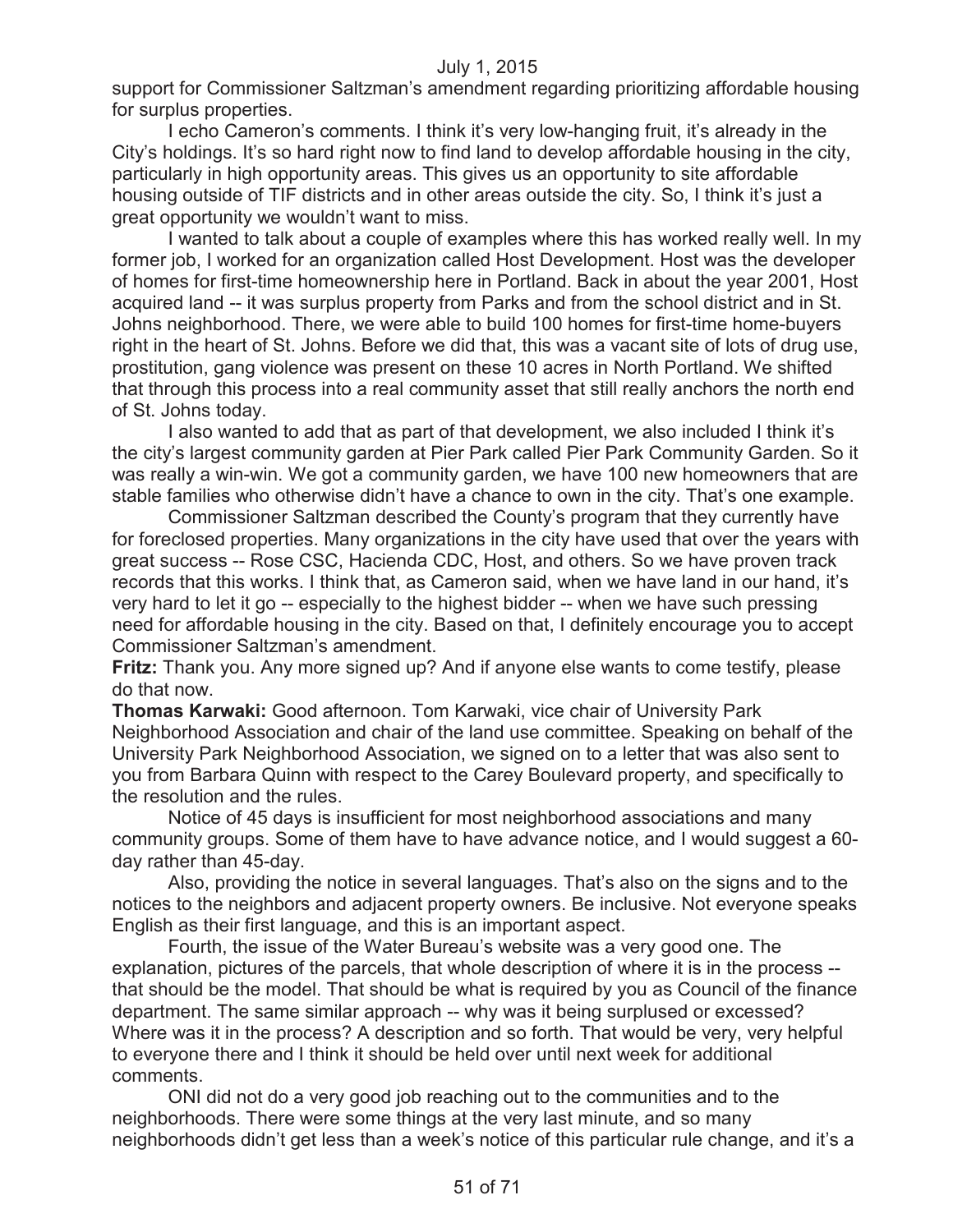support for Commissioner Saltzman's amendment regarding prioritizing affordable housing for surplus properties.

I echo Cameron's comments. I think it's very low-hanging fruit, it's already in the City's holdings. It's so hard right now to find land to develop affordable housing in the city, particularly in high opportunity areas. This gives us an opportunity to site affordable housing outside of TIF districts and in other areas outside the city. So, I think it's just a great opportunity we wouldn't want to miss.

I wanted to talk about a couple of examples where this has worked really well. In my former job, I worked for an organization called Host Development. Host was the developer of homes for first-time homeownership here in Portland. Back in about the year 2001, Host acquired land -- it was surplus property from Parks and from the school district and in St. Johns neighborhood. There, we were able to build 100 homes for first-time home-buyers right in the heart of St. Johns. Before we did that, this was a vacant site of lots of drug use, prostitution, gang violence was present on these 10 acres in North Portland. We shifted that through this process into a real community asset that still really anchors the north end of St. Johns today.

I also wanted to add that as part of that development, we also included I think it's the city's largest community garden at Pier Park called Pier Park Community Garden. So it was really a win-win. We got a community garden, we have 100 new homeowners that are stable families who otherwise didn't have a chance to own in the city. That's one example.

Commissioner Saltzman described the County's program that they currently have for foreclosed properties. Many organizations in the city have used that over the years with great success -- Rose CSC, Hacienda CDC, Host, and others. So we have proven track records that this works. I think that, as Cameron said, when we have land in our hand, it's very hard to let it go -- especially to the highest bidder -- when we have such pressing need for affordable housing in the city. Based on that, I definitely encourage you to accept Commissioner Saltzman's amendment.

**Fritz:** Thank you. Any more signed up? And if anyone else wants to come testify, please do that now.

**Thomas Karwaki:** Good afternoon. Tom Karwaki, vice chair of University Park Neighborhood Association and chair of the land use committee. Speaking on behalf of the University Park Neighborhood Association, we signed on to a letter that was also sent to you from Barbara Quinn with respect to the Carey Boulevard property, and specifically to the resolution and the rules.

Notice of 45 days is insufficient for most neighborhood associations and many community groups. Some of them have to have advance notice, and I would suggest a 60-day rather than 45-day.

Also, providing the notice in several languages. That's also on the signs and to the notices to the neighbors and adjacent property owners. Be inclusive. Not everyone speaks English as their first language, and this is an important aspect.

Fourth, the issue of the Water Bureau's website was a very good one. The explanation, pictures of the parcels, that whole description of where it is in the process -- that should be the model. That should be what is required by you as Council of the finance department. The same similar approach -- why was it being surplused or excessed? Where was it in the process? A description and so forth. That would be very, very helpful to everyone there and I think it should be held over until next week for additional comments.

ONI did not do a very good job reaching out to the communities and to the neighborhoods. There were some things at the very last minute, and so many neighborhoods didn't get less than a week's notice of this particular rule change, and it's a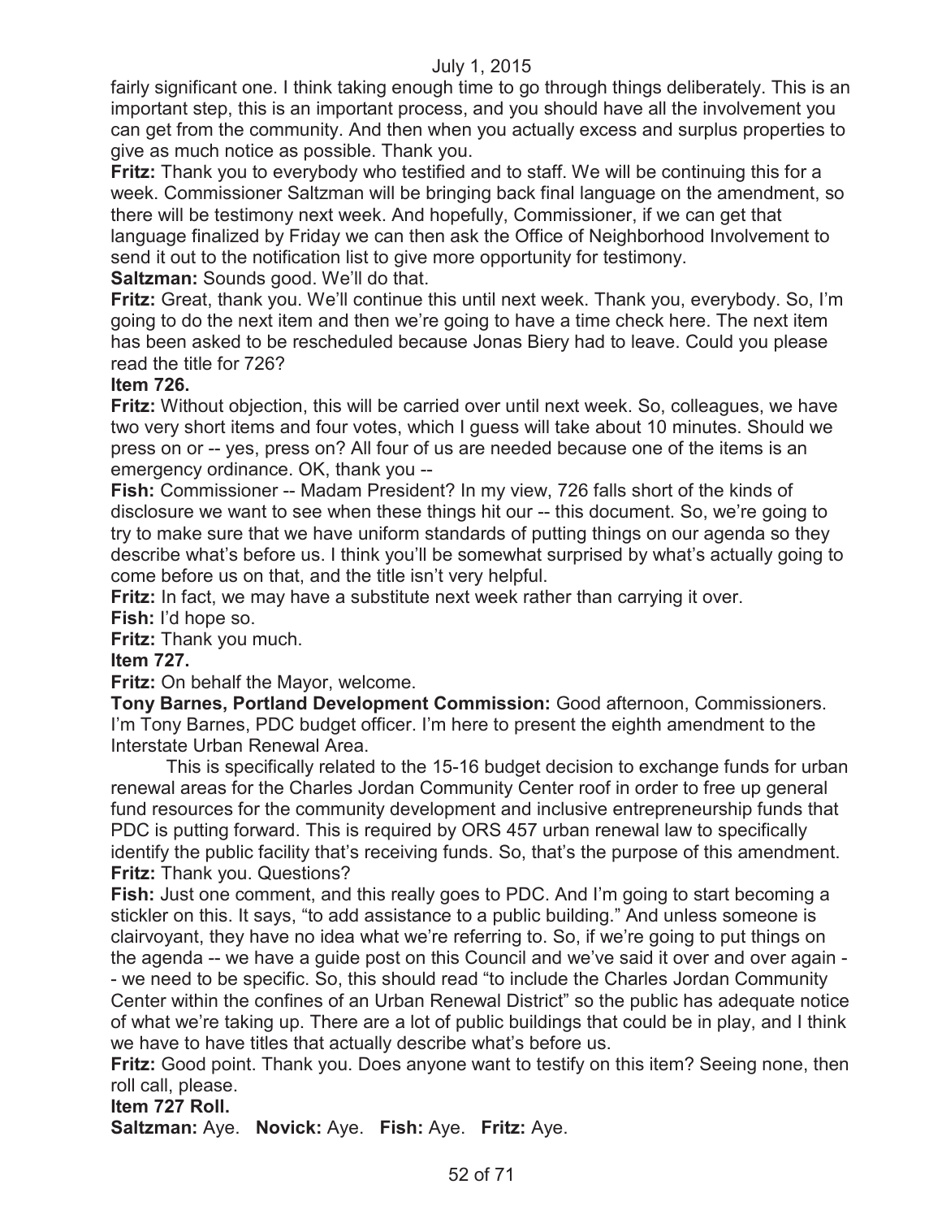fairly significant one. I think taking enough time to go through things deliberately. This is an important step, this is an important process, and you should have all the involvement you can get from the community. And then when you actually excess and surplus properties to give as much notice as possible. Thank you.

**Fritz:** Thank you to everybody who testified and to staff. We will be continuing this for a week. Commissioner Saltzman will be bringing back final language on the amendment, so there will be testimony next week. And hopefully, Commissioner, if we can get that language finalized by Friday we can then ask the Office of Neighborhood Involvement to send it out to the notification list to give more opportunity for testimony.

**Saltzman:** Sounds good. We'll do that.

**Fritz:** Great, thank you. We'll continue this until next week. Thank you, everybody. So, I'm going to do the next item and then we're going to have a time check here. The next item has been asked to be rescheduled because Jonas Biery had to leave. Could you please read the title for 726?

**Item 726.**

**Fritz:** Without objection, this will be carried over until next week. So, colleagues, we have two very short items and four votes, which I guess will take about 10 minutes. Should we press on or -- yes, press on? All four of us are needed because one of the items is an emergency ordinance. OK, thank you --

**Fish:** Commissioner -- Madam President? In my view, 726 falls short of the kinds of disclosure we want to see when these things hit our -- this document. So, we're going to try to make sure that we have uniform standards of putting things on our agenda so they describe what's before us. I think you'll be somewhat surprised by what's actually going to come before us on that, and the title isn't very helpful.

**Fritz:** In fact, we may have a substitute next week rather than carrying it over.

**Fish:** I'd hope so.

**Fritz:** Thank you much.

**Item 727.**

**Fritz:** On behalf the Mayor, welcome.

**Tony Barnes, Portland Development Commission:** Good afternoon, Commissioners. I'm Tony Barnes, PDC budget officer. I'm here to present the eighth amendment to the Interstate Urban Renewal Area.

This is specifically related to the 15-16 budget decision to exchange funds for urban renewal areas for the Charles Jordan Community Center roof in order to free up general fund resources for the community development and inclusive entrepreneurship funds that PDC is putting forward. This is required by ORS 457 urban renewal law to specifically identify the public facility that's receiving funds. So, that's the purpose of this amendment.

**Fritz:** Thank you. Questions?

**Fish:** Just one comment, and this really goes to PDC. And I'm going to start becoming a stickler on this. It says, "to add assistance to a public building." And unless someone is clairvoyant, they have no idea what we're referring to. So, if we're going to put things on the agenda -- we have a guide post on this Council and we've said it over and over again -- we need to be specific. So, this should read "to include the Charles Jordan Community Center within the confines of an Urban Renewal District" so the public has adequate notice of what we're taking up. There are a lot of public buildings that could be in play, and I think we have to have titles that actually describe what's before us.

**Fritz:** Good point. Thank you. Does anyone want to testify on this item? Seeing none, then roll call, please.

**Item 727 Roll.**

**Saltzman:** Aye. **Novick:** Aye. **Fish:** Aye. **Fritz:** Aye.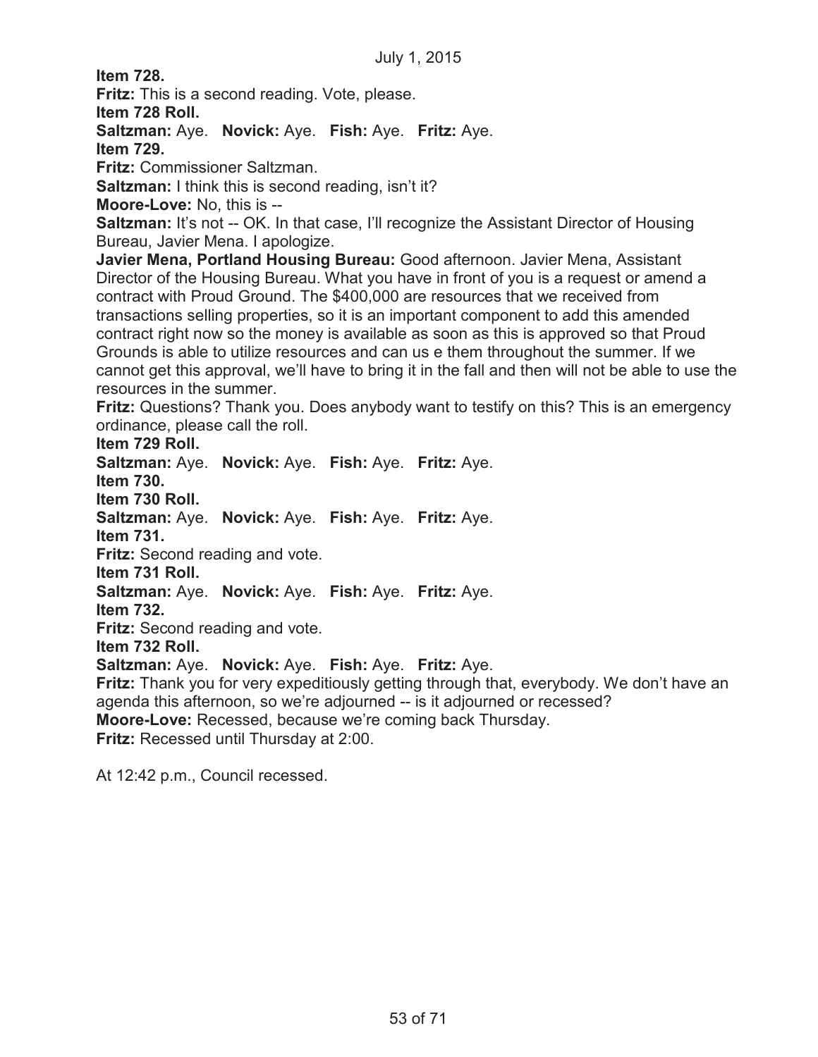July 1, 2015

**Item 728.**

**Fritz:** This is a second reading. Vote, please.

**Item 728 Roll.**

**Saltzman:** Aye. **Novick:** Aye. **Fish:** Aye. **Fritz:** Aye.

**Item 729.**

**Fritz:** Commissioner Saltzman.

**Saltzman:** I think this is second reading, isn't it?

**Moore-Love:** No, this is --

**Saltzman:** It's not -- OK. In that case, I'll recognize the Assistant Director of Housing Bureau, Javier Mena. I apologize.

**Javier Mena, Portland Housing Bureau:** Good afternoon. Javier Mena, Assistant Director of the Housing Bureau. What you have in front of you is a request or amend a contract with Proud Ground. The $400,000 are resources that we received from transactions selling properties, so it is an important component to add this amended contract right now so the money is available as soon as this is approved so that Proud Grounds is able to utilize resources and can us e them throughout the summer. If we cannot get this approval, we'll have to bring it in the fall and then will not be able to use the resources in the summer.

**Fritz:** Questions? Thank you. Does anybody want to testify on this? This is an emergency ordinance, please call the roll.

**Item 729 Roll.**

**Saltzman:** Aye. **Novick:** Aye. **Fish:** Aye. **Fritz:** Aye.

**Item 730.**

**Item 730 Roll.**

**Saltzman:** Aye. **Novick:** Aye. **Fish:** Aye. **Fritz:** Aye.

**Item 731.**

**Fritz:** Second reading and vote.

**Item 731 Roll.**

**Saltzman:** Aye. **Novick:** Aye. **Fish:** Aye. **Fritz:** Aye.

**Item 732.**

**Fritz:** Second reading and vote.

**Item 732 Roll.**

**Saltzman:** Aye. **Novick:** Aye. **Fish:** Aye. **Fritz:** Aye.

**Fritz:** Thank you for very expeditiously getting through that, everybody. We don't have an agenda this afternoon, so we're adjourned -- is it adjourned or recessed?

**Moore-Love:** Recessed, because we're coming back Thursday.

**Fritz:** Recessed until Thursday at 2:00.

At 12:42 p.m., Council recessed.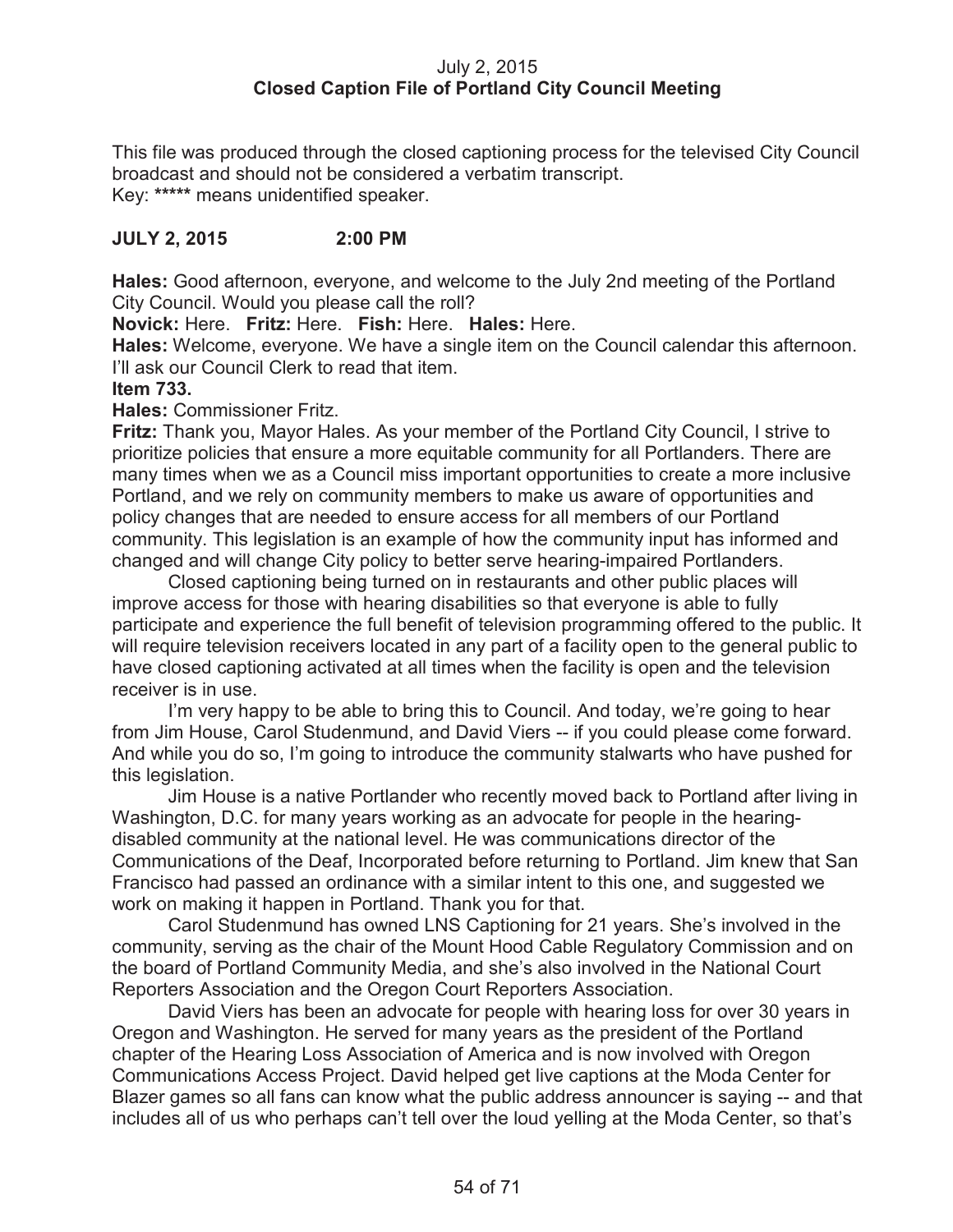July 2, 2015
**Closed Caption File of Portland City Council Meeting**

This file was produced through the closed captioning process for the televised City Council broadcast and should not be considered a verbatim transcript.
Key: ***** means unidentified speaker.

**JULY 2, 2015 2:00 PM**

**Hales:** Good afternoon, everyone, and welcome to the July 2nd meeting of the Portland City Council. Would you please call the roll?
**Novick:** Here. **Fritz:** Here. **Fish:** Here. **Hales:** Here.
**Hales:** Welcome, everyone. We have a single item on the Council calendar this afternoon. I'll ask our Council Clerk to read that item.
**Item 733.**
**Hales:** Commissioner Fritz.
**Fritz:** Thank you, Mayor Hales. As your member of the Portland City Council, I strive to prioritize policies that ensure a more equitable community for all Portlanders. There are many times when we as a Council miss important opportunities to create a more inclusive Portland, and we rely on community members to make us aware of opportunities and policy changes that are needed to ensure access for all members of our Portland community. This legislation is an example of how the community input has informed and changed and will change City policy to better serve hearing-impaired Portlanders.

Closed captioning being turned on in restaurants and other public places will improve access for those with hearing disabilities so that everyone is able to fully participate and experience the full benefit of television programming offered to the public. It will require television receivers located in any part of a facility open to the general public to have closed captioning activated at all times when the facility is open and the television receiver is in use.

I'm very happy to be able to bring this to Council. And today, we're going to hear from Jim House, Carol Studenmund, and David Viers -- if you could please come forward. And while you do so, I'm going to introduce the community stalwarts who have pushed for this legislation.

Jim House is a native Portlander who recently moved back to Portland after living in Washington, D.C. for many years working as an advocate for people in the hearing-disabled community at the national level. He was communications director of the Communications of the Deaf, Incorporated before returning to Portland. Jim knew that San Francisco had passed an ordinance with a similar intent to this one, and suggested we work on making it happen in Portland. Thank you for that.

Carol Studenmund has owned LNS Captioning for 21 years. She's involved in the community, serving as the chair of the Mount Hood Cable Regulatory Commission and on the board of Portland Community Media, and she's also involved in the National Court Reporters Association and the Oregon Court Reporters Association.

David Viers has been an advocate for people with hearing loss for over 30 years in Oregon and Washington. He served for many years as the president of the Portland chapter of the Hearing Loss Association of America and is now involved with Oregon Communications Access Project. David helped get live captions at the Moda Center for Blazer games so all fans can know what the public address announcer is saying -- and that includes all of us who perhaps can't tell over the loud yelling at the Moda Center, so that's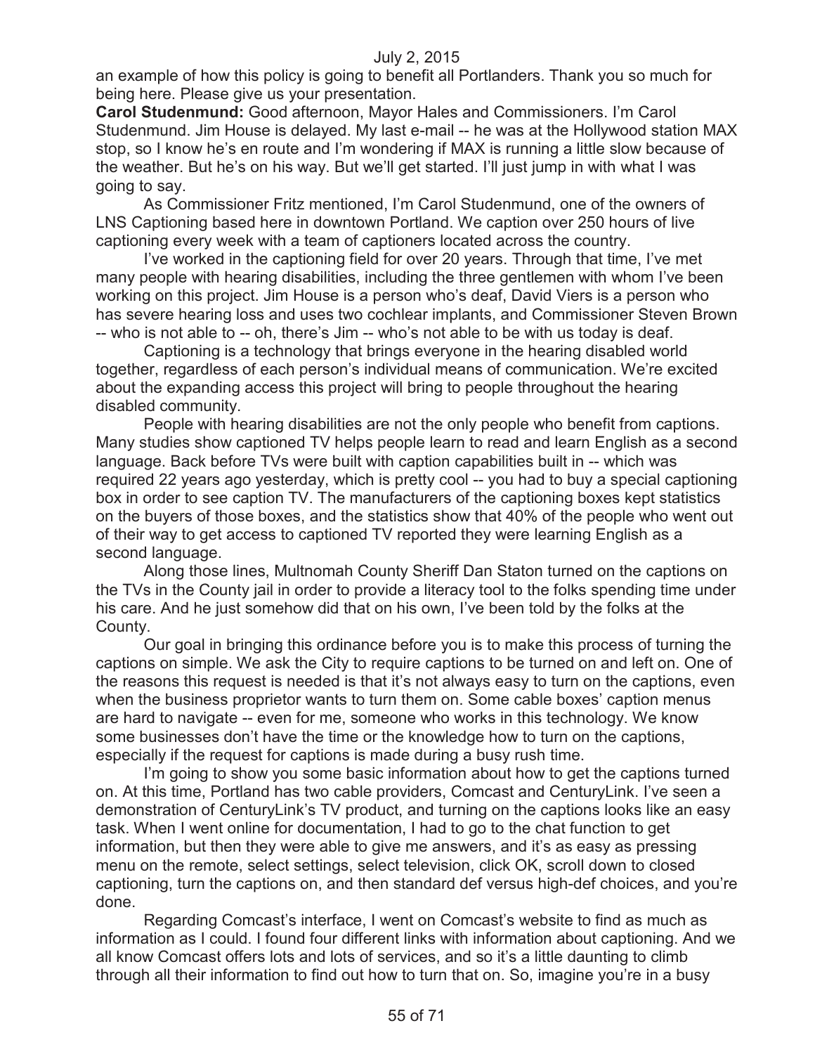an example of how this policy is going to benefit all Portlanders. Thank you so much for being here. Please give us your presentation.

**Carol Studenmund:** Good afternoon, Mayor Hales and Commissioners. I'm Carol Studenmund. Jim House is delayed. My last e-mail -- he was at the Hollywood station MAX stop, so I know he's en route and I'm wondering if MAX is running a little slow because of the weather. But he's on his way. But we'll get started. I'll just jump in with what I was going to say.

As Commissioner Fritz mentioned, I'm Carol Studenmund, one of the owners of LNS Captioning based here in downtown Portland. We caption over 250 hours of live captioning every week with a team of captioners located across the country.

I've worked in the captioning field for over 20 years. Through that time, I've met many people with hearing disabilities, including the three gentlemen with whom I've been working on this project. Jim House is a person who's deaf, David Viers is a person who has severe hearing loss and uses two cochlear implants, and Commissioner Steven Brown -- who is not able to -- oh, there's Jim -- who's not able to be with us today is deaf.

Captioning is a technology that brings everyone in the hearing disabled world together, regardless of each person's individual means of communication. We're excited about the expanding access this project will bring to people throughout the hearing disabled community.

People with hearing disabilities are not the only people who benefit from captions. Many studies show captioned TV helps people learn to read and learn English as a second language. Back before TVs were built with caption capabilities built in -- which was required 22 years ago yesterday, which is pretty cool -- you had to buy a special captioning box in order to see caption TV. The manufacturers of the captioning boxes kept statistics on the buyers of those boxes, and the statistics show that 40% of the people who went out of their way to get access to captioned TV reported they were learning English as a second language.

Along those lines, Multnomah County Sheriff Dan Staton turned on the captions on the TVs in the County jail in order to provide a literacy tool to the folks spending time under his care. And he just somehow did that on his own, I've been told by the folks at the County.

Our goal in bringing this ordinance before you is to make this process of turning the captions on simple. We ask the City to require captions to be turned on and left on. One of the reasons this request is needed is that it's not always easy to turn on the captions, even when the business proprietor wants to turn them on. Some cable boxes' caption menus are hard to navigate -- even for me, someone who works in this technology. We know some businesses don't have the time or the knowledge how to turn on the captions, especially if the request for captions is made during a busy rush time.

I'm going to show you some basic information about how to get the captions turned on. At this time, Portland has two cable providers, Comcast and CenturyLink. I've seen a demonstration of CenturyLink's TV product, and turning on the captions looks like an easy task. When I went online for documentation, I had to go to the chat function to get information, but then they were able to give me answers, and it's as easy as pressing menu on the remote, select settings, select television, click OK, scroll down to closed captioning, turn the captions on, and then standard def versus high-def choices, and you're done.

Regarding Comcast's interface, I went on Comcast's website to find as much as information as I could. I found four different links with information about captioning. And we all know Comcast offers lots and lots of services, and so it's a little daunting to climb through all their information to find out how to turn that on. So, imagine you're in a busy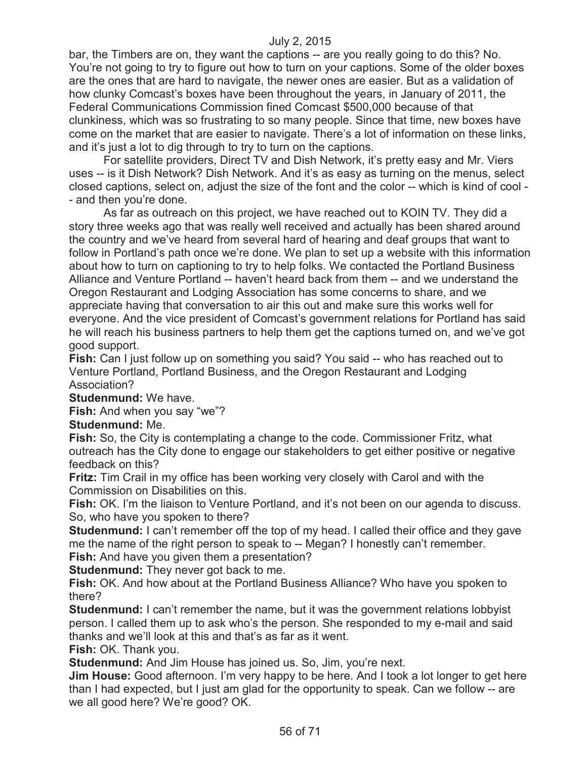bar, the Timbers are on, they want the captions -- are you really going to do this? No. You're not going to try to figure out how to turn on your captions. Some of the older boxes are the ones that are hard to navigate, the newer ones are easier. But as a validation of how clunky Comcast's boxes have been throughout the years, in January of 2011, the Federal Communications Commission fined Comcast $500,000 because of that clunkiness, which was so frustrating to so many people. Since that time, new boxes have come on the market that are easier to navigate. There's a lot of information on these links, and it's just a lot to dig through to try to turn on the captions.

For satellite providers, Direct TV and Dish Network, it's pretty easy and Mr. Viers uses -- is it Dish Network? Dish Network. And it's as easy as turning on the menus, select closed captions, select on, adjust the size of the font and the color -- which is kind of cool -- and then you're done.

As far as outreach on this project, we have reached out to KOIN TV. They did a story three weeks ago that was really well received and actually has been shared around the country and we've heard from several hard of hearing and deaf groups that want to follow in Portland's path once we're done. We plan to set up a website with this information about how to turn on captioning to try to help folks. We contacted the Portland Business Alliance and Venture Portland -- haven't heard back from them -- and we understand the Oregon Restaurant and Lodging Association has some concerns to share, and we appreciate having that conversation to air this out and make sure this works well for everyone. And the vice president of Comcast's government relations for Portland has said he will reach his business partners to help them get the captions turned on, and we've got good support.

**Fish:** Can I just follow up on something you said? You said -- who has reached out to Venture Portland, Portland Business, and the Oregon Restaurant and Lodging Association?

**Studenmund:** We have.

**Fish:** And when you say "we"?

**Studenmund:** Me.

**Fish:** So, the City is contemplating a change to the code. Commissioner Fritz, what outreach has the City done to engage our stakeholders to get either positive or negative feedback on this?

**Fritz:** Tim Crail in my office has been working very closely with Carol and with the Commission on Disabilities on this.

**Fish:** OK. I'm the liaison to Venture Portland, and it's not been on our agenda to discuss. So, who have you spoken to there?

**Studenmund:** I can't remember off the top of my head. I called their office and they gave me the name of the right person to speak to -- Megan? I honestly can't remember.

**Fish:** And have you given them a presentation?

**Studenmund:** They never got back to me.

**Fish:** OK. And how about at the Portland Business Alliance? Who have you spoken to there?

**Studenmund:** I can't remember the name, but it was the government relations lobbyist person. I called them up to ask who's the person. She responded to my e-mail and said thanks and we'll look at this and that's as far as it went.

**Fish:** OK. Thank you.

**Studenmund:** And Jim House has joined us. So, Jim, you're next.

**Jim House:** Good afternoon. I'm very happy to be here. And I took a lot longer to get here than I had expected, but I just am glad for the opportunity to speak. Can we follow -- are we all good here? We're good? OK.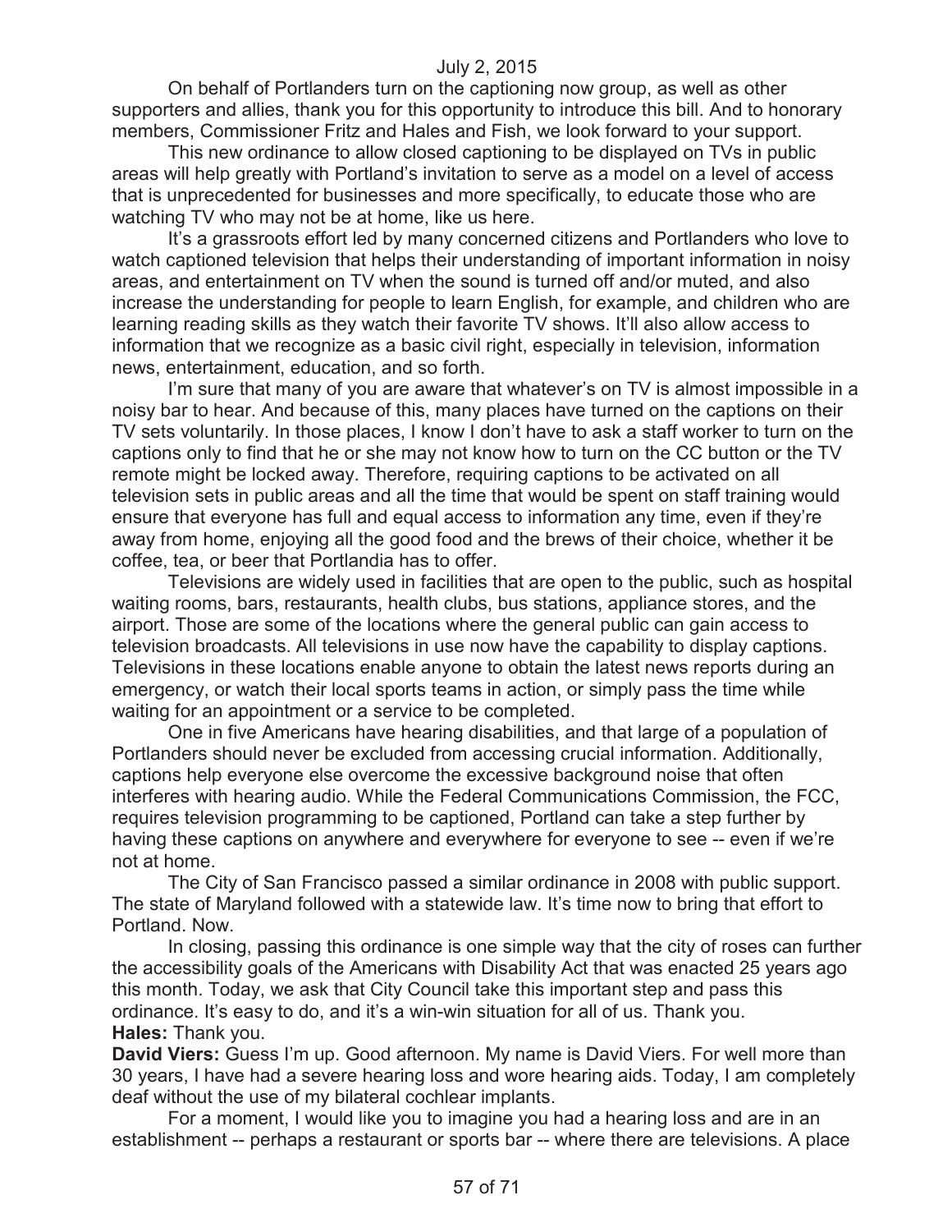On behalf of Portlanders turn on the captioning now group, as well as other supporters and allies, thank you for this opportunity to introduce this bill. And to honorary members, Commissioner Fritz and Hales and Fish, we look forward to your support.

This new ordinance to allow closed captioning to be displayed on TVs in public areas will help greatly with Portland's invitation to serve as a model on a level of access that is unprecedented for businesses and more specifically, to educate those who are watching TV who may not be at home, like us here.

It's a grassroots effort led by many concerned citizens and Portlanders who love to watch captioned television that helps their understanding of important information in noisy areas, and entertainment on TV when the sound is turned off and/or muted, and also increase the understanding for people to learn English, for example, and children who are learning reading skills as they watch their favorite TV shows. It'll also allow access to information that we recognize as a basic civil right, especially in television, information news, entertainment, education, and so forth.

I'm sure that many of you are aware that whatever's on TV is almost impossible in a noisy bar to hear. And because of this, many places have turned on the captions on their TV sets voluntarily. In those places, I know I don't have to ask a staff worker to turn on the captions only to find that he or she may not know how to turn on the CC button or the TV remote might be locked away. Therefore, requiring captions to be activated on all television sets in public areas and all the time that would be spent on staff training would ensure that everyone has full and equal access to information any time, even if they're away from home, enjoying all the good food and the brews of their choice, whether it be coffee, tea, or beer that Portlandia has to offer.

Televisions are widely used in facilities that are open to the public, such as hospital waiting rooms, bars, restaurants, health clubs, bus stations, appliance stores, and the airport. Those are some of the locations where the general public can gain access to television broadcasts. All televisions in use now have the capability to display captions. Televisions in these locations enable anyone to obtain the latest news reports during an emergency, or watch their local sports teams in action, or simply pass the time while waiting for an appointment or a service to be completed.

One in five Americans have hearing disabilities, and that large of a population of Portlanders should never be excluded from accessing crucial information. Additionally, captions help everyone else overcome the excessive background noise that often interferes with hearing audio. While the Federal Communications Commission, the FCC, requires television programming to be captioned, Portland can take a step further by having these captions on anywhere and everywhere for everyone to see -- even if we're not at home.

The City of San Francisco passed a similar ordinance in 2008 with public support. The state of Maryland followed with a statewide law. It's time now to bring that effort to Portland. Now.

In closing, passing this ordinance is one simple way that the city of roses can further the accessibility goals of the Americans with Disability Act that was enacted 25 years ago this month. Today, we ask that City Council take this important step and pass this ordinance. It's easy to do, and it's a win-win situation for all of us. Thank you.

**Hales:** Thank you.

**David Viers:** Guess I'm up. Good afternoon. My name is David Viers. For well more than 30 years, I have had a severe hearing loss and wore hearing aids. Today, I am completely deaf without the use of my bilateral cochlear implants.

For a moment, I would like you to imagine you had a hearing loss and are in an establishment -- perhaps a restaurant or sports bar -- where there are televisions. A place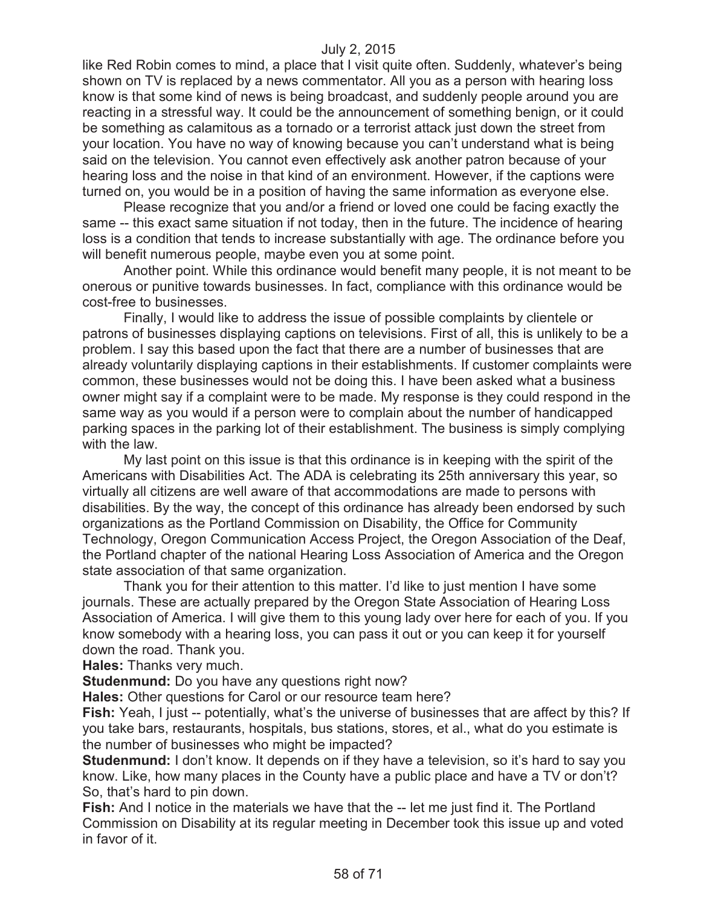like Red Robin comes to mind, a place that I visit quite often. Suddenly, whatever's being shown on TV is replaced by a news commentator. All you as a person with hearing loss know is that some kind of news is being broadcast, and suddenly people around you are reacting in a stressful way. It could be the announcement of something benign, or it could be something as calamitous as a tornado or a terrorist attack just down the street from your location. You have no way of knowing because you can't understand what is being said on the television. You cannot even effectively ask another patron because of your hearing loss and the noise in that kind of an environment. However, if the captions were turned on, you would be in a position of having the same information as everyone else.

Please recognize that you and/or a friend or loved one could be facing exactly the same -- this exact same situation if not today, then in the future. The incidence of hearing loss is a condition that tends to increase substantially with age. The ordinance before you will benefit numerous people, maybe even you at some point.

Another point. While this ordinance would benefit many people, it is not meant to be onerous or punitive towards businesses. In fact, compliance with this ordinance would be cost-free to businesses.

Finally, I would like to address the issue of possible complaints by clientele or patrons of businesses displaying captions on televisions. First of all, this is unlikely to be a problem. I say this based upon the fact that there are a number of businesses that are already voluntarily displaying captions in their establishments. If customer complaints were common, these businesses would not be doing this. I have been asked what a business owner might say if a complaint were to be made. My response is they could respond in the same way as you would if a person were to complain about the number of handicapped parking spaces in the parking lot of their establishment. The business is simply complying with the law.

My last point on this issue is that this ordinance is in keeping with the spirit of the Americans with Disabilities Act. The ADA is celebrating its 25th anniversary this year, so virtually all citizens are well aware of that accommodations are made to persons with disabilities. By the way, the concept of this ordinance has already been endorsed by such organizations as the Portland Commission on Disability, the Office for Community Technology, Oregon Communication Access Project, the Oregon Association of the Deaf, the Portland chapter of the national Hearing Loss Association of America and the Oregon state association of that same organization.

Thank you for their attention to this matter. I'd like to just mention I have some journals. These are actually prepared by the Oregon State Association of Hearing Loss Association of America. I will give them to this young lady over here for each of you. If you know somebody with a hearing loss, you can pass it out or you can keep it for yourself down the road. Thank you.

**Hales:** Thanks very much.

**Studenmund:** Do you have any questions right now?

**Hales:** Other questions for Carol or our resource team here?

**Fish:** Yeah, I just -- potentially, what's the universe of businesses that are affect by this? If you take bars, restaurants, hospitals, bus stations, stores, et al., what do you estimate is the number of businesses who might be impacted?

**Studenmund:** I don't know. It depends on if they have a television, so it's hard to say you know. Like, how many places in the County have a public place and have a TV or don't? So, that's hard to pin down.

**Fish:** And I notice in the materials we have that the -- let me just find it. The Portland Commission on Disability at its regular meeting in December took this issue up and voted in favor of it.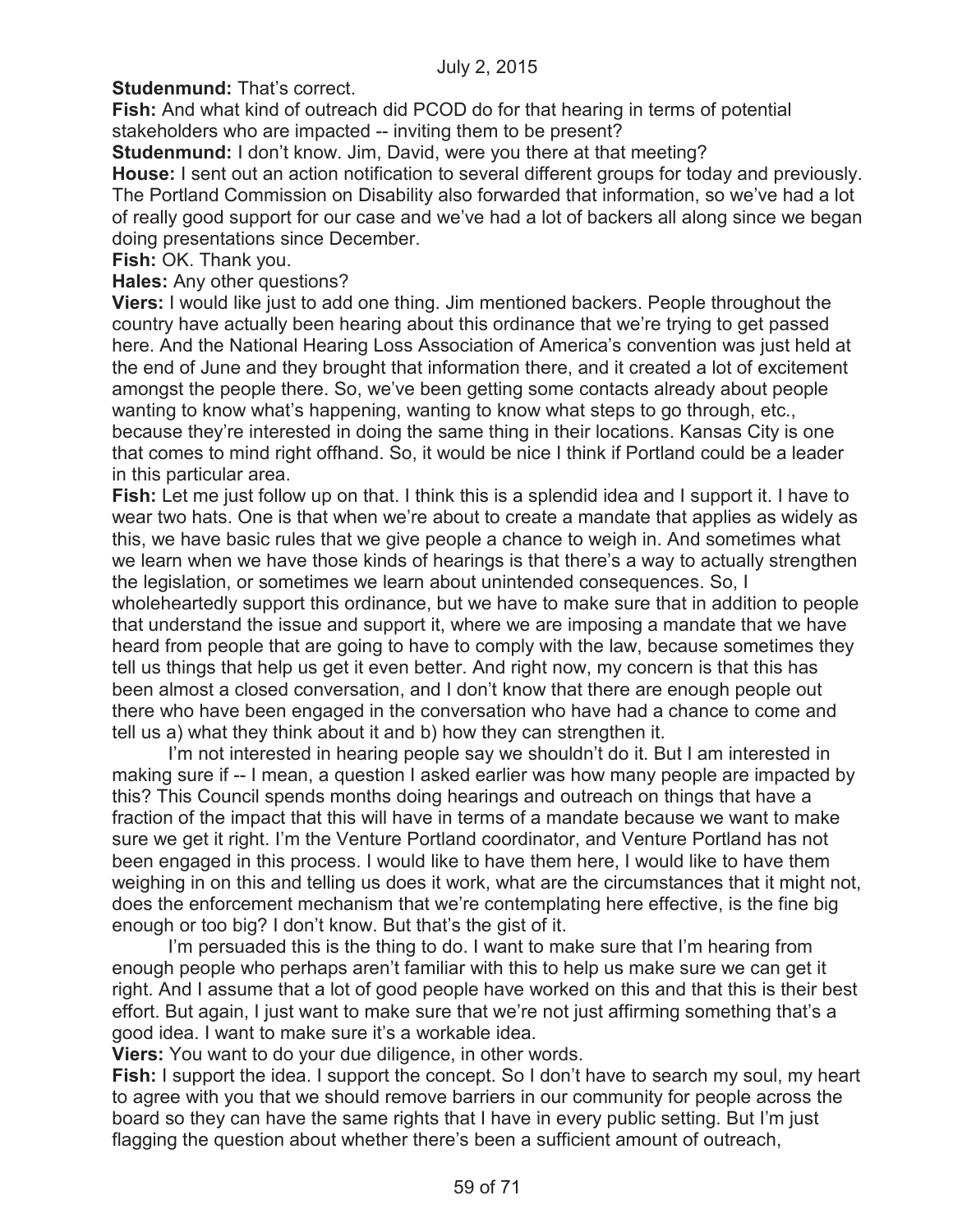**Studenmund:** That's correct.

**Fish:** And what kind of outreach did PCOD do for that hearing in terms of potential stakeholders who are impacted -- inviting them to be present?

**Studenmund:** I don't know. Jim, David, were you there at that meeting?

**House:** I sent out an action notification to several different groups for today and previously. The Portland Commission on Disability also forwarded that information, so we've had a lot of really good support for our case and we've had a lot of backers all along since we began doing presentations since December.

**Fish:** OK. Thank you.

**Hales:** Any other questions?

**Viers:** I would like just to add one thing. Jim mentioned backers. People throughout the country have actually been hearing about this ordinance that we're trying to get passed here. And the National Hearing Loss Association of America's convention was just held at the end of June and they brought that information there, and it created a lot of excitement amongst the people there. So, we've been getting some contacts already about people wanting to know what's happening, wanting to know what steps to go through, etc., because they're interested in doing the same thing in their locations. Kansas City is one that comes to mind right offhand. So, it would be nice I think if Portland could be a leader in this particular area.

**Fish:** Let me just follow up on that. I think this is a splendid idea and I support it. I have to wear two hats. One is that when we're about to create a mandate that applies as widely as this, we have basic rules that we give people a chance to weigh in. And sometimes what we learn when we have those kinds of hearings is that there's a way to actually strengthen the legislation, or sometimes we learn about unintended consequences. So, I wholeheartedly support this ordinance, but we have to make sure that in addition to people that understand the issue and support it, where we are imposing a mandate that we have heard from people that are going to have to comply with the law, because sometimes they tell us things that help us get it even better. And right now, my concern is that this has been almost a closed conversation, and I don't know that there are enough people out there who have been engaged in the conversation who have had a chance to come and tell us a) what they think about it and b) how they can strengthen it.

I'm not interested in hearing people say we shouldn't do it. But I am interested in making sure if -- I mean, a question I asked earlier was how many people are impacted by this? This Council spends months doing hearings and outreach on things that have a fraction of the impact that this will have in terms of a mandate because we want to make sure we get it right. I'm the Venture Portland coordinator, and Venture Portland has not been engaged in this process. I would like to have them here, I would like to have them weighing in on this and telling us does it work, what are the circumstances that it might not, does the enforcement mechanism that we're contemplating here effective, is the fine big enough or too big? I don't know. But that's the gist of it.

I'm persuaded this is the thing to do. I want to make sure that I'm hearing from enough people who perhaps aren't familiar with this to help us make sure we can get it right. And I assume that a lot of good people have worked on this and that this is their best effort. But again, I just want to make sure that we're not just affirming something that's a good idea. I want to make sure it's a workable idea.

**Viers:** You want to do your due diligence, in other words.

**Fish:** I support the idea. I support the concept. So I don't have to search my soul, my heart to agree with you that we should remove barriers in our community for people across the board so they can have the same rights that I have in every public setting. But I'm just flagging the question about whether there's been a sufficient amount of outreach,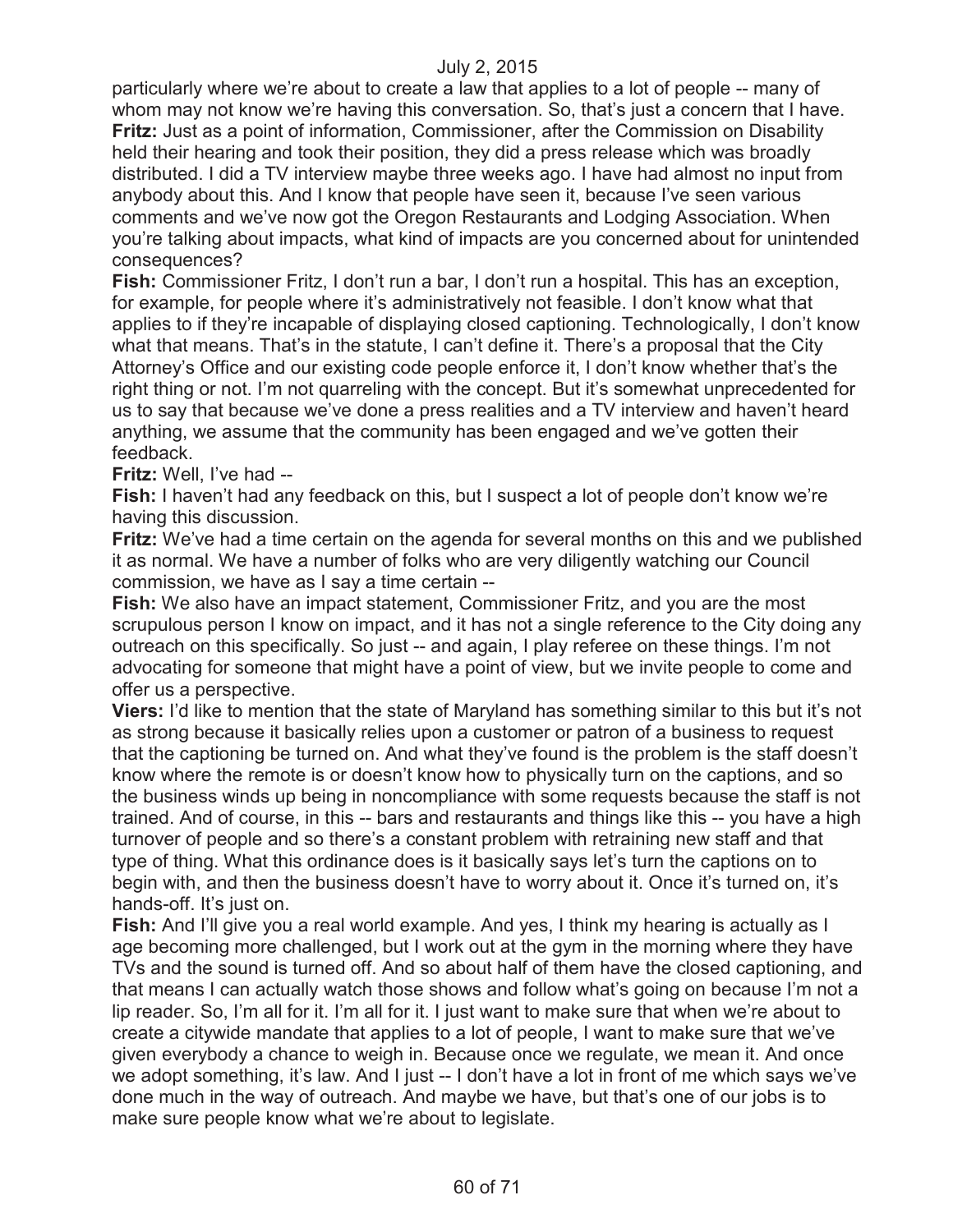particularly where we're about to create a law that applies to a lot of people -- many of whom may not know we're having this conversation. So, that's just a concern that I have.

**Fritz:** Just as a point of information, Commissioner, after the Commission on Disability held their hearing and took their position, they did a press release which was broadly distributed. I did a TV interview maybe three weeks ago. I have had almost no input from anybody about this. And I know that people have seen it, because I've seen various comments and we've now got the Oregon Restaurants and Lodging Association. When you're talking about impacts, what kind of impacts are you concerned about for unintended consequences?

**Fish:** Commissioner Fritz, I don't run a bar, I don't run a hospital. This has an exception, for example, for people where it's administratively not feasible. I don't know what that applies to if they're incapable of displaying closed captioning. Technologically, I don't know what that means. That's in the statute, I can't define it. There's a proposal that the City Attorney's Office and our existing code people enforce it, I don't know whether that's the right thing or not. I'm not quarreling with the concept. But it's somewhat unprecedented for us to say that because we've done a press realities and a TV interview and haven't heard anything, we assume that the community has been engaged and we've gotten their feedback.

**Fritz:** Well, I've had --

**Fish:** I haven't had any feedback on this, but I suspect a lot of people don't know we're having this discussion.

**Fritz:** We've had a time certain on the agenda for several months on this and we published it as normal. We have a number of folks who are very diligently watching our Council commission, we have as I say a time certain --

**Fish:** We also have an impact statement, Commissioner Fritz, and you are the most scrupulous person I know on impact, and it has not a single reference to the City doing any outreach on this specifically. So just -- and again, I play referee on these things. I'm not advocating for someone that might have a point of view, but we invite people to come and offer us a perspective.

**Viers:** I'd like to mention that the state of Maryland has something similar to this but it's not as strong because it basically relies upon a customer or patron of a business to request that the captioning be turned on. And what they've found is the problem is the staff doesn't know where the remote is or doesn't know how to physically turn on the captions, and so the business winds up being in noncompliance with some requests because the staff is not trained. And of course, in this -- bars and restaurants and things like this -- you have a high turnover of people and so there's a constant problem with retraining new staff and that type of thing. What this ordinance does is it basically says let's turn the captions on to begin with, and then the business doesn't have to worry about it. Once it's turned on, it's hands-off. It's just on.

**Fish:** And I'll give you a real world example. And yes, I think my hearing is actually as I age becoming more challenged, but I work out at the gym in the morning where they have TVs and the sound is turned off. And so about half of them have the closed captioning, and that means I can actually watch those shows and follow what's going on because I'm not a lip reader. So, I'm all for it. I'm all for it. I just want to make sure that when we're about to create a citywide mandate that applies to a lot of people, I want to make sure that we've given everybody a chance to weigh in. Because once we regulate, we mean it. And once we adopt something, it's law. And I just -- I don't have a lot in front of me which says we've done much in the way of outreach. And maybe we have, but that's one of our jobs is to make sure people know what we're about to legislate.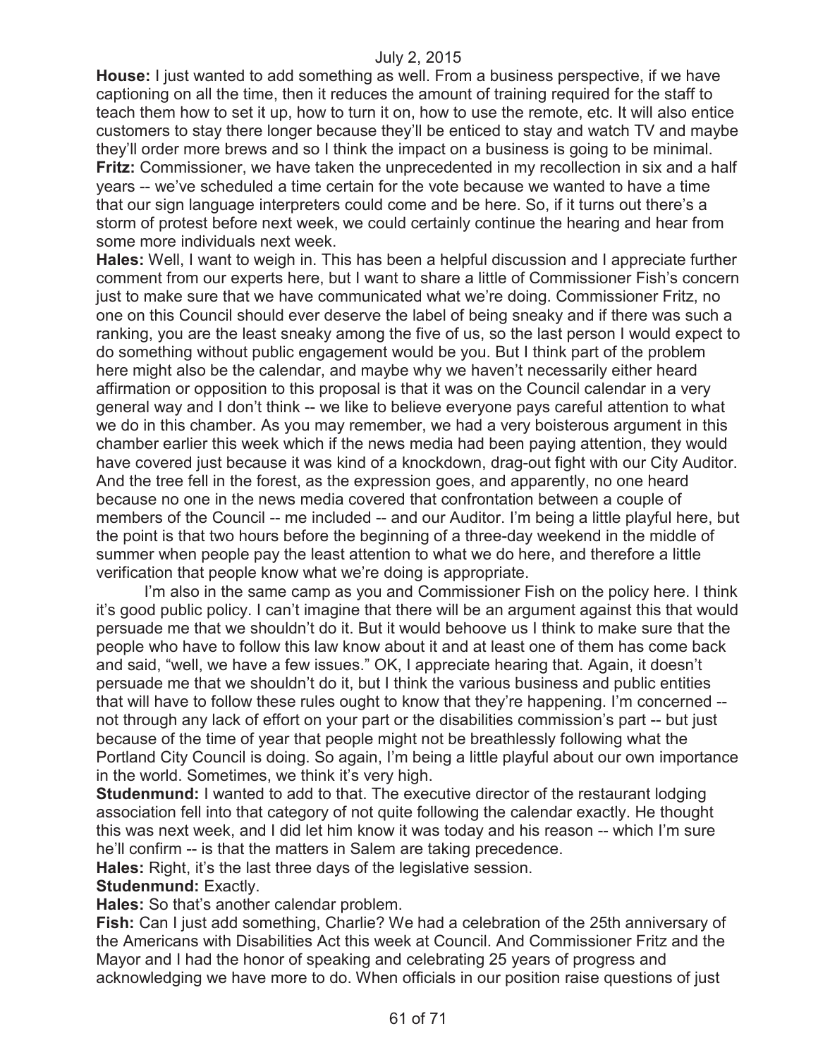**House:** I just wanted to add something as well. From a business perspective, if we have captioning on all the time, then it reduces the amount of training required for the staff to teach them how to set it up, how to turn it on, how to use the remote, etc. It will also entice customers to stay there longer because they'll be enticed to stay and watch TV and maybe they'll order more brews and so I think the impact on a business is going to be minimal.

**Fritz:** Commissioner, we have taken the unprecedented in my recollection in six and a half years -- we've scheduled a time certain for the vote because we wanted to have a time that our sign language interpreters could come and be here. So, if it turns out there's a storm of protest before next week, we could certainly continue the hearing and hear from some more individuals next week.

**Hales:** Well, I want to weigh in. This has been a helpful discussion and I appreciate further comment from our experts here, but I want to share a little of Commissioner Fish's concern just to make sure that we have communicated what we're doing. Commissioner Fritz, no one on this Council should ever deserve the label of being sneaky and if there was such a ranking, you are the least sneaky among the five of us, so the last person I would expect to do something without public engagement would be you. But I think part of the problem here might also be the calendar, and maybe why we haven't necessarily either heard affirmation or opposition to this proposal is that it was on the Council calendar in a very general way and I don't think -- we like to believe everyone pays careful attention to what we do in this chamber. As you may remember, we had a very boisterous argument in this chamber earlier this week which if the news media had been paying attention, they would have covered just because it was kind of a knockdown, drag-out fight with our City Auditor. And the tree fell in the forest, as the expression goes, and apparently, no one heard because no one in the news media covered that confrontation between a couple of members of the Council -- me included -- and our Auditor. I'm being a little playful here, but the point is that two hours before the beginning of a three-day weekend in the middle of summer when people pay the least attention to what we do here, and therefore a little verification that people know what we're doing is appropriate.

I'm also in the same camp as you and Commissioner Fish on the policy here. I think it's good public policy. I can't imagine that there will be an argument against this that would persuade me that we shouldn't do it. But it would behoove us I think to make sure that the people who have to follow this law know about it and at least one of them has come back and said, "well, we have a few issues." OK, I appreciate hearing that. Again, it doesn't persuade me that we shouldn't do it, but I think the various business and public entities that will have to follow these rules ought to know that they're happening. I'm concerned -- not through any lack of effort on your part or the disabilities commission's part -- but just because of the time of year that people might not be breathlessly following what the Portland City Council is doing. So again, I'm being a little playful about our own importance in the world. Sometimes, we think it's very high.

**Studenmund:** I wanted to add to that. The executive director of the restaurant lodging association fell into that category of not quite following the calendar exactly. He thought this was next week, and I did let him know it was today and his reason -- which I'm sure he'll confirm -- is that the matters in Salem are taking precedence.

**Hales:** Right, it's the last three days of the legislative session.

**Studenmund:** Exactly.

**Hales:** So that's another calendar problem.

**Fish:** Can I just add something, Charlie? We had a celebration of the 25th anniversary of the Americans with Disabilities Act this week at Council. And Commissioner Fritz and the Mayor and I had the honor of speaking and celebrating 25 years of progress and acknowledging we have more to do. When officials in our position raise questions of just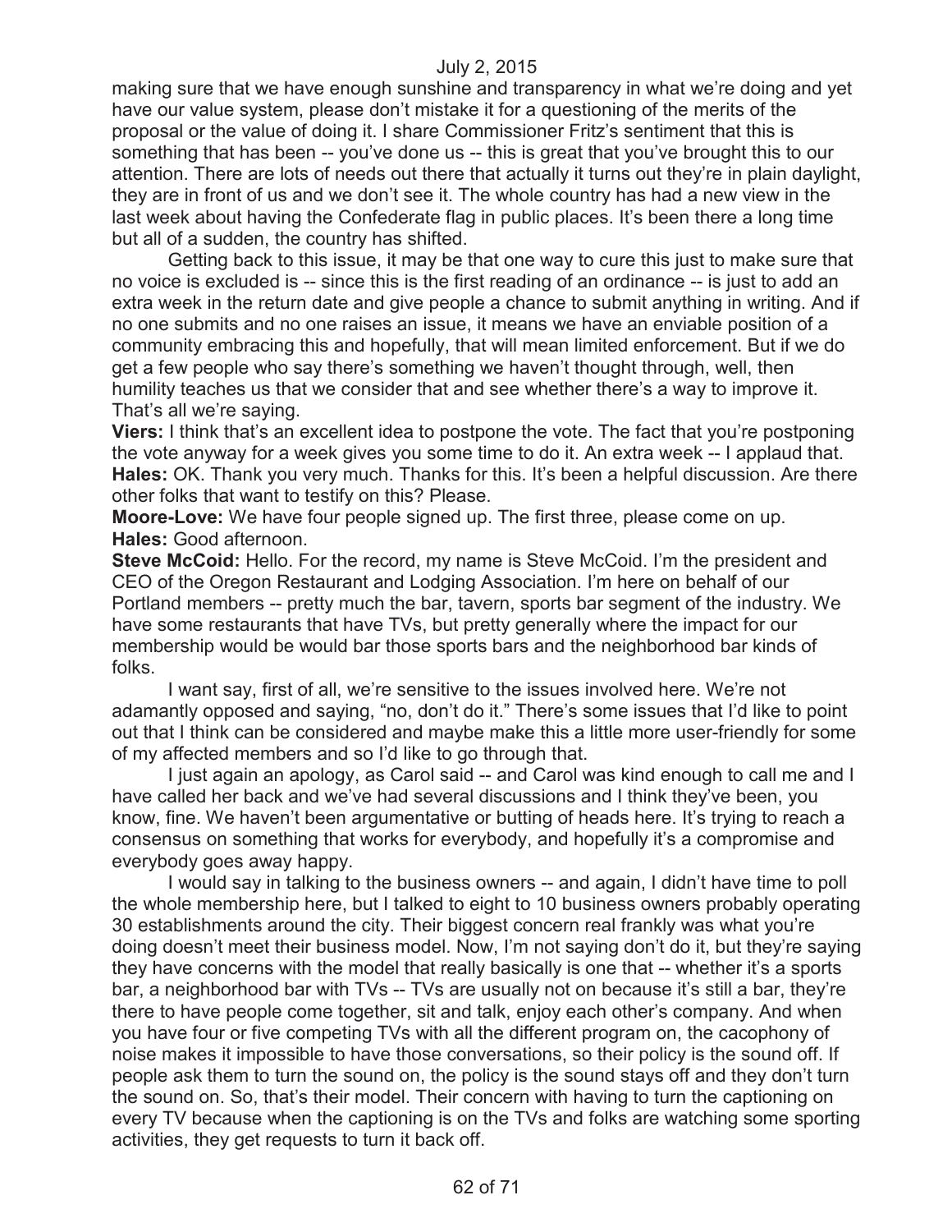making sure that we have enough sunshine and transparency in what we're doing and yet have our value system, please don't mistake it for a questioning of the merits of the proposal or the value of doing it. I share Commissioner Fritz's sentiment that this is something that has been -- you've done us -- this is great that you've brought this to our attention. There are lots of needs out there that actually it turns out they're in plain daylight, they are in front of us and we don't see it. The whole country has had a new view in the last week about having the Confederate flag in public places. It's been there a long time but all of a sudden, the country has shifted.

Getting back to this issue, it may be that one way to cure this just to make sure that no voice is excluded is -- since this is the first reading of an ordinance -- is just to add an extra week in the return date and give people a chance to submit anything in writing. And if no one submits and no one raises an issue, it means we have an enviable position of a community embracing this and hopefully, that will mean limited enforcement. But if we do get a few people who say there's something we haven't thought through, well, then humility teaches us that we consider that and see whether there's a way to improve it. That's all we're saying.

**Viers:** I think that's an excellent idea to postpone the vote. The fact that you're postponing the vote anyway for a week gives you some time to do it. An extra week -- I applaud that.

**Hales:** OK. Thank you very much. Thanks for this. It's been a helpful discussion. Are there other folks that want to testify on this? Please.

**Moore-Love:** We have four people signed up. The first three, please come on up.

**Hales:** Good afternoon.

**Steve McCoid:** Hello. For the record, my name is Steve McCoid. I'm the president and CEO of the Oregon Restaurant and Lodging Association. I'm here on behalf of our Portland members -- pretty much the bar, tavern, sports bar segment of the industry. We have some restaurants that have TVs, but pretty generally where the impact for our membership would be would bar those sports bars and the neighborhood bar kinds of folks.

I want say, first of all, we're sensitive to the issues involved here. We're not adamantly opposed and saying, "no, don't do it." There's some issues that I'd like to point out that I think can be considered and maybe make this a little more user-friendly for some of my affected members and so I'd like to go through that.

I just again an apology, as Carol said -- and Carol was kind enough to call me and I have called her back and we've had several discussions and I think they've been, you know, fine. We haven't been argumentative or butting of heads here. It's trying to reach a consensus on something that works for everybody, and hopefully it's a compromise and everybody goes away happy.

I would say in talking to the business owners -- and again, I didn't have time to poll the whole membership here, but I talked to eight to 10 business owners probably operating 30 establishments around the city. Their biggest concern real frankly was what you're doing doesn't meet their business model. Now, I'm not saying don't do it, but they're saying they have concerns with the model that really basically is one that -- whether it's a sports bar, a neighborhood bar with TVs -- TVs are usually not on because it's still a bar, they're there to have people come together, sit and talk, enjoy each other's company. And when you have four or five competing TVs with all the different program on, the cacophony of noise makes it impossible to have those conversations, so their policy is the sound off. If people ask them to turn the sound on, the policy is the sound stays off and they don't turn the sound on. So, that's their model. Their concern with having to turn the captioning on every TV because when the captioning is on the TVs and folks are watching some sporting activities, they get requests to turn it back off.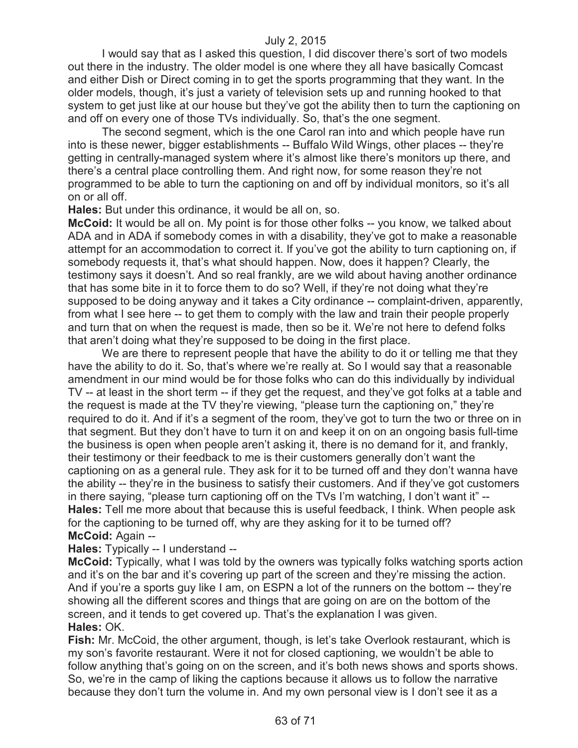I would say that as I asked this question, I did discover there's sort of two models out there in the industry. The older model is one where they all have basically Comcast and either Dish or Direct coming in to get the sports programming that they want. In the older models, though, it's just a variety of television sets up and running hooked to that system to get just like at our house but they've got the ability then to turn the captioning on and off on every one of those TVs individually. So, that's the one segment.

The second segment, which is the one Carol ran into and which people have run into is these newer, bigger establishments -- Buffalo Wild Wings, other places -- they're getting in centrally-managed system where it's almost like there's monitors up there, and there's a central place controlling them. And right now, for some reason they're not programmed to be able to turn the captioning on and off by individual monitors, so it's all on or all off.

**Hales:** But under this ordinance, it would be all on, so.

**McCoid:** It would be all on. My point is for those other folks -- you know, we talked about ADA and in ADA if somebody comes in with a disability, they've got to make a reasonable attempt for an accommodation to correct it. If you've got the ability to turn captioning on, if somebody requests it, that's what should happen. Now, does it happen? Clearly, the testimony says it doesn't. And so real frankly, are we wild about having another ordinance that has some bite in it to force them to do so? Well, if they're not doing what they're supposed to be doing anyway and it takes a City ordinance -- complaint-driven, apparently, from what I see here -- to get them to comply with the law and train their people properly and turn that on when the request is made, then so be it. We're not here to defend folks that aren't doing what they're supposed to be doing in the first place.

We are there to represent people that have the ability to do it or telling me that they have the ability to do it. So, that's where we're really at. So I would say that a reasonable amendment in our mind would be for those folks who can do this individually by individual TV -- at least in the short term -- if they get the request, and they've got folks at a table and the request is made at the TV they're viewing, "please turn the captioning on," they're required to do it. And if it's a segment of the room, they've got to turn the two or three on in that segment. But they don't have to turn it on and keep it on on an ongoing basis full-time the business is open when people aren't asking it, there is no demand for it, and frankly, their testimony or their feedback to me is their customers generally don't want the captioning on as a general rule. They ask for it to be turned off and they don't wanna have the ability -- they're in the business to satisfy their customers. And if they've got customers in there saying, "please turn captioning off on the TVs I'm watching, I don't want it" --

**Hales:** Tell me more about that because this is useful feedback, I think. When people ask for the captioning to be turned off, why are they asking for it to be turned off?

**McCoid:** Again --

**Hales:** Typically -- I understand --

**McCoid:** Typically, what I was told by the owners was typically folks watching sports action and it's on the bar and it's covering up part of the screen and they're missing the action. And if you're a sports guy like I am, on ESPN a lot of the runners on the bottom -- they're showing all the different scores and things that are going on are on the bottom of the screen, and it tends to get covered up. That's the explanation I was given.

**Hales:** OK.

**Fish:** Mr. McCoid, the other argument, though, is let's take Overlook restaurant, which is my son's favorite restaurant. Were it not for closed captioning, we wouldn't be able to follow anything that's going on on the screen, and it's both news shows and sports shows. So, we're in the camp of liking the captions because it allows us to follow the narrative because they don't turn the volume in. And my own personal view is I don't see it as a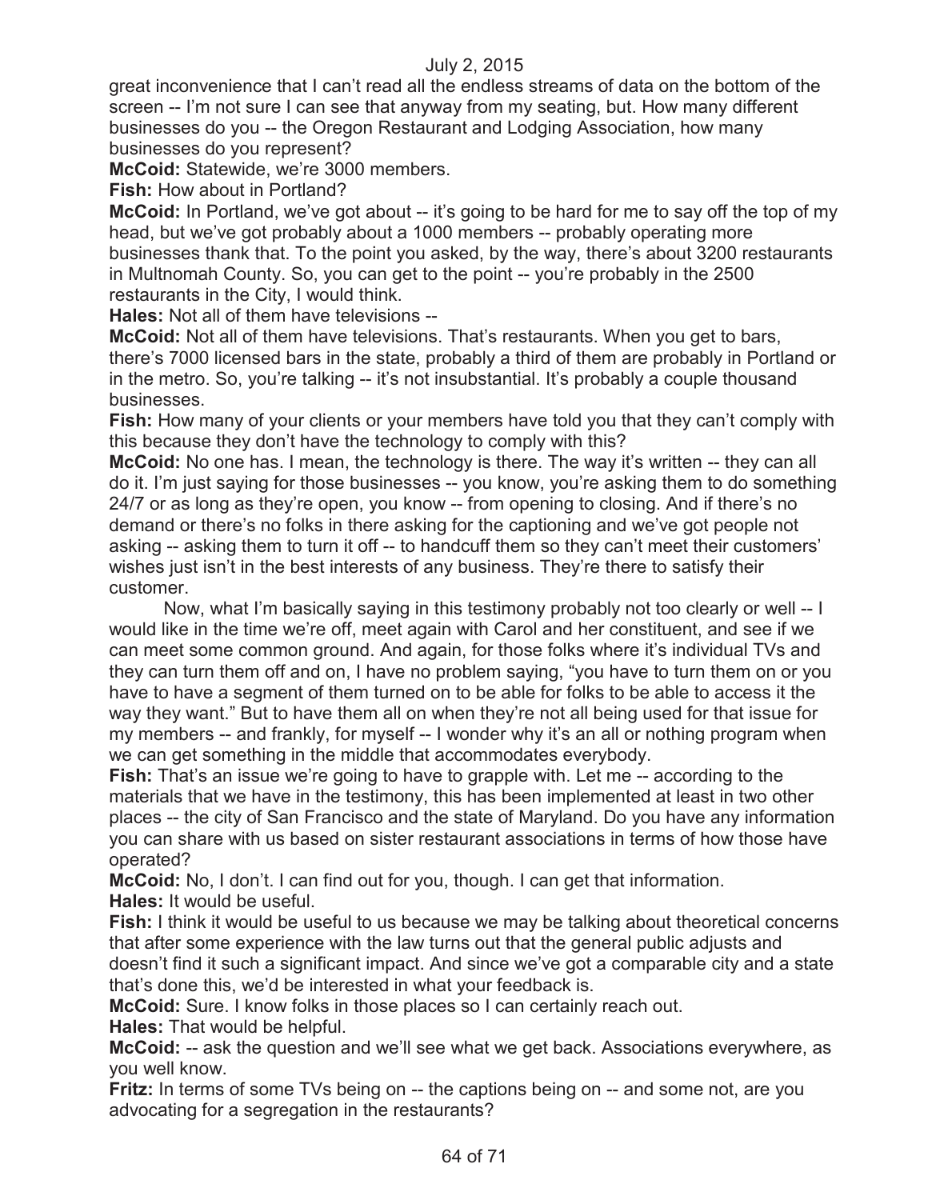great inconvenience that I can't read all the endless streams of data on the bottom of the screen -- I'm not sure I can see that anyway from my seating, but. How many different businesses do you -- the Oregon Restaurant and Lodging Association, how many businesses do you represent?

**McCoid:** Statewide, we're 3000 members.

**Fish:** How about in Portland?

**McCoid:** In Portland, we've got about -- it's going to be hard for me to say off the top of my head, but we've got probably about a 1000 members -- probably operating more businesses thank that. To the point you asked, by the way, there's about 3200 restaurants in Multnomah County. So, you can get to the point -- you're probably in the 2500 restaurants in the City, I would think.

**Hales:** Not all of them have televisions --

**McCoid:** Not all of them have televisions. That's restaurants. When you get to bars, there's 7000 licensed bars in the state, probably a third of them are probably in Portland or in the metro. So, you're talking -- it's not insubstantial. It's probably a couple thousand businesses.

**Fish:** How many of your clients or your members have told you that they can't comply with this because they don't have the technology to comply with this?

**McCoid:** No one has. I mean, the technology is there. The way it's written -- they can all do it. I'm just saying for those businesses -- you know, you're asking them to do something 24/7 or as long as they're open, you know -- from opening to closing. And if there's no demand or there's no folks in there asking for the captioning and we've got people not asking -- asking them to turn it off -- to handcuff them so they can't meet their customers' wishes just isn't in the best interests of any business. They're there to satisfy their customer.

Now, what I'm basically saying in this testimony probably not too clearly or well -- I would like in the time we're off, meet again with Carol and her constituent, and see if we can meet some common ground. And again, for those folks where it's individual TVs and they can turn them off and on, I have no problem saying, "you have to turn them on or you have to have a segment of them turned on to be able for folks to be able to access it the way they want." But to have them all on when they're not all being used for that issue for my members -- and frankly, for myself -- I wonder why it's an all or nothing program when we can get something in the middle that accommodates everybody.

**Fish:** That's an issue we're going to have to grapple with. Let me -- according to the materials that we have in the testimony, this has been implemented at least in two other places -- the city of San Francisco and the state of Maryland. Do you have any information you can share with us based on sister restaurant associations in terms of how those have operated?

**McCoid:** No, I don't. I can find out for you, though. I can get that information.

**Hales:** It would be useful.

**Fish:** I think it would be useful to us because we may be talking about theoretical concerns that after some experience with the law turns out that the general public adjusts and doesn't find it such a significant impact. And since we've got a comparable city and a state that's done this, we'd be interested in what your feedback is.

**McCoid:** Sure. I know folks in those places so I can certainly reach out.

**Hales:** That would be helpful.

**McCoid:** -- ask the question and we'll see what we get back. Associations everywhere, as you well know.

**Fritz:** In terms of some TVs being on -- the captions being on -- and some not, are you advocating for a segregation in the restaurants?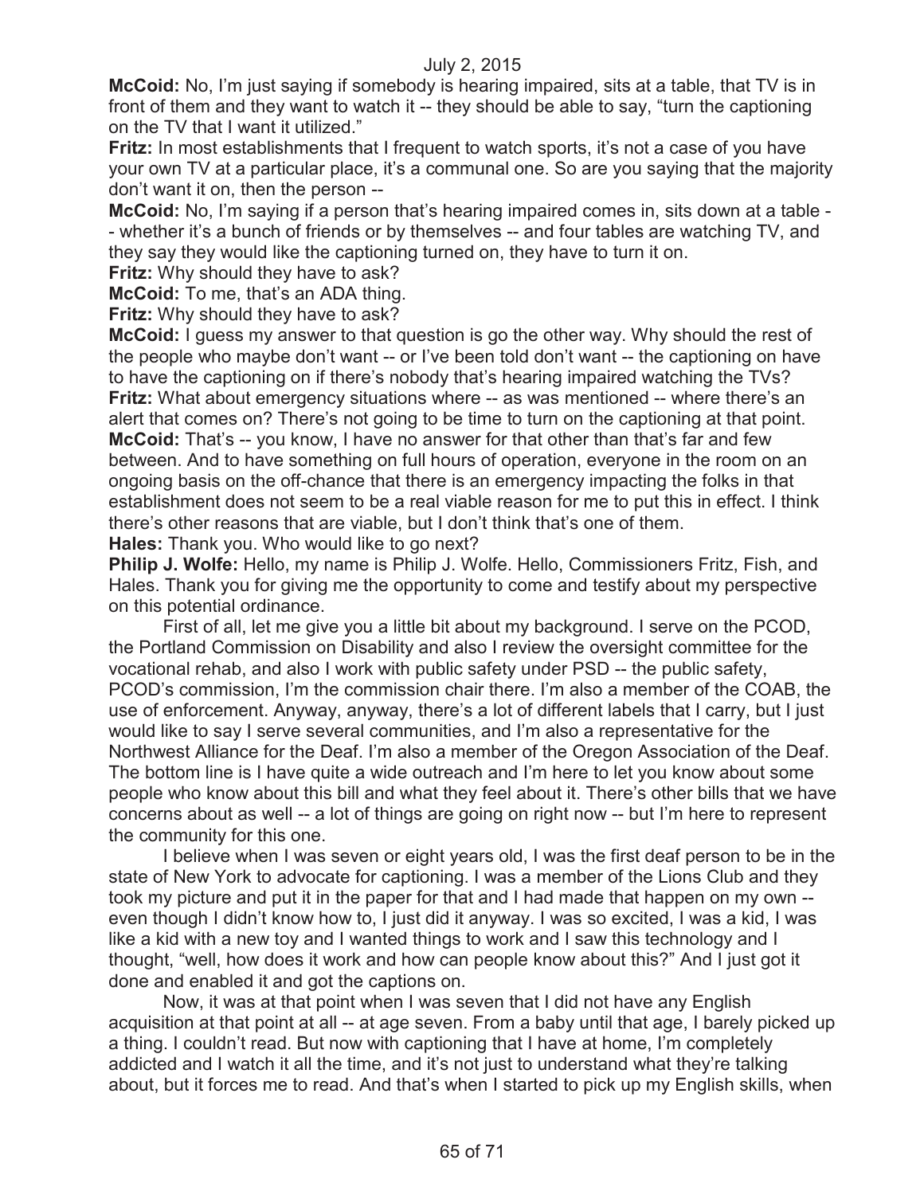**McCoid:** No, I'm just saying if somebody is hearing impaired, sits at a table, that TV is in front of them and they want to watch it -- they should be able to say, "turn the captioning on the TV that I want it utilized."

**Fritz:** In most establishments that I frequent to watch sports, it's not a case of you have your own TV at a particular place, it's a communal one. So are you saying that the majority don't want it on, then the person --

**McCoid:** No, I'm saying if a person that's hearing impaired comes in, sits down at a table -- whether it's a bunch of friends or by themselves -- and four tables are watching TV, and they say they would like the captioning turned on, they have to turn it on.

**Fritz:** Why should they have to ask?

**McCoid:** To me, that's an ADA thing.

**Fritz:** Why should they have to ask?

**McCoid:** I guess my answer to that question is go the other way. Why should the rest of the people who maybe don't want -- or I've been told don't want -- the captioning on have to have the captioning on if there's nobody that's hearing impaired watching the TVs?

**Fritz:** What about emergency situations where -- as was mentioned -- where there's an alert that comes on? There's not going to be time to turn on the captioning at that point.

**McCoid:** That's -- you know, I have no answer for that other than that's far and few between. And to have something on full hours of operation, everyone in the room on an ongoing basis on the off-chance that there is an emergency impacting the folks in that establishment does not seem to be a real viable reason for me to put this in effect. I think there's other reasons that are viable, but I don't think that's one of them.

**Hales:** Thank you. Who would like to go next?

**Philip J. Wolfe:** Hello, my name is Philip J. Wolfe. Hello, Commissioners Fritz, Fish, and Hales. Thank you for giving me the opportunity to come and testify about my perspective on this potential ordinance.

First of all, let me give you a little bit about my background. I serve on the PCOD, the Portland Commission on Disability and also I review the oversight committee for the vocational rehab, and also I work with public safety under PSD -- the public safety, PCOD's commission, I'm the commission chair there. I'm also a member of the COAB, the use of enforcement. Anyway, anyway, there's a lot of different labels that I carry, but I just would like to say I serve several communities, and I'm also a representative for the Northwest Alliance for the Deaf. I'm also a member of the Oregon Association of the Deaf. The bottom line is I have quite a wide outreach and I'm here to let you know about some people who know about this bill and what they feel about it. There's other bills that we have concerns about as well -- a lot of things are going on right now -- but I'm here to represent the community for this one.

I believe when I was seven or eight years old, I was the first deaf person to be in the state of New York to advocate for captioning. I was a member of the Lions Club and they took my picture and put it in the paper for that and I had made that happen on my own -- even though I didn't know how to, I just did it anyway. I was so excited, I was a kid, I was like a kid with a new toy and I wanted things to work and I saw this technology and I thought, "well, how does it work and how can people know about this?" And I just got it done and enabled it and got the captions on.

Now, it was at that point when I was seven that I did not have any English acquisition at that point at all -- at age seven. From a baby until that age, I barely picked up a thing. I couldn't read. But now with captioning that I have at home, I'm completely addicted and I watch it all the time, and it's not just to understand what they're talking about, but it forces me to read. And that's when I started to pick up my English skills, when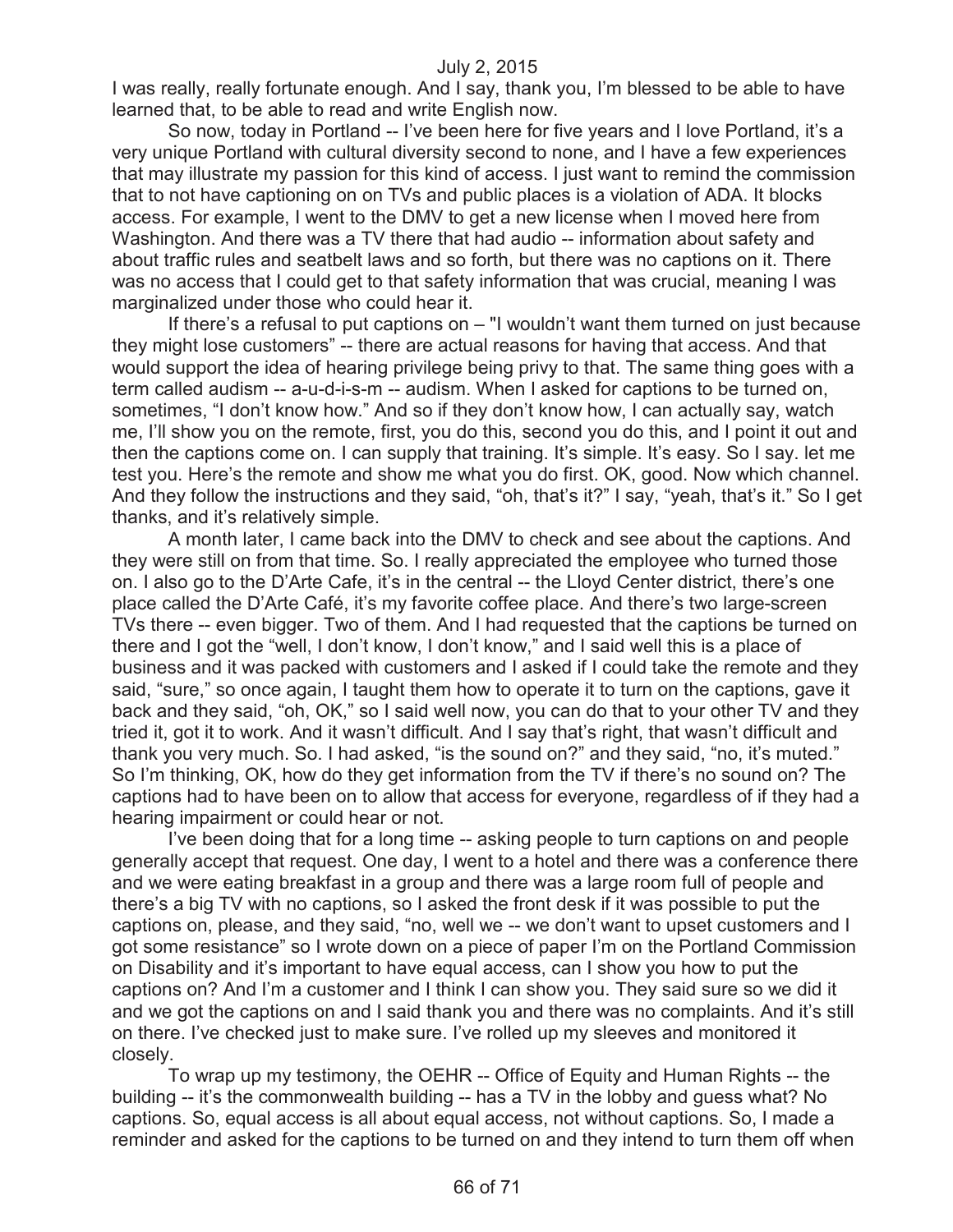I was really, really fortunate enough. And I say, thank you, I'm blessed to be able to have learned that, to be able to read and write English now.

So now, today in Portland -- I've been here for five years and I love Portland, it's a very unique Portland with cultural diversity second to none, and I have a few experiences that may illustrate my passion for this kind of access. I just want to remind the commission that to not have captioning on on TVs and public places is a violation of ADA. It blocks access. For example, I went to the DMV to get a new license when I moved here from Washington. And there was a TV there that had audio -- information about safety and about traffic rules and seatbelt laws and so forth, but there was no captions on it. There was no access that I could get to that safety information that was crucial, meaning I was marginalized under those who could hear it.

If there's a refusal to put captions on – "I wouldn't want them turned on just because they might lose customers" -- there are actual reasons for having that access. And that would support the idea of hearing privilege being privy to that. The same thing goes with a term called audism -- a-u-d-i-s-m -- audism. When I asked for captions to be turned on, sometimes, "I don't know how." And so if they don't know how, I can actually say, watch me, I'll show you on the remote, first, you do this, second you do this, and I point it out and then the captions come on. I can supply that training. It's simple. It's easy. So I say. let me test you. Here's the remote and show me what you do first. OK, good. Now which channel. And they follow the instructions and they said, "oh, that's it?" I say, "yeah, that's it." So I get thanks, and it's relatively simple.

A month later, I came back into the DMV to check and see about the captions. And they were still on from that time. So. I really appreciated the employee who turned those on. I also go to the D'Arte Cafe, it's in the central -- the Lloyd Center district, there's one place called the D'Arte Café, it's my favorite coffee place. And there's two large-screen TVs there -- even bigger. Two of them. And I had requested that the captions be turned on there and I got the "well, I don't know, I don't know," and I said well this is a place of business and it was packed with customers and I asked if I could take the remote and they said, "sure," so once again, I taught them how to operate it to turn on the captions, gave it back and they said, "oh, OK," so I said well now, you can do that to your other TV and they tried it, got it to work. And it wasn't difficult. And I say that's right, that wasn't difficult and thank you very much. So. I had asked, "is the sound on?" and they said, "no, it's muted." So I'm thinking, OK, how do they get information from the TV if there's no sound on? The captions had to have been on to allow that access for everyone, regardless of if they had a hearing impairment or could hear or not.

I've been doing that for a long time -- asking people to turn captions on and people generally accept that request. One day, I went to a hotel and there was a conference there and we were eating breakfast in a group and there was a large room full of people and there's a big TV with no captions, so I asked the front desk if it was possible to put the captions on, please, and they said, "no, well we -- we don't want to upset customers and I got some resistance" so I wrote down on a piece of paper I'm on the Portland Commission on Disability and it's important to have equal access, can I show you how to put the captions on? And I'm a customer and I think I can show you. They said sure so we did it and we got the captions on and I said thank you and there was no complaints. And it's still on there. I've checked just to make sure. I've rolled up my sleeves and monitored it closely.

To wrap up my testimony, the OEHR -- Office of Equity and Human Rights -- the building -- it's the commonwealth building -- has a TV in the lobby and guess what? No captions. So, equal access is all about equal access, not without captions. So, I made a reminder and asked for the captions to be turned on and they intend to turn them off when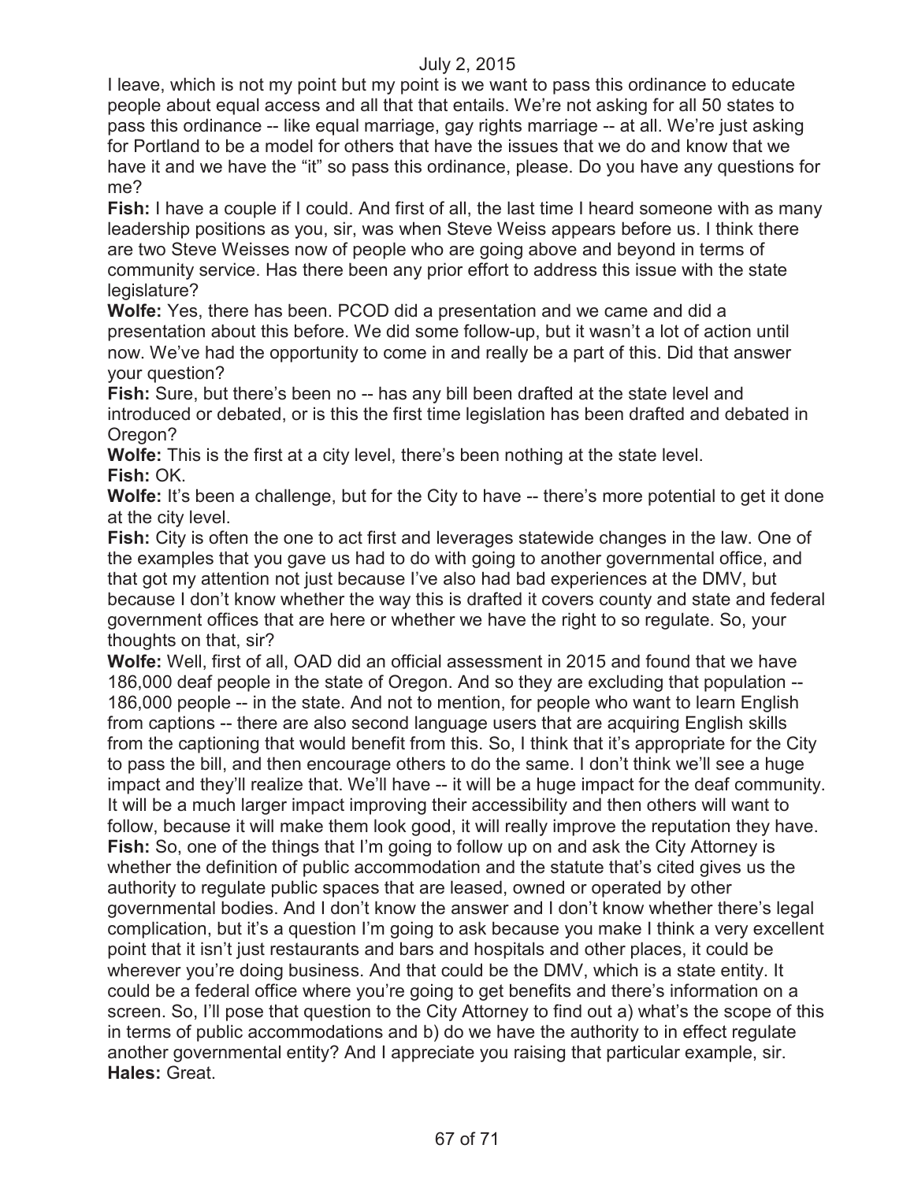I leave, which is not my point but my point is we want to pass this ordinance to educate people about equal access and all that that entails. We're not asking for all 50 states to pass this ordinance -- like equal marriage, gay rights marriage -- at all. We're just asking for Portland to be a model for others that have the issues that we do and know that we have it and we have the "it" so pass this ordinance, please. Do you have any questions for me?

**Fish:** I have a couple if I could. And first of all, the last time I heard someone with as many leadership positions as you, sir, was when Steve Weiss appears before us. I think there are two Steve Weisses now of people who are going above and beyond in terms of community service. Has there been any prior effort to address this issue with the state legislature?

**Wolfe:** Yes, there has been. PCOD did a presentation and we came and did a presentation about this before. We did some follow-up, but it wasn't a lot of action until now. We've had the opportunity to come in and really be a part of this. Did that answer your question?

**Fish:** Sure, but there's been no -- has any bill been drafted at the state level and introduced or debated, or is this the first time legislation has been drafted and debated in Oregon?

**Wolfe:** This is the first at a city level, there's been nothing at the state level.

**Fish:** OK.

**Wolfe:** It's been a challenge, but for the City to have -- there's more potential to get it done at the city level.

**Fish:** City is often the one to act first and leverages statewide changes in the law. One of the examples that you gave us had to do with going to another governmental office, and that got my attention not just because I've also had bad experiences at the DMV, but because I don't know whether the way this is drafted it covers county and state and federal government offices that are here or whether we have the right to so regulate. So, your thoughts on that, sir?

**Wolfe:** Well, first of all, OAD did an official assessment in 2015 and found that we have 186,000 deaf people in the state of Oregon. And so they are excluding that population -- 186,000 people -- in the state. And not to mention, for people who want to learn English from captions -- there are also second language users that are acquiring English skills from the captioning that would benefit from this. So, I think that it's appropriate for the City to pass the bill, and then encourage others to do the same. I don't think we'll see a huge impact and they'll realize that. We'll have -- it will be a huge impact for the deaf community. It will be a much larger impact improving their accessibility and then others will want to follow, because it will make them look good, it will really improve the reputation they have.

**Fish:** So, one of the things that I'm going to follow up on and ask the City Attorney is whether the definition of public accommodation and the statute that's cited gives us the authority to regulate public spaces that are leased, owned or operated by other governmental bodies. And I don't know the answer and I don't know whether there's legal complication, but it's a question I'm going to ask because you make I think a very excellent point that it isn't just restaurants and bars and hospitals and other places, it could be wherever you're doing business. And that could be the DMV, which is a state entity. It could be a federal office where you're going to get benefits and there's information on a screen. So, I'll pose that question to the City Attorney to find out a) what's the scope of this in terms of public accommodations and b) do we have the authority to in effect regulate another governmental entity? And I appreciate you raising that particular example, sir.

**Hales:** Great.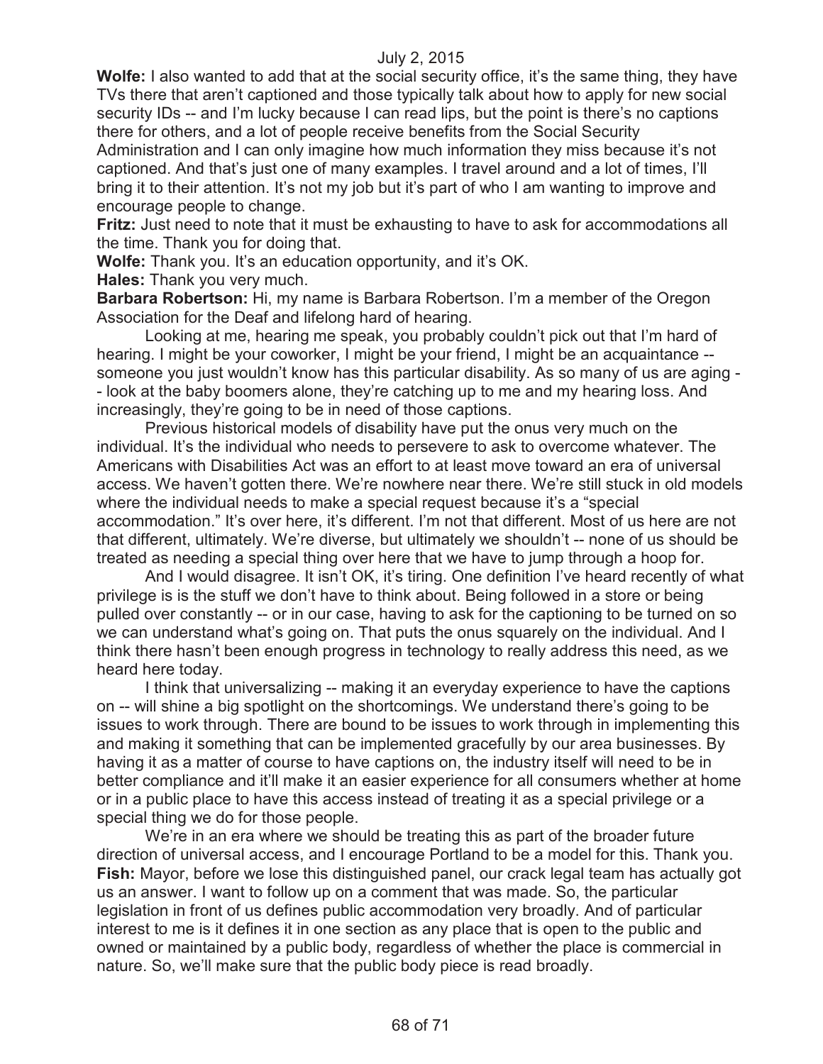**Wolfe:** I also wanted to add that at the social security office, it's the same thing, they have TVs there that aren't captioned and those typically talk about how to apply for new social security IDs -- and I'm lucky because I can read lips, but the point is there's no captions there for others, and a lot of people receive benefits from the Social Security Administration and I can only imagine how much information they miss because it's not captioned. And that's just one of many examples. I travel around and a lot of times, I'll bring it to their attention. It's not my job but it's part of who I am wanting to improve and encourage people to change.

**Fritz:** Just need to note that it must be exhausting to have to ask for accommodations all the time. Thank you for doing that.

**Wolfe:** Thank you. It's an education opportunity, and it's OK.

**Hales:** Thank you very much.

**Barbara Robertson:** Hi, my name is Barbara Robertson. I'm a member of the Oregon Association for the Deaf and lifelong hard of hearing.

Looking at me, hearing me speak, you probably couldn't pick out that I'm hard of hearing. I might be your coworker, I might be your friend, I might be an acquaintance -- someone you just wouldn't know has this particular disability. As so many of us are aging -- look at the baby boomers alone, they're catching up to me and my hearing loss. And increasingly, they're going to be in need of those captions.

Previous historical models of disability have put the onus very much on the individual. It's the individual who needs to persevere to ask to overcome whatever. The Americans with Disabilities Act was an effort to at least move toward an era of universal access. We haven't gotten there. We're nowhere near there. We're still stuck in old models where the individual needs to make a special request because it's a "special accommodation." It's over here, it's different. I'm not that different. Most of us here are not that different, ultimately. We're diverse, but ultimately we shouldn't -- none of us should be treated as needing a special thing over here that we have to jump through a hoop for.

And I would disagree. It isn't OK, it's tiring. One definition I've heard recently of what privilege is is the stuff we don't have to think about. Being followed in a store or being pulled over constantly -- or in our case, having to ask for the captioning to be turned on so we can understand what's going on. That puts the onus squarely on the individual. And I think there hasn't been enough progress in technology to really address this need, as we heard here today.

I think that universalizing -- making it an everyday experience to have the captions on -- will shine a big spotlight on the shortcomings. We understand there's going to be issues to work through. There are bound to be issues to work through in implementing this and making it something that can be implemented gracefully by our area businesses. By having it as a matter of course to have captions on, the industry itself will need to be in better compliance and it'll make it an easier experience for all consumers whether at home or in a public place to have this access instead of treating it as a special privilege or a special thing we do for those people.

We're in an era where we should be treating this as part of the broader future direction of universal access, and I encourage Portland to be a model for this. Thank you.

**Fish:** Mayor, before we lose this distinguished panel, our crack legal team has actually got us an answer. I want to follow up on a comment that was made. So, the particular legislation in front of us defines public accommodation very broadly. And of particular interest to me is it defines it in one section as any place that is open to the public and owned or maintained by a public body, regardless of whether the place is commercial in nature. So, we'll make sure that the public body piece is read broadly.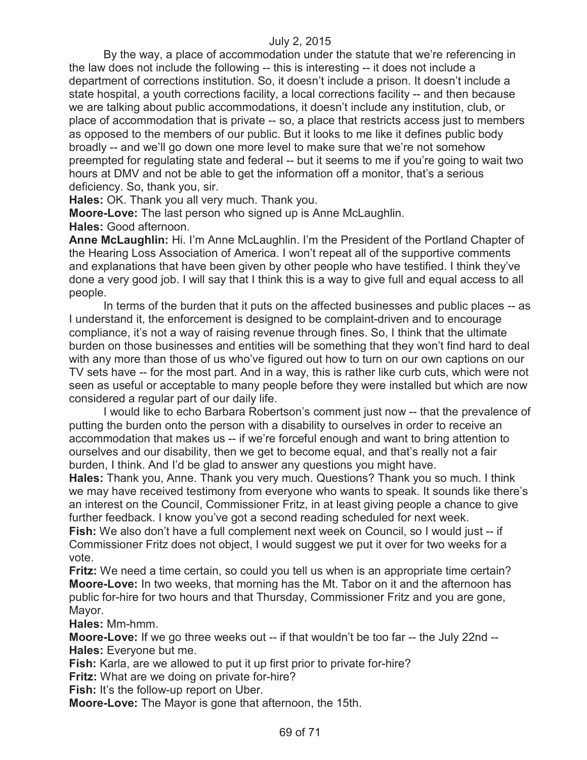By the way, a place of accommodation under the statute that we're referencing in the law does not include the following -- this is interesting -- it does not include a department of corrections institution. So, it doesn't include a prison. It doesn't include a state hospital, a youth corrections facility, a local corrections facility -- and then because we are talking about public accommodations, it doesn't include any institution, club, or place of accommodation that is private -- so, a place that restricts access just to members as opposed to the members of our public. But it looks to me like it defines public body broadly -- and we'll go down one more level to make sure that we're not somehow preempted for regulating state and federal -- but it seems to me if you're going to wait two hours at DMV and not be able to get the information off a monitor, that's a serious deficiency. So, thank you, sir.

**Hales:** OK. Thank you all very much. Thank you.

**Moore-Love:** The last person who signed up is Anne McLaughlin.

**Hales:** Good afternoon.

**Anne McLaughlin:** Hi. I'm Anne McLaughlin. I'm the President of the Portland Chapter of the Hearing Loss Association of America. I won't repeat all of the supportive comments and explanations that have been given by other people who have testified. I think they've done a very good job. I will say that I think this is a way to give full and equal access to all people.

In terms of the burden that it puts on the affected businesses and public places -- as I understand it, the enforcement is designed to be complaint-driven and to encourage compliance, it's not a way of raising revenue through fines. So, I think that the ultimate burden on those businesses and entities will be something that they won't find hard to deal with any more than those of us who've figured out how to turn on our own captions on our TV sets have -- for the most part. And in a way, this is rather like curb cuts, which were not seen as useful or acceptable to many people before they were installed but which are now considered a regular part of our daily life.

I would like to echo Barbara Robertson's comment just now -- that the prevalence of putting the burden onto the person with a disability to ourselves in order to receive an accommodation that makes us -- if we're forceful enough and want to bring attention to ourselves and our disability, then we get to become equal, and that's really not a fair burden, I think. And I'd be glad to answer any questions you might have.

**Hales:** Thank you, Anne. Thank you very much. Questions? Thank you so much. I think we may have received testimony from everyone who wants to speak. It sounds like there's an interest on the Council, Commissioner Fritz, in at least giving people a chance to give further feedback. I know you've got a second reading scheduled for next week.

**Fish:** We also don't have a full complement next week on Council, so I would just -- if Commissioner Fritz does not object, I would suggest we put it over for two weeks for a vote.

**Fritz:** We need a time certain, so could you tell us when is an appropriate time certain?

**Moore-Love:** In two weeks, that morning has the Mt. Tabor on it and the afternoon has public for-hire for two hours and that Thursday, Commissioner Fritz and you are gone, Mayor.

**Hales:** Mm-hmm.

**Moore-Love:** If we go three weeks out -- if that wouldn't be too far -- the July 22nd --

**Hales:** Everyone but me.

**Fish:** Karla, are we allowed to put it up first prior to private for-hire?

**Fritz:** What are we doing on private for-hire?

**Fish:** It's the follow-up report on Uber.

**Moore-Love:** The Mayor is gone that afternoon, the 15th.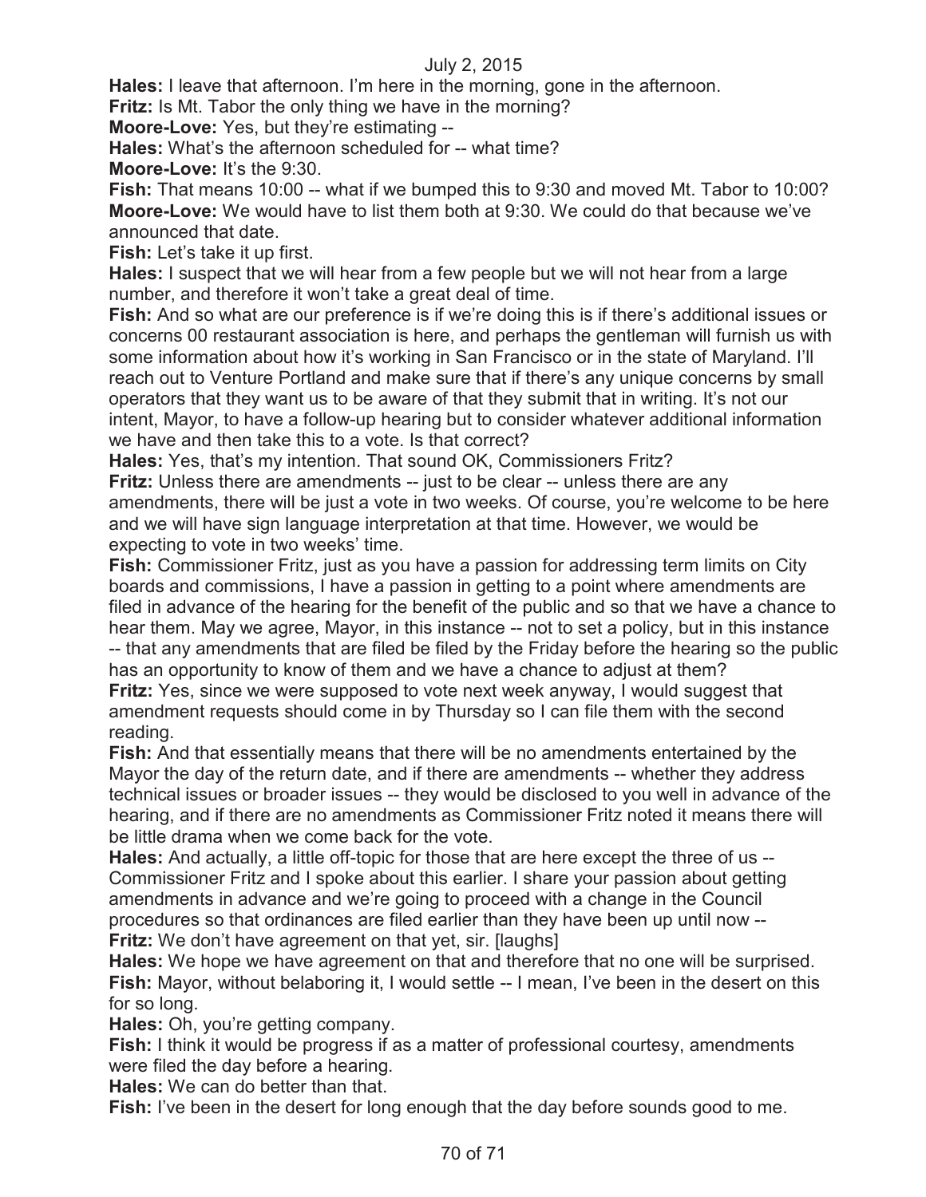**Hales:** I leave that afternoon. I'm here in the morning, gone in the afternoon.

**Fritz:** Is Mt. Tabor the only thing we have in the morning?

**Moore-Love:** Yes, but they're estimating --

**Hales:** What's the afternoon scheduled for -- what time?

**Moore-Love:** It's the 9:30.

**Fish:** That means 10:00 -- what if we bumped this to 9:30 and moved Mt. Tabor to 10:00?

**Moore-Love:** We would have to list them both at 9:30. We could do that because we've announced that date.

**Fish:** Let's take it up first.

**Hales:** I suspect that we will hear from a few people but we will not hear from a large number, and therefore it won't take a great deal of time.

**Fish:** And so what are our preference is if we're doing this is if there's additional issues or concerns 00 restaurant association is here, and perhaps the gentleman will furnish us with some information about how it's working in San Francisco or in the state of Maryland. I'll reach out to Venture Portland and make sure that if there's any unique concerns by small operators that they want us to be aware of that they submit that in writing. It's not our intent, Mayor, to have a follow-up hearing but to consider whatever additional information we have and then take this to a vote. Is that correct?

**Hales:** Yes, that's my intention. That sound OK, Commissioners Fritz?

**Fritz:** Unless there are amendments -- just to be clear -- unless there are any amendments, there will be just a vote in two weeks. Of course, you're welcome to be here and we will have sign language interpretation at that time. However, we would be expecting to vote in two weeks' time.

**Fish:** Commissioner Fritz, just as you have a passion for addressing term limits on City boards and commissions, I have a passion in getting to a point where amendments are filed in advance of the hearing for the benefit of the public and so that we have a chance to hear them. May we agree, Mayor, in this instance -- not to set a policy, but in this instance -- that any amendments that are filed be filed by the Friday before the hearing so the public has an opportunity to know of them and we have a chance to adjust at them?

**Fritz:** Yes, since we were supposed to vote next week anyway, I would suggest that amendment requests should come in by Thursday so I can file them with the second reading.

**Fish:** And that essentially means that there will be no amendments entertained by the Mayor the day of the return date, and if there are amendments -- whether they address technical issues or broader issues -- they would be disclosed to you well in advance of the hearing, and if there are no amendments as Commissioner Fritz noted it means there will be little drama when we come back for the vote.

**Hales:** And actually, a little off-topic for those that are here except the three of us -- Commissioner Fritz and I spoke about this earlier. I share your passion about getting amendments in advance and we're going to proceed with a change in the Council procedures so that ordinances are filed earlier than they have been up until now --

**Fritz:** We don't have agreement on that yet, sir. [laughs]

**Hales:** We hope we have agreement on that and therefore that no one will be surprised.

**Fish:** Mayor, without belaboring it, I would settle -- I mean, I've been in the desert on this for so long.

**Hales:** Oh, you're getting company.

**Fish:** I think it would be progress if as a matter of professional courtesy, amendments were filed the day before a hearing.

**Hales:** We can do better than that.

**Fish:** I've been in the desert for long enough that the day before sounds good to me.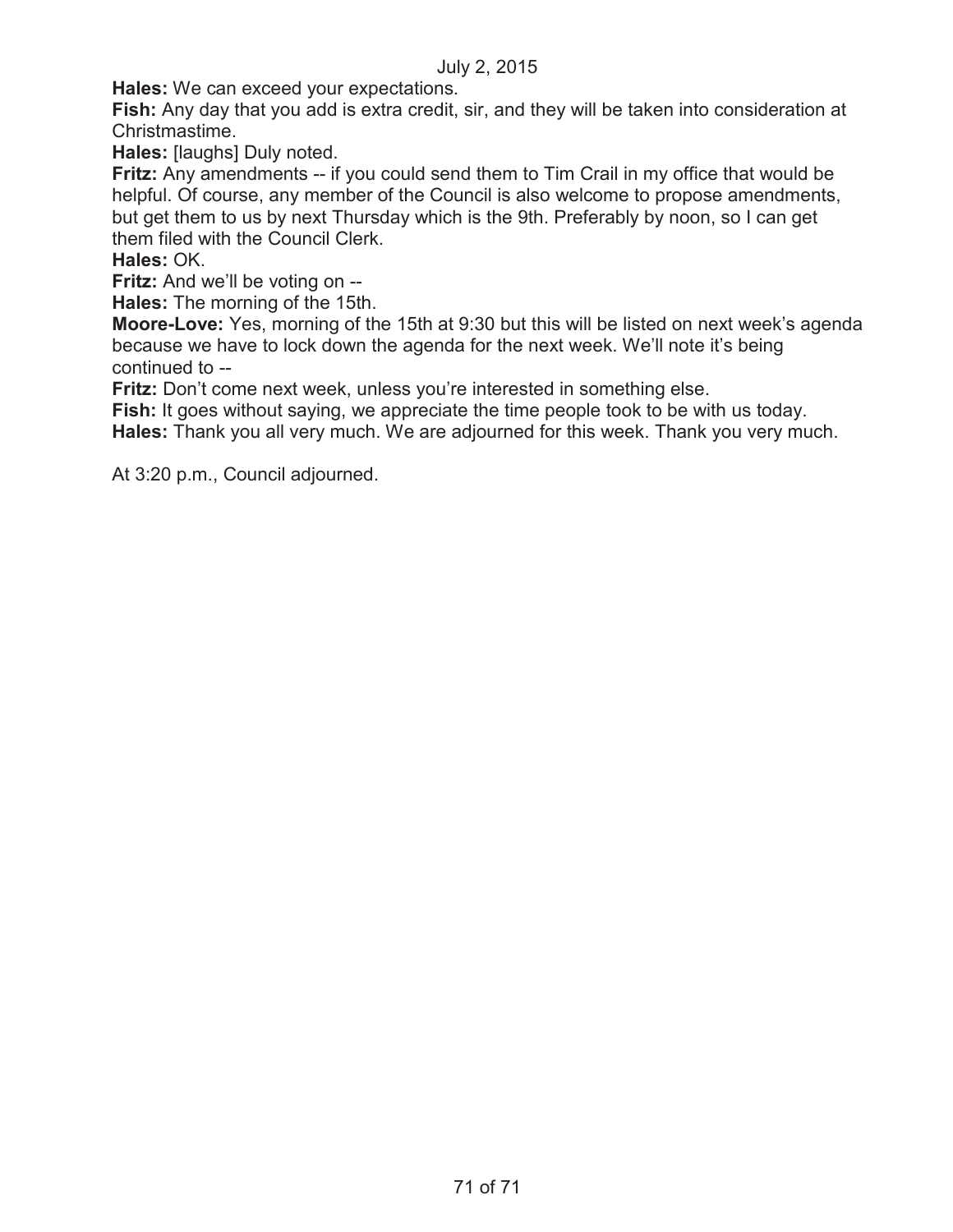**Hales:** We can exceed your expectations.

**Fish:** Any day that you add is extra credit, sir, and they will be taken into consideration at Christmastime.

**Hales:** [laughs] Duly noted.

**Fritz:** Any amendments -- if you could send them to Tim Crail in my office that would be helpful. Of course, any member of the Council is also welcome to propose amendments, but get them to us by next Thursday which is the 9th. Preferably by noon, so I can get them filed with the Council Clerk.

**Hales:** OK.

**Fritz:** And we'll be voting on --

**Hales:** The morning of the 15th.

**Moore-Love:** Yes, morning of the 15th at 9:30 but this will be listed on next week's agenda because we have to lock down the agenda for the next week. We'll note it's being continued to --

**Fritz:** Don't come next week, unless you're interested in something else.

**Fish:** It goes without saying, we appreciate the time people took to be with us today.

**Hales:** Thank you all very much. We are adjourned for this week. Thank you very much.

At 3:20 p.m., Council adjourned.